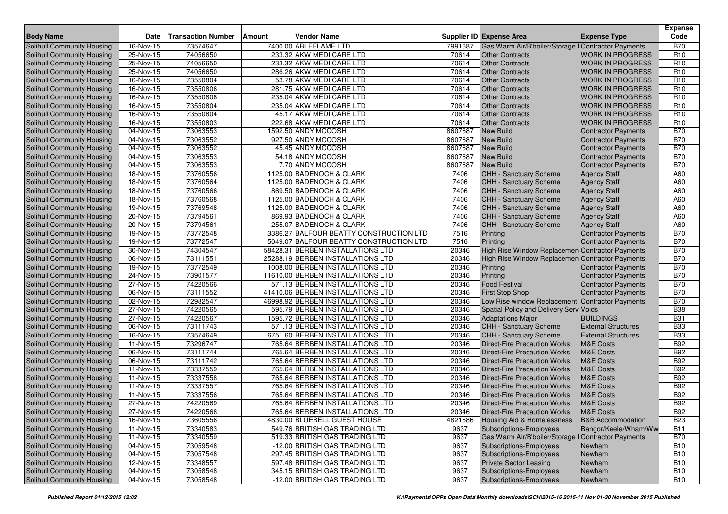| Body Name | Date | Transaction Number | Amount | Vendor Name | Supplier ID | Expense Area | Expense Type | Expense Code |
|---|---|---|---|---|---|---|---|---|
| Solihull Community Housing | 16-Nov-15 | 73574647 | 7400.00 | ABLEFLAME LTD | 7991687 | Gas Warm Air/B'boiler/Storage H | Contractor Payments | B70 |
| Solihull Community Housing | 25-Nov-15 | 74056650 | 233.32 | AKW MEDI CARE LTD | 70614 | Other Contracts | WORK IN PROGRESS | R10 |
| Solihull Community Housing | 25-Nov-15 | 74056650 | 233.32 | AKW MEDI CARE LTD | 70614 | Other Contracts | WORK IN PROGRESS | R10 |
| Solihull Community Housing | 25-Nov-15 | 74056650 | 286.26 | AKW MEDI CARE LTD | 70614 | Other Contracts | WORK IN PROGRESS | R10 |
| Solihull Community Housing | 16-Nov-15 | 73550804 | 53.78 | AKW MEDI CARE LTD | 70614 | Other Contracts | WORK IN PROGRESS | R10 |
| Solihull Community Housing | 16-Nov-15 | 73550806 | 281.75 | AKW MEDI CARE LTD | 70614 | Other Contracts | WORK IN PROGRESS | R10 |
| Solihull Community Housing | 16-Nov-15 | 73550806 | 235.04 | AKW MEDI CARE LTD | 70614 | Other Contracts | WORK IN PROGRESS | R10 |
| Solihull Community Housing | 16-Nov-15 | 73550804 | 235.04 | AKW MEDI CARE LTD | 70614 | Other Contracts | WORK IN PROGRESS | R10 |
| Solihull Community Housing | 16-Nov-15 | 73550804 | 45.17 | AKW MEDI CARE LTD | 70614 | Other Contracts | WORK IN PROGRESS | R10 |
| Solihull Community Housing | 16-Nov-15 | 73550803 | 222.68 | AKW MEDI CARE LTD | 70614 | Other Contracts | WORK IN PROGRESS | R10 |
| Solihull Community Housing | 04-Nov-15 | 73063553 | 1592.50 | ANDY MCCOSH | 8607687 | New Build | Contractor Payments | B70 |
| Solihull Community Housing | 04-Nov-15 | 73063552 | 927.50 | ANDY MCCOSH | 8607687 | New Build | Contractor Payments | B70 |
| Solihull Community Housing | 04-Nov-15 | 73063552 | 45.45 | ANDY MCCOSH | 8607687 | New Build | Contractor Payments | B70 |
| Solihull Community Housing | 04-Nov-15 | 73063553 | 54.18 | ANDY MCCOSH | 8607687 | New Build | Contractor Payments | B70 |
| Solihull Community Housing | 04-Nov-15 | 73063553 | 7.70 | ANDY MCCOSH | 8607687 | New Build | Contractor Payments | B70 |
| Solihull Community Housing | 18-Nov-15 | 73760556 | 1125.00 | BADENOCH & CLARK | 7406 | CHH - Sanctuary Scheme | Agency Staff | A60 |
| Solihull Community Housing | 18-Nov-15 | 73760564 | 1125.00 | BADENOCH & CLARK | 7406 | CHH - Sanctuary Scheme | Agency Staff | A60 |
| Solihull Community Housing | 18-Nov-15 | 73760566 | 869.50 | BADENOCH & CLARK | 7406 | CHH - Sanctuary Scheme | Agency Staff | A60 |
| Solihull Community Housing | 18-Nov-15 | 73760568 | 1125.00 | BADENOCH & CLARK | 7406 | CHH - Sanctuary Scheme | Agency Staff | A60 |
| Solihull Community Housing | 19-Nov-15 | 73769548 | 1125.00 | BADENOCH & CLARK | 7406 | CHH - Sanctuary Scheme | Agency Staff | A60 |
| Solihull Community Housing | 20-Nov-15 | 73794561 | 869.93 | BADENOCH & CLARK | 7406 | CHH - Sanctuary Scheme | Agency Staff | A60 |
| Solihull Community Housing | 20-Nov-15 | 73794561 | 255.07 | BADENOCH & CLARK | 7406 | CHH - Sanctuary Scheme | Agency Staff | A60 |
| Solihull Community Housing | 19-Nov-15 | 73772548 | 3386.27 | BALFOUR BEATTY CONSTRUCTION LTD | 7516 | Printing | Contractor Payments | B70 |
| Solihull Community Housing | 19-Nov-15 | 73772547 | 5049.07 | BALFOUR BEATTY CONSTRUCTION LTD | 7516 | Printing | Contractor Payments | B70 |
| Solihull Community Housing | 30-Nov-15 | 74304547 | 58428.31 | BERBEN INSTALLATIONS LTD | 20346 | High Rise Window Replacement | Contractor Payments | B70 |
| Solihull Community Housing | 06-Nov-15 | 73111551 | 25288.19 | BERBEN INSTALLATIONS LTD | 20346 | High Rise Window Replacement | Contractor Payments | B70 |
| Solihull Community Housing | 19-Nov-15 | 73772549 | 1008.00 | BERBEN INSTALLATIONS LTD | 20346 | Printing | Contractor Payments | B70 |
| Solihull Community Housing | 24-Nov-15 | 73901577 | 11610.00 | BERBEN INSTALLATIONS LTD | 20346 | Printing | Contractor Payments | B70 |
| Solihull Community Housing | 27-Nov-15 | 74220566 | 571.13 | BERBEN INSTALLATIONS LTD | 20346 | Food Festival | Contractor Payments | B70 |
| Solihull Community Housing | 06-Nov-15 | 73111552 | 41410.06 | BERBEN INSTALLATIONS LTD | 20346 | First Stop Shop | Contractor Payments | B70 |
| Solihull Community Housing | 02-Nov-15 | 72982547 | 46998.92 | BERBEN INSTALLATIONS LTD | 20346 | Low Rise window Replacement | Contractor Payments | B70 |
| Solihull Community Housing | 27-Nov-15 | 74220565 | 595.79 | BERBEN INSTALLATIONS LTD | 20346 | Spatial Policy and Delivery Servi | Voids | B38 |
| Solihull Community Housing | 27-Nov-15 | 74220567 | 1595.72 | BERBEN INSTALLATIONS LTD | 20346 | Adaptations Major | BUILDINGS | B31 |
| Solihull Community Housing | 06-Nov-15 | 73111743 | 571.13 | BERBEN INSTALLATIONS LTD | 20346 | CHH - Sanctuary Scheme | External Structures | B33 |
| Solihull Community Housing | 16-Nov-15 | 73574649 | 6751.60 | BERBEN INSTALLATIONS LTD | 20346 | CHH - Sanctuary Scheme | External Structures | B33 |
| Solihull Community Housing | 11-Nov-15 | 73296747 | 765.64 | BERBEN INSTALLATIONS LTD | 20346 | Direct-Fire Precaution Works | M&E Costs | B92 |
| Solihull Community Housing | 06-Nov-15 | 73111744 | 765.64 | BERBEN INSTALLATIONS LTD | 20346 | Direct-Fire Precaution Works | M&E Costs | B92 |
| Solihull Community Housing | 06-Nov-15 | 73111742 | 765.64 | BERBEN INSTALLATIONS LTD | 20346 | Direct-Fire Precaution Works | M&E Costs | B92 |
| Solihull Community Housing | 11-Nov-15 | 73337559 | 765.64 | BERBEN INSTALLATIONS LTD | 20346 | Direct-Fire Precaution Works | M&E Costs | B92 |
| Solihull Community Housing | 11-Nov-15 | 73337558 | 765.64 | BERBEN INSTALLATIONS LTD | 20346 | Direct-Fire Precaution Works | M&E Costs | B92 |
| Solihull Community Housing | 11-Nov-15 | 73337557 | 765.64 | BERBEN INSTALLATIONS LTD | 20346 | Direct-Fire Precaution Works | M&E Costs | B92 |
| Solihull Community Housing | 11-Nov-15 | 73337556 | 765.64 | BERBEN INSTALLATIONS LTD | 20346 | Direct-Fire Precaution Works | M&E Costs | B92 |
| Solihull Community Housing | 27-Nov-15 | 74220569 | 765.64 | BERBEN INSTALLATIONS LTD | 20346 | Direct-Fire Precaution Works | M&E Costs | B92 |
| Solihull Community Housing | 27-Nov-15 | 74220568 | 765.64 | BERBEN INSTALLATIONS LTD | 20346 | Direct-Fire Precaution Works | M&E Costs | B92 |
| Solihull Community Housing | 16-Nov-15 | 73605556 | 4830.00 | BLUEBELL GUEST HOUSE | 4821686 | Housing Aid & Homelessness | B&B Accommodation | B23 |
| Solihull Community Housing | 11-Nov-15 | 73340583 | 549.76 | BRITISH GAS TRADING LTD | 9637 | Subscriptions-Employees | Bangor/Keele/Wham/Ww | B11 |
| Solihull Community Housing | 11-Nov-15 | 73340559 | 519.33 | BRITISH GAS TRADING LTD | 9637 | Gas Warm Air/B'boiler/Storage H | Contractor Payments | B70 |
| Solihull Community Housing | 04-Nov-15 | 73059548 | -12.00 | BRITISH GAS TRADING LTD | 9637 | Subscriptions-Employees | Newham | B10 |
| Solihull Community Housing | 04-Nov-15 | 73057548 | 297.45 | BRITISH GAS TRADING LTD | 9637 | Subscriptions-Employees | Newham | B10 |
| Solihull Community Housing | 12-Nov-15 | 73348557 | 597.48 | BRITISH GAS TRADING LTD | 9637 | Private Sector Leasing | Newham | B10 |
| Solihull Community Housing | 04-Nov-15 | 73058548 | 345.15 | BRITISH GAS TRADING LTD | 9637 | Subscriptions-Employees | Newham | B10 |
| Solihull Community Housing | 04-Nov-15 | 73058548 | -12.00 | BRITISH GAS TRADING LTD | 9637 | Subscriptions-Employees | Newham | B10 |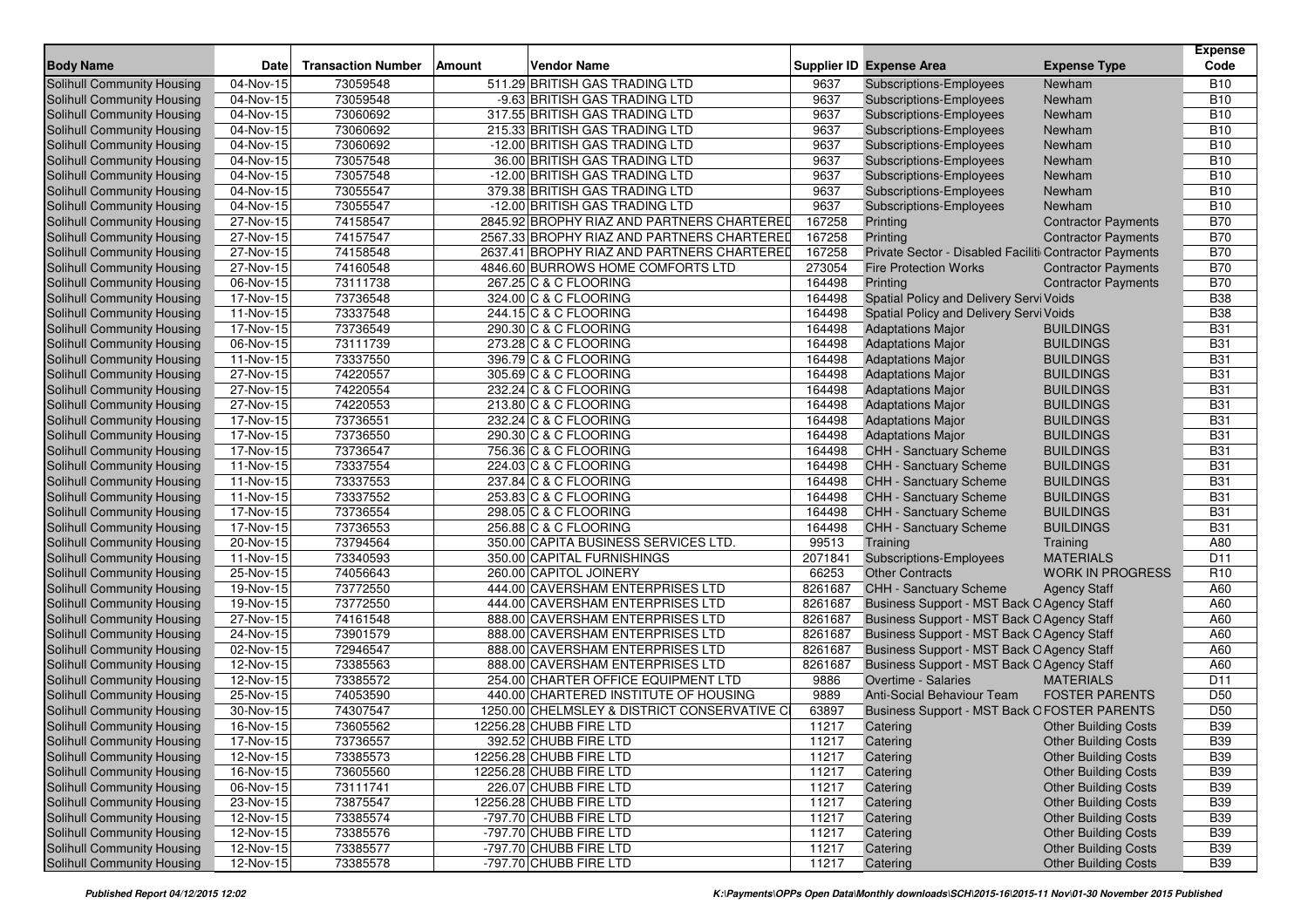| Body Name | Date | Transaction Number | Amount | Vendor Name | Supplier ID | Expense Area | Expense Type | Expense Code |
|---|---|---|---|---|---|---|---|---|
| Solihull Community Housing | 04-Nov-15 | 73059548 | 511.29 | BRITISH GAS TRADING LTD | 9637 | Subscriptions-Employees | Newham | B10 |
| Solihull Community Housing | 04-Nov-15 | 73059548 | -9.63 | BRITISH GAS TRADING LTD | 9637 | Subscriptions-Employees | Newham | B10 |
| Solihull Community Housing | 04-Nov-15 | 73060692 | 317.55 | BRITISH GAS TRADING LTD | 9637 | Subscriptions-Employees | Newham | B10 |
| Solihull Community Housing | 04-Nov-15 | 73060692 | 215.33 | BRITISH GAS TRADING LTD | 9637 | Subscriptions-Employees | Newham | B10 |
| Solihull Community Housing | 04-Nov-15 | 73060692 | -12.00 | BRITISH GAS TRADING LTD | 9637 | Subscriptions-Employees | Newham | B10 |
| Solihull Community Housing | 04-Nov-15 | 73057548 | 36.00 | BRITISH GAS TRADING LTD | 9637 | Subscriptions-Employees | Newham | B10 |
| Solihull Community Housing | 04-Nov-15 | 73057548 | -12.00 | BRITISH GAS TRADING LTD | 9637 | Subscriptions-Employees | Newham | B10 |
| Solihull Community Housing | 04-Nov-15 | 73055547 | 379.38 | BRITISH GAS TRADING LTD | 9637 | Subscriptions-Employees | Newham | B10 |
| Solihull Community Housing | 04-Nov-15 | 73055547 | -12.00 | BRITISH GAS TRADING LTD | 9637 | Subscriptions-Employees | Newham | B10 |
| Solihull Community Housing | 27-Nov-15 | 74158547 | 2845.92 | BROPHY RIAZ AND PARTNERS CHARTERED | 167258 | Printing | Contractor Payments | B70 |
| Solihull Community Housing | 27-Nov-15 | 74157547 | 2567.33 | BROPHY RIAZ AND PARTNERS CHARTERED | 167258 | Printing | Contractor Payments | B70 |
| Solihull Community Housing | 27-Nov-15 | 74158548 | 2637.41 | BROPHY RIAZ AND PARTNERS CHARTERED | 167258 | Private Sector - Disabled Faciliti | Contractor Payments | B70 |
| Solihull Community Housing | 27-Nov-15 | 74160548 | 4846.60 | BURROWS HOME COMFORTS LTD | 273054 | Fire Protection Works | Contractor Payments | B70 |
| Solihull Community Housing | 06-Nov-15 | 73111738 | 267.25 | C & C FLOORING | 164498 | Printing | Contractor Payments | B70 |
| Solihull Community Housing | 17-Nov-15 | 73736548 | 324.00 | C & C FLOORING | 164498 | Spatial Policy and Delivery Servi | Voids | B38 |
| Solihull Community Housing | 11-Nov-15 | 73337548 | 244.15 | C & C FLOORING | 164498 | Spatial Policy and Delivery Servi | Voids | B38 |
| Solihull Community Housing | 17-Nov-15 | 73736549 | 290.30 | C & C FLOORING | 164498 | Adaptations Major | BUILDINGS | B31 |
| Solihull Community Housing | 06-Nov-15 | 73111739 | 273.28 | C & C FLOORING | 164498 | Adaptations Major | BUILDINGS | B31 |
| Solihull Community Housing | 11-Nov-15 | 73337550 | 396.79 | C & C FLOORING | 164498 | Adaptations Major | BUILDINGS | B31 |
| Solihull Community Housing | 27-Nov-15 | 74220557 | 305.69 | C & C FLOORING | 164498 | Adaptations Major | BUILDINGS | B31 |
| Solihull Community Housing | 27-Nov-15 | 74220554 | 232.24 | C & C FLOORING | 164498 | Adaptations Major | BUILDINGS | B31 |
| Solihull Community Housing | 27-Nov-15 | 74220553 | 213.80 | C & C FLOORING | 164498 | Adaptations Major | BUILDINGS | B31 |
| Solihull Community Housing | 17-Nov-15 | 73736551 | 232.24 | C & C FLOORING | 164498 | Adaptations Major | BUILDINGS | B31 |
| Solihull Community Housing | 17-Nov-15 | 73736550 | 290.30 | C & C FLOORING | 164498 | Adaptations Major | BUILDINGS | B31 |
| Solihull Community Housing | 17-Nov-15 | 73736547 | 756.36 | C & C FLOORING | 164498 | CHH - Sanctuary Scheme | BUILDINGS | B31 |
| Solihull Community Housing | 11-Nov-15 | 73337554 | 224.03 | C & C FLOORING | 164498 | CHH - Sanctuary Scheme | BUILDINGS | B31 |
| Solihull Community Housing | 11-Nov-15 | 73337553 | 237.84 | C & C FLOORING | 164498 | CHH - Sanctuary Scheme | BUILDINGS | B31 |
| Solihull Community Housing | 11-Nov-15 | 73337552 | 253.83 | C & C FLOORING | 164498 | CHH - Sanctuary Scheme | BUILDINGS | B31 |
| Solihull Community Housing | 17-Nov-15 | 73736554 | 298.05 | C & C FLOORING | 164498 | CHH - Sanctuary Scheme | BUILDINGS | B31 |
| Solihull Community Housing | 17-Nov-15 | 73736553 | 256.88 | C & C FLOORING | 164498 | CHH - Sanctuary Scheme | BUILDINGS | B31 |
| Solihull Community Housing | 20-Nov-15 | 73794564 | 350.00 | CAPITA BUSINESS SERVICES LTD. | 99513 | Training | Training | A80 |
| Solihull Community Housing | 11-Nov-15 | 73340593 | 350.00 | CAPITAL FURNISHINGS | 2071841 | Subscriptions-Employees | MATERIALS | D11 |
| Solihull Community Housing | 25-Nov-15 | 74056643 | 260.00 | CAPITOL JOINERY | 66253 | Other Contracts | WORK IN PROGRESS | R10 |
| Solihull Community Housing | 19-Nov-15 | 73772550 | 444.00 | CAVERSHAM ENTERPRISES LTD | 8261687 | CHH - Sanctuary Scheme | Agency Staff | A60 |
| Solihull Community Housing | 19-Nov-15 | 73772550 | 444.00 | CAVERSHAM ENTERPRISES LTD | 8261687 | Business Support - MST Back O | Agency Staff | A60 |
| Solihull Community Housing | 27-Nov-15 | 74161548 | 888.00 | CAVERSHAM ENTERPRISES LTD | 8261687 | Business Support - MST Back O | Agency Staff | A60 |
| Solihull Community Housing | 24-Nov-15 | 73901579 | 888.00 | CAVERSHAM ENTERPRISES LTD | 8261687 | Business Support - MST Back O | Agency Staff | A60 |
| Solihull Community Housing | 02-Nov-15 | 72946547 | 888.00 | CAVERSHAM ENTERPRISES LTD | 8261687 | Business Support - MST Back O | Agency Staff | A60 |
| Solihull Community Housing | 12-Nov-15 | 73385563 | 888.00 | CAVERSHAM ENTERPRISES LTD | 8261687 | Business Support - MST Back O | Agency Staff | A60 |
| Solihull Community Housing | 12-Nov-15 | 73385572 | 254.00 | CHARTER OFFICE EQUIPMENT LTD | 9886 | Overtime - Salaries | MATERIALS | D11 |
| Solihull Community Housing | 25-Nov-15 | 74053590 | 440.00 | CHARTERED INSTITUTE OF HOUSING | 9889 | Anti-Social Behaviour Team | FOSTER PARENTS | D50 |
| Solihull Community Housing | 30-Nov-15 | 74307547 | 1250.00 | CHELMSLEY & DISTRICT CONSERVATIVE C | 63897 | Business Support - MST Back O | FOSTER PARENTS | D50 |
| Solihull Community Housing | 16-Nov-15 | 73605562 | 12256.28 | CHUBB FIRE LTD | 11217 | Catering | Other Building Costs | B39 |
| Solihull Community Housing | 17-Nov-15 | 73736557 | 392.52 | CHUBB FIRE LTD | 11217 | Catering | Other Building Costs | B39 |
| Solihull Community Housing | 12-Nov-15 | 73385573 | 12256.28 | CHUBB FIRE LTD | 11217 | Catering | Other Building Costs | B39 |
| Solihull Community Housing | 16-Nov-15 | 73605560 | 12256.28 | CHUBB FIRE LTD | 11217 | Catering | Other Building Costs | B39 |
| Solihull Community Housing | 06-Nov-15 | 73111741 | 226.07 | CHUBB FIRE LTD | 11217 | Catering | Other Building Costs | B39 |
| Solihull Community Housing | 23-Nov-15 | 73875547 | 12256.28 | CHUBB FIRE LTD | 11217 | Catering | Other Building Costs | B39 |
| Solihull Community Housing | 12-Nov-15 | 73385574 | -797.70 | CHUBB FIRE LTD | 11217 | Catering | Other Building Costs | B39 |
| Solihull Community Housing | 12-Nov-15 | 73385576 | -797.70 | CHUBB FIRE LTD | 11217 | Catering | Other Building Costs | B39 |
| Solihull Community Housing | 12-Nov-15 | 73385577 | -797.70 | CHUBB FIRE LTD | 11217 | Catering | Other Building Costs | B39 |
| Solihull Community Housing | 12-Nov-15 | 73385578 | -797.70 | CHUBB FIRE LTD | 11217 | Catering | Other Building Costs | B39 |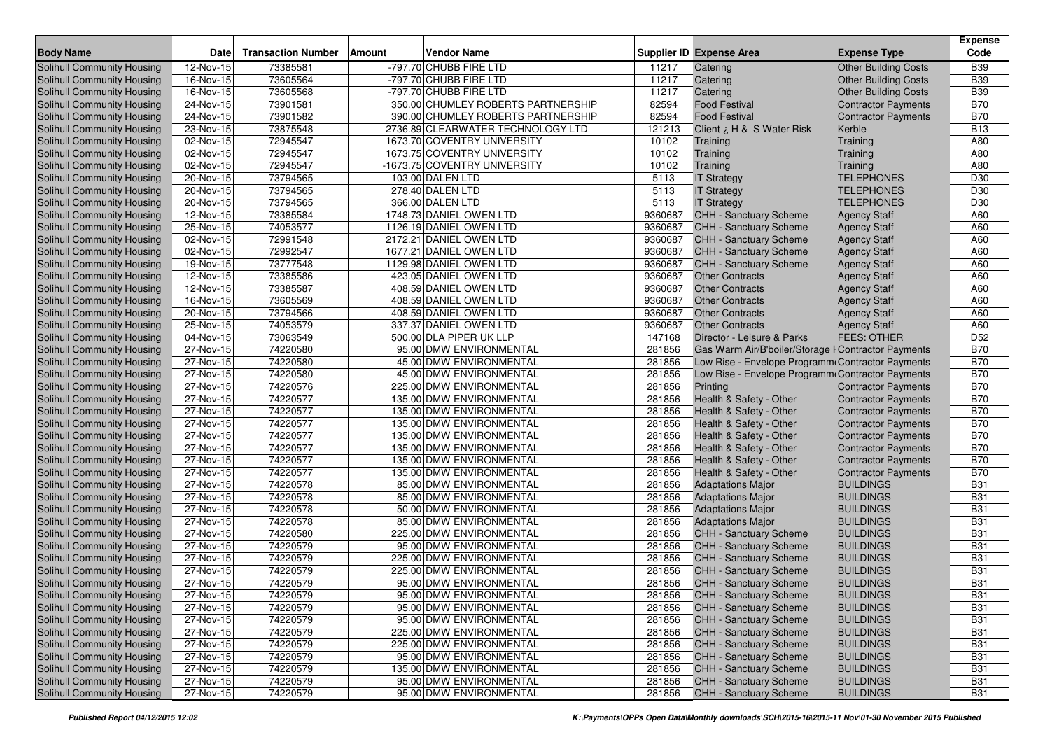| Body Name | Date | Transaction Number | Amount | Vendor Name | Supplier ID | Expense Area | Expense Type | Expense Code |
|---|---|---|---|---|---|---|---|---|
| Solihull Community Housing | 12-Nov-15 | 73385581 | -797.70 | CHUBB FIRE LTD | 11217 | Catering | Other Building Costs | B39 |
| Solihull Community Housing | 16-Nov-15 | 73605564 | -797.70 | CHUBB FIRE LTD | 11217 | Catering | Other Building Costs | B39 |
| Solihull Community Housing | 16-Nov-15 | 73605568 | -797.70 | CHUBB FIRE LTD | 11217 | Catering | Other Building Costs | B39 |
| Solihull Community Housing | 24-Nov-15 | 73901581 | 350.00 | CHUMLEY ROBERTS PARTNERSHIP | 82594 | Food Festival | Contractor Payments | B70 |
| Solihull Community Housing | 24-Nov-15 | 73901582 | 390.00 | CHUMLEY ROBERTS PARTNERSHIP | 82594 | Food Festival | Contractor Payments | B70 |
| Solihull Community Housing | 23-Nov-15 | 73875548 | 2736.89 | CLEARWATER TECHNOLOGY LTD | 121213 | Client ¿ H & S Water Risk | Kerble | B13 |
| Solihull Community Housing | 02-Nov-15 | 72945547 | 1673.70 | COVENTRY UNIVERSITY | 10102 | Training | Training | A80 |
| Solihull Community Housing | 02-Nov-15 | 72945547 | 1673.75 | COVENTRY UNIVERSITY | 10102 | Training | Training | A80 |
| Solihull Community Housing | 02-Nov-15 | 72945547 | -1673.75 | COVENTRY UNIVERSITY | 10102 | Training | Training | A80 |
| Solihull Community Housing | 20-Nov-15 | 73794565 | 103.00 | DALEN LTD | 5113 | IT Strategy | TELEPHONES | D30 |
| Solihull Community Housing | 20-Nov-15 | 73794565 | 278.40 | DALEN LTD | 5113 | IT Strategy | TELEPHONES | D30 |
| Solihull Community Housing | 20-Nov-15 | 73794565 | 366.00 | DALEN LTD | 5113 | IT Strategy | TELEPHONES | D30 |
| Solihull Community Housing | 12-Nov-15 | 73385584 | 1748.73 | DANIEL OWEN LTD | 9360687 | CHH - Sanctuary Scheme | Agency Staff | A60 |
| Solihull Community Housing | 25-Nov-15 | 74053577 | 1126.19 | DANIEL OWEN LTD | 9360687 | CHH - Sanctuary Scheme | Agency Staff | A60 |
| Solihull Community Housing | 02-Nov-15 | 72991548 | 2172.21 | DANIEL OWEN LTD | 9360687 | CHH - Sanctuary Scheme | Agency Staff | A60 |
| Solihull Community Housing | 02-Nov-15 | 72992547 | 1677.21 | DANIEL OWEN LTD | 9360687 | CHH - Sanctuary Scheme | Agency Staff | A60 |
| Solihull Community Housing | 19-Nov-15 | 73777548 | 1129.98 | DANIEL OWEN LTD | 9360687 | CHH - Sanctuary Scheme | Agency Staff | A60 |
| Solihull Community Housing | 12-Nov-15 | 73385586 | 423.05 | DANIEL OWEN LTD | 9360687 | Other Contracts | Agency Staff | A60 |
| Solihull Community Housing | 12-Nov-15 | 73385587 | 408.59 | DANIEL OWEN LTD | 9360687 | Other Contracts | Agency Staff | A60 |
| Solihull Community Housing | 16-Nov-15 | 73605569 | 408.59 | DANIEL OWEN LTD | 9360687 | Other Contracts | Agency Staff | A60 |
| Solihull Community Housing | 20-Nov-15 | 73794566 | 408.59 | DANIEL OWEN LTD | 9360687 | Other Contracts | Agency Staff | A60 |
| Solihull Community Housing | 25-Nov-15 | 74053579 | 337.37 | DANIEL OWEN LTD | 9360687 | Other Contracts | Agency Staff | A60 |
| Solihull Community Housing | 04-Nov-15 | 73063549 | 500.00 | DLA PIPER UK LLP | 147168 | Director - Leisure & Parks | FEES: OTHER | D52 |
| Solihull Community Housing | 27-Nov-15 | 74220580 | 95.00 | DMW ENVIRONMENTAL | 281856 | Gas Warm Air/B'boiler/Storage H | Contractor Payments | B70 |
| Solihull Community Housing | 27-Nov-15 | 74220580 | 45.00 | DMW ENVIRONMENTAL | 281856 | Low Rise - Envelope Programme | Contractor Payments | B70 |
| Solihull Community Housing | 27-Nov-15 | 74220580 | 45.00 | DMW ENVIRONMENTAL | 281856 | Low Rise - Envelope Programme | Contractor Payments | B70 |
| Solihull Community Housing | 27-Nov-15 | 74220576 | 225.00 | DMW ENVIRONMENTAL | 281856 | Printing | Contractor Payments | B70 |
| Solihull Community Housing | 27-Nov-15 | 74220577 | 135.00 | DMW ENVIRONMENTAL | 281856 | Health & Safety - Other | Contractor Payments | B70 |
| Solihull Community Housing | 27-Nov-15 | 74220577 | 135.00 | DMW ENVIRONMENTAL | 281856 | Health & Safety - Other | Contractor Payments | B70 |
| Solihull Community Housing | 27-Nov-15 | 74220577 | 135.00 | DMW ENVIRONMENTAL | 281856 | Health & Safety - Other | Contractor Payments | B70 |
| Solihull Community Housing | 27-Nov-15 | 74220577 | 135.00 | DMW ENVIRONMENTAL | 281856 | Health & Safety - Other | Contractor Payments | B70 |
| Solihull Community Housing | 27-Nov-15 | 74220577 | 135.00 | DMW ENVIRONMENTAL | 281856 | Health & Safety - Other | Contractor Payments | B70 |
| Solihull Community Housing | 27-Nov-15 | 74220577 | 135.00 | DMW ENVIRONMENTAL | 281856 | Health & Safety - Other | Contractor Payments | B70 |
| Solihull Community Housing | 27-Nov-15 | 74220577 | 135.00 | DMW ENVIRONMENTAL | 281856 | Health & Safety - Other | Contractor Payments | B70 |
| Solihull Community Housing | 27-Nov-15 | 74220578 | 85.00 | DMW ENVIRONMENTAL | 281856 | Adaptations Major | BUILDINGS | B31 |
| Solihull Community Housing | 27-Nov-15 | 74220578 | 85.00 | DMW ENVIRONMENTAL | 281856 | Adaptations Major | BUILDINGS | B31 |
| Solihull Community Housing | 27-Nov-15 | 74220578 | 50.00 | DMW ENVIRONMENTAL | 281856 | Adaptations Major | BUILDINGS | B31 |
| Solihull Community Housing | 27-Nov-15 | 74220578 | 85.00 | DMW ENVIRONMENTAL | 281856 | Adaptations Major | BUILDINGS | B31 |
| Solihull Community Housing | 27-Nov-15 | 74220580 | 225.00 | DMW ENVIRONMENTAL | 281856 | CHH - Sanctuary Scheme | BUILDINGS | B31 |
| Solihull Community Housing | 27-Nov-15 | 74220579 | 95.00 | DMW ENVIRONMENTAL | 281856 | CHH - Sanctuary Scheme | BUILDINGS | B31 |
| Solihull Community Housing | 27-Nov-15 | 74220579 | 225.00 | DMW ENVIRONMENTAL | 281856 | CHH - Sanctuary Scheme | BUILDINGS | B31 |
| Solihull Community Housing | 27-Nov-15 | 74220579 | 225.00 | DMW ENVIRONMENTAL | 281856 | CHH - Sanctuary Scheme | BUILDINGS | B31 |
| Solihull Community Housing | 27-Nov-15 | 74220579 | 95.00 | DMW ENVIRONMENTAL | 281856 | CHH - Sanctuary Scheme | BUILDINGS | B31 |
| Solihull Community Housing | 27-Nov-15 | 74220579 | 95.00 | DMW ENVIRONMENTAL | 281856 | CHH - Sanctuary Scheme | BUILDINGS | B31 |
| Solihull Community Housing | 27-Nov-15 | 74220579 | 95.00 | DMW ENVIRONMENTAL | 281856 | CHH - Sanctuary Scheme | BUILDINGS | B31 |
| Solihull Community Housing | 27-Nov-15 | 74220579 | 95.00 | DMW ENVIRONMENTAL | 281856 | CHH - Sanctuary Scheme | BUILDINGS | B31 |
| Solihull Community Housing | 27-Nov-15 | 74220579 | 225.00 | DMW ENVIRONMENTAL | 281856 | CHH - Sanctuary Scheme | BUILDINGS | B31 |
| Solihull Community Housing | 27-Nov-15 | 74220579 | 225.00 | DMW ENVIRONMENTAL | 281856 | CHH - Sanctuary Scheme | BUILDINGS | B31 |
| Solihull Community Housing | 27-Nov-15 | 74220579 | 95.00 | DMW ENVIRONMENTAL | 281856 | CHH - Sanctuary Scheme | BUILDINGS | B31 |
| Solihull Community Housing | 27-Nov-15 | 74220579 | 135.00 | DMW ENVIRONMENTAL | 281856 | CHH - Sanctuary Scheme | BUILDINGS | B31 |
| Solihull Community Housing | 27-Nov-15 | 74220579 | 95.00 | DMW ENVIRONMENTAL | 281856 | CHH - Sanctuary Scheme | BUILDINGS | B31 |
| Solihull Community Housing | 27-Nov-15 | 74220579 | 95.00 | DMW ENVIRONMENTAL | 281856 | CHH - Sanctuary Scheme | BUILDINGS | B31 |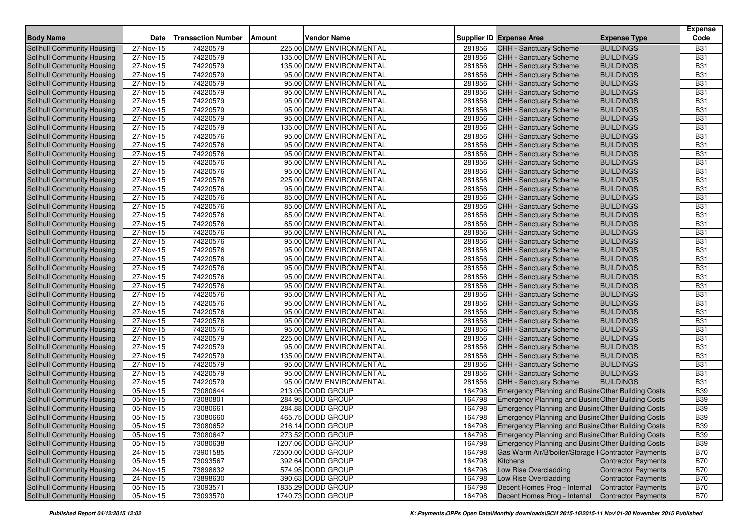| Body Name | Date | Transaction Number | Amount | Vendor Name | Supplier ID | Expense Area | Expense Type | Expense Code |
|---|---|---|---|---|---|---|---|---|
| Solihull Community Housing | 27-Nov-15 | 74220579 | 225.00 | DMW ENVIRONMENTAL | 281856 | CHH - Sanctuary Scheme | BUILDINGS | B31 |
| Solihull Community Housing | 27-Nov-15 | 74220579 | 135.00 | DMW ENVIRONMENTAL | 281856 | CHH - Sanctuary Scheme | BUILDINGS | B31 |
| Solihull Community Housing | 27-Nov-15 | 74220579 | 135.00 | DMW ENVIRONMENTAL | 281856 | CHH - Sanctuary Scheme | BUILDINGS | B31 |
| Solihull Community Housing | 27-Nov-15 | 74220579 | 95.00 | DMW ENVIRONMENTAL | 281856 | CHH - Sanctuary Scheme | BUILDINGS | B31 |
| Solihull Community Housing | 27-Nov-15 | 74220579 | 95.00 | DMW ENVIRONMENTAL | 281856 | CHH - Sanctuary Scheme | BUILDINGS | B31 |
| Solihull Community Housing | 27-Nov-15 | 74220579 | 95.00 | DMW ENVIRONMENTAL | 281856 | CHH - Sanctuary Scheme | BUILDINGS | B31 |
| Solihull Community Housing | 27-Nov-15 | 74220579 | 95.00 | DMW ENVIRONMENTAL | 281856 | CHH - Sanctuary Scheme | BUILDINGS | B31 |
| Solihull Community Housing | 27-Nov-15 | 74220579 | 95.00 | DMW ENVIRONMENTAL | 281856 | CHH - Sanctuary Scheme | BUILDINGS | B31 |
| Solihull Community Housing | 27-Nov-15 | 74220579 | 95.00 | DMW ENVIRONMENTAL | 281856 | CHH - Sanctuary Scheme | BUILDINGS | B31 |
| Solihull Community Housing | 27-Nov-15 | 74220579 | 135.00 | DMW ENVIRONMENTAL | 281856 | CHH - Sanctuary Scheme | BUILDINGS | B31 |
| Solihull Community Housing | 27-Nov-15 | 74220576 | 95.00 | DMW ENVIRONMENTAL | 281856 | CHH - Sanctuary Scheme | BUILDINGS | B31 |
| Solihull Community Housing | 27-Nov-15 | 74220576 | 95.00 | DMW ENVIRONMENTAL | 281856 | CHH - Sanctuary Scheme | BUILDINGS | B31 |
| Solihull Community Housing | 27-Nov-15 | 74220576 | 95.00 | DMW ENVIRONMENTAL | 281856 | CHH - Sanctuary Scheme | BUILDINGS | B31 |
| Solihull Community Housing | 27-Nov-15 | 74220576 | 95.00 | DMW ENVIRONMENTAL | 281856 | CHH - Sanctuary Scheme | BUILDINGS | B31 |
| Solihull Community Housing | 27-Nov-15 | 74220576 | 95.00 | DMW ENVIRONMENTAL | 281856 | CHH - Sanctuary Scheme | BUILDINGS | B31 |
| Solihull Community Housing | 27-Nov-15 | 74220576 | 225.00 | DMW ENVIRONMENTAL | 281856 | CHH - Sanctuary Scheme | BUILDINGS | B31 |
| Solihull Community Housing | 27-Nov-15 | 74220576 | 95.00 | DMW ENVIRONMENTAL | 281856 | CHH - Sanctuary Scheme | BUILDINGS | B31 |
| Solihull Community Housing | 27-Nov-15 | 74220576 | 85.00 | DMW ENVIRONMENTAL | 281856 | CHH - Sanctuary Scheme | BUILDINGS | B31 |
| Solihull Community Housing | 27-Nov-15 | 74220576 | 85.00 | DMW ENVIRONMENTAL | 281856 | CHH - Sanctuary Scheme | BUILDINGS | B31 |
| Solihull Community Housing | 27-Nov-15 | 74220576 | 85.00 | DMW ENVIRONMENTAL | 281856 | CHH - Sanctuary Scheme | BUILDINGS | B31 |
| Solihull Community Housing | 27-Nov-15 | 74220576 | 85.00 | DMW ENVIRONMENTAL | 281856 | CHH - Sanctuary Scheme | BUILDINGS | B31 |
| Solihull Community Housing | 27-Nov-15 | 74220576 | 95.00 | DMW ENVIRONMENTAL | 281856 | CHH - Sanctuary Scheme | BUILDINGS | B31 |
| Solihull Community Housing | 27-Nov-15 | 74220576 | 95.00 | DMW ENVIRONMENTAL | 281856 | CHH - Sanctuary Scheme | BUILDINGS | B31 |
| Solihull Community Housing | 27-Nov-15 | 74220576 | 95.00 | DMW ENVIRONMENTAL | 281856 | CHH - Sanctuary Scheme | BUILDINGS | B31 |
| Solihull Community Housing | 27-Nov-15 | 74220576 | 95.00 | DMW ENVIRONMENTAL | 281856 | CHH - Sanctuary Scheme | BUILDINGS | B31 |
| Solihull Community Housing | 27-Nov-15 | 74220576 | 95.00 | DMW ENVIRONMENTAL | 281856 | CHH - Sanctuary Scheme | BUILDINGS | B31 |
| Solihull Community Housing | 27-Nov-15 | 74220576 | 95.00 | DMW ENVIRONMENTAL | 281856 | CHH - Sanctuary Scheme | BUILDINGS | B31 |
| Solihull Community Housing | 27-Nov-15 | 74220576 | 95.00 | DMW ENVIRONMENTAL | 281856 | CHH - Sanctuary Scheme | BUILDINGS | B31 |
| Solihull Community Housing | 27-Nov-15 | 74220576 | 95.00 | DMW ENVIRONMENTAL | 281856 | CHH - Sanctuary Scheme | BUILDINGS | B31 |
| Solihull Community Housing | 27-Nov-15 | 74220576 | 95.00 | DMW ENVIRONMENTAL | 281856 | CHH - Sanctuary Scheme | BUILDINGS | B31 |
| Solihull Community Housing | 27-Nov-15 | 74220576 | 95.00 | DMW ENVIRONMENTAL | 281856 | CHH - Sanctuary Scheme | BUILDINGS | B31 |
| Solihull Community Housing | 27-Nov-15 | 74220576 | 95.00 | DMW ENVIRONMENTAL | 281856 | CHH - Sanctuary Scheme | BUILDINGS | B31 |
| Solihull Community Housing | 27-Nov-15 | 74220576 | 95.00 | DMW ENVIRONMENTAL | 281856 | CHH - Sanctuary Scheme | BUILDINGS | B31 |
| Solihull Community Housing | 27-Nov-15 | 74220579 | 225.00 | DMW ENVIRONMENTAL | 281856 | CHH - Sanctuary Scheme | BUILDINGS | B31 |
| Solihull Community Housing | 27-Nov-15 | 74220579 | 95.00 | DMW ENVIRONMENTAL | 281856 | CHH - Sanctuary Scheme | BUILDINGS | B31 |
| Solihull Community Housing | 27-Nov-15 | 74220579 | 135.00 | DMW ENVIRONMENTAL | 281856 | CHH - Sanctuary Scheme | BUILDINGS | B31 |
| Solihull Community Housing | 27-Nov-15 | 74220579 | 95.00 | DMW ENVIRONMENTAL | 281856 | CHH - Sanctuary Scheme | BUILDINGS | B31 |
| Solihull Community Housing | 27-Nov-15 | 74220579 | 95.00 | DMW ENVIRONMENTAL | 281856 | CHH - Sanctuary Scheme | BUILDINGS | B31 |
| Solihull Community Housing | 27-Nov-15 | 74220579 | 95.00 | DMW ENVIRONMENTAL | 281856 | CHH - Sanctuary Scheme | BUILDINGS | B31 |
| Solihull Community Housing | 05-Nov-15 | 73080644 | 213.05 | DODD GROUP | 164798 | Emergency Planning and Busine Other Building Costs | | B39 |
| Solihull Community Housing | 05-Nov-15 | 73080801 | 284.95 | DODD GROUP | 164798 | Emergency Planning and Busine Other Building Costs | | B39 |
| Solihull Community Housing | 05-Nov-15 | 73080661 | 284.88 | DODD GROUP | 164798 | Emergency Planning and Busine Other Building Costs | | B39 |
| Solihull Community Housing | 05-Nov-15 | 73080660 | 465.75 | DODD GROUP | 164798 | Emergency Planning and Busine Other Building Costs | | B39 |
| Solihull Community Housing | 05-Nov-15 | 73080652 | 216.14 | DODD GROUP | 164798 | Emergency Planning and Busine Other Building Costs | | B39 |
| Solihull Community Housing | 05-Nov-15 | 73080647 | 273.52 | DODD GROUP | 164798 | Emergency Planning and Busine Other Building Costs | | B39 |
| Solihull Community Housing | 05-Nov-15 | 73080638 | 1207.06 | DODD GROUP | 164798 | Emergency Planning and Busine Other Building Costs | | B39 |
| Solihull Community Housing | 24-Nov-15 | 73901585 | 72500.00 | DODD GROUP | 164798 | Gas Warm Air/B'boiler/Storage I Contractor Payments | | B70 |
| Solihull Community Housing | 05-Nov-15 | 73093567 | 392.64 | DODD GROUP | 164798 | Kitchens | Contractor Payments | B70 |
| Solihull Community Housing | 24-Nov-15 | 73898632 | 574.95 | DODD GROUP | 164798 | Low Rise Overcladding | Contractor Payments | B70 |
| Solihull Community Housing | 24-Nov-15 | 73898630 | 390.63 | DODD GROUP | 164798 | Low Rise Overcladding | Contractor Payments | B70 |
| Solihull Community Housing | 05-Nov-15 | 73093571 | 1835.29 | DODD GROUP | 164798 | Decent Homes Prog - Internal | Contractor Payments | B70 |
| Solihull Community Housing | 05-Nov-15 | 73093570 | 1740.73 | DODD GROUP | 164798 | Decent Homes Prog - Internal | Contractor Payments | B70 |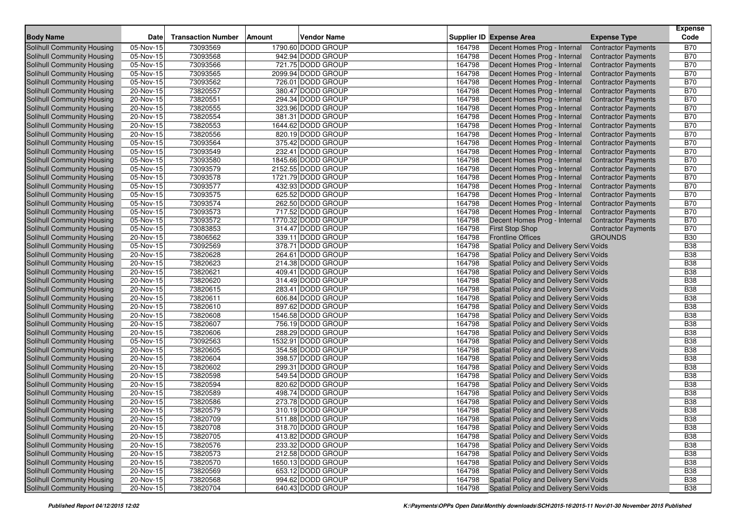| Body Name | Date | Transaction Number | Amount | Vendor Name | Supplier ID | Expense Area | Expense Type | Expense Code |
|---|---|---|---|---|---|---|---|---|
| Solihull Community Housing | 05-Nov-15 | 73093569 | 1790.60 | DODD GROUP | 164798 | Decent Homes Prog - Internal | Contractor Payments | B70 |
| Solihull Community Housing | 05-Nov-15 | 73093568 | 942.94 | DODD GROUP | 164798 | Decent Homes Prog - Internal | Contractor Payments | B70 |
| Solihull Community Housing | 05-Nov-15 | 73093566 | 721.75 | DODD GROUP | 164798 | Decent Homes Prog - Internal | Contractor Payments | B70 |
| Solihull Community Housing | 05-Nov-15 | 73093565 | 2099.94 | DODD GROUP | 164798 | Decent Homes Prog - Internal | Contractor Payments | B70 |
| Solihull Community Housing | 05-Nov-15 | 73093562 | 726.01 | DODD GROUP | 164798 | Decent Homes Prog - Internal | Contractor Payments | B70 |
| Solihull Community Housing | 20-Nov-15 | 73820557 | 380.47 | DODD GROUP | 164798 | Decent Homes Prog - Internal | Contractor Payments | B70 |
| Solihull Community Housing | 20-Nov-15 | 73820551 | 294.34 | DODD GROUP | 164798 | Decent Homes Prog - Internal | Contractor Payments | B70 |
| Solihull Community Housing | 20-Nov-15 | 73820555 | 323.96 | DODD GROUP | 164798 | Decent Homes Prog - Internal | Contractor Payments | B70 |
| Solihull Community Housing | 20-Nov-15 | 73820554 | 381.31 | DODD GROUP | 164798 | Decent Homes Prog - Internal | Contractor Payments | B70 |
| Solihull Community Housing | 20-Nov-15 | 73820553 | 1644.62 | DODD GROUP | 164798 | Decent Homes Prog - Internal | Contractor Payments | B70 |
| Solihull Community Housing | 20-Nov-15 | 73820556 | 820.19 | DODD GROUP | 164798 | Decent Homes Prog - Internal | Contractor Payments | B70 |
| Solihull Community Housing | 05-Nov-15 | 73093564 | 375.42 | DODD GROUP | 164798 | Decent Homes Prog - Internal | Contractor Payments | B70 |
| Solihull Community Housing | 05-Nov-15 | 73093549 | 232.41 | DODD GROUP | 164798 | Decent Homes Prog - Internal | Contractor Payments | B70 |
| Solihull Community Housing | 05-Nov-15 | 73093580 | 1845.66 | DODD GROUP | 164798 | Decent Homes Prog - Internal | Contractor Payments | B70 |
| Solihull Community Housing | 05-Nov-15 | 73093579 | 2152.55 | DODD GROUP | 164798 | Decent Homes Prog - Internal | Contractor Payments | B70 |
| Solihull Community Housing | 05-Nov-15 | 73093578 | 1721.79 | DODD GROUP | 164798 | Decent Homes Prog - Internal | Contractor Payments | B70 |
| Solihull Community Housing | 05-Nov-15 | 73093577 | 432.93 | DODD GROUP | 164798 | Decent Homes Prog - Internal | Contractor Payments | B70 |
| Solihull Community Housing | 05-Nov-15 | 73093575 | 625.52 | DODD GROUP | 164798 | Decent Homes Prog - Internal | Contractor Payments | B70 |
| Solihull Community Housing | 05-Nov-15 | 73093574 | 262.50 | DODD GROUP | 164798 | Decent Homes Prog - Internal | Contractor Payments | B70 |
| Solihull Community Housing | 05-Nov-15 | 73093573 | 717.52 | DODD GROUP | 164798 | Decent Homes Prog - Internal | Contractor Payments | B70 |
| Solihull Community Housing | 05-Nov-15 | 73093572 | 1770.32 | DODD GROUP | 164798 | Decent Homes Prog - Internal | Contractor Payments | B70 |
| Solihull Community Housing | 05-Nov-15 | 73083853 | 314.47 | DODD GROUP | 164798 | First Stop Shop | Contractor Payments | B70 |
| Solihull Community Housing | 20-Nov-15 | 73806562 | 339.11 | DODD GROUP | 164798 | Frontline Offices | GROUNDS | B30 |
| Solihull Community Housing | 05-Nov-15 | 73092569 | 378.71 | DODD GROUP | 164798 | Spatial Policy and Delivery Servi | Voids | B38 |
| Solihull Community Housing | 20-Nov-15 | 73820628 | 264.61 | DODD GROUP | 164798 | Spatial Policy and Delivery Servi | Voids | B38 |
| Solihull Community Housing | 20-Nov-15 | 73820623 | 214.38 | DODD GROUP | 164798 | Spatial Policy and Delivery Servi | Voids | B38 |
| Solihull Community Housing | 20-Nov-15 | 73820621 | 409.41 | DODD GROUP | 164798 | Spatial Policy and Delivery Servi | Voids | B38 |
| Solihull Community Housing | 20-Nov-15 | 73820620 | 314.49 | DODD GROUP | 164798 | Spatial Policy and Delivery Servi | Voids | B38 |
| Solihull Community Housing | 20-Nov-15 | 73820615 | 283.41 | DODD GROUP | 164798 | Spatial Policy and Delivery Servi | Voids | B38 |
| Solihull Community Housing | 20-Nov-15 | 73820611 | 606.84 | DODD GROUP | 164798 | Spatial Policy and Delivery Servi | Voids | B38 |
| Solihull Community Housing | 20-Nov-15 | 73820610 | 897.62 | DODD GROUP | 164798 | Spatial Policy and Delivery Servi | Voids | B38 |
| Solihull Community Housing | 20-Nov-15 | 73820608 | 1546.58 | DODD GROUP | 164798 | Spatial Policy and Delivery Servi | Voids | B38 |
| Solihull Community Housing | 20-Nov-15 | 73820607 | 756.19 | DODD GROUP | 164798 | Spatial Policy and Delivery Servi | Voids | B38 |
| Solihull Community Housing | 20-Nov-15 | 73820606 | 288.29 | DODD GROUP | 164798 | Spatial Policy and Delivery Servi | Voids | B38 |
| Solihull Community Housing | 05-Nov-15 | 73092563 | 1532.91 | DODD GROUP | 164798 | Spatial Policy and Delivery Servi | Voids | B38 |
| Solihull Community Housing | 20-Nov-15 | 73820605 | 354.58 | DODD GROUP | 164798 | Spatial Policy and Delivery Servi | Voids | B38 |
| Solihull Community Housing | 20-Nov-15 | 73820604 | 398.57 | DODD GROUP | 164798 | Spatial Policy and Delivery Servi | Voids | B38 |
| Solihull Community Housing | 20-Nov-15 | 73820602 | 299.31 | DODD GROUP | 164798 | Spatial Policy and Delivery Servi | Voids | B38 |
| Solihull Community Housing | 20-Nov-15 | 73820598 | 549.54 | DODD GROUP | 164798 | Spatial Policy and Delivery Servi | Voids | B38 |
| Solihull Community Housing | 20-Nov-15 | 73820594 | 820.62 | DODD GROUP | 164798 | Spatial Policy and Delivery Servi | Voids | B38 |
| Solihull Community Housing | 20-Nov-15 | 73820589 | 498.74 | DODD GROUP | 164798 | Spatial Policy and Delivery Servi | Voids | B38 |
| Solihull Community Housing | 20-Nov-15 | 73820586 | 273.78 | DODD GROUP | 164798 | Spatial Policy and Delivery Servi | Voids | B38 |
| Solihull Community Housing | 20-Nov-15 | 73820579 | 310.19 | DODD GROUP | 164798 | Spatial Policy and Delivery Servi | Voids | B38 |
| Solihull Community Housing | 20-Nov-15 | 73820709 | 511.88 | DODD GROUP | 164798 | Spatial Policy and Delivery Servi | Voids | B38 |
| Solihull Community Housing | 20-Nov-15 | 73820708 | 318.70 | DODD GROUP | 164798 | Spatial Policy and Delivery Servi | Voids | B38 |
| Solihull Community Housing | 20-Nov-15 | 73820705 | 413.82 | DODD GROUP | 164798 | Spatial Policy and Delivery Servi | Voids | B38 |
| Solihull Community Housing | 20-Nov-15 | 73820576 | 233.32 | DODD GROUP | 164798 | Spatial Policy and Delivery Servi | Voids | B38 |
| Solihull Community Housing | 20-Nov-15 | 73820573 | 212.58 | DODD GROUP | 164798 | Spatial Policy and Delivery Servi | Voids | B38 |
| Solihull Community Housing | 20-Nov-15 | 73820570 | 1650.13 | DODD GROUP | 164798 | Spatial Policy and Delivery Servi | Voids | B38 |
| Solihull Community Housing | 20-Nov-15 | 73820569 | 653.12 | DODD GROUP | 164798 | Spatial Policy and Delivery Servi | Voids | B38 |
| Solihull Community Housing | 20-Nov-15 | 73820568 | 994.62 | DODD GROUP | 164798 | Spatial Policy and Delivery Servi | Voids | B38 |
| Solihull Community Housing | 20-Nov-15 | 73820704 | 640.43 | DODD GROUP | 164798 | Spatial Policy and Delivery Servi | Voids | B38 |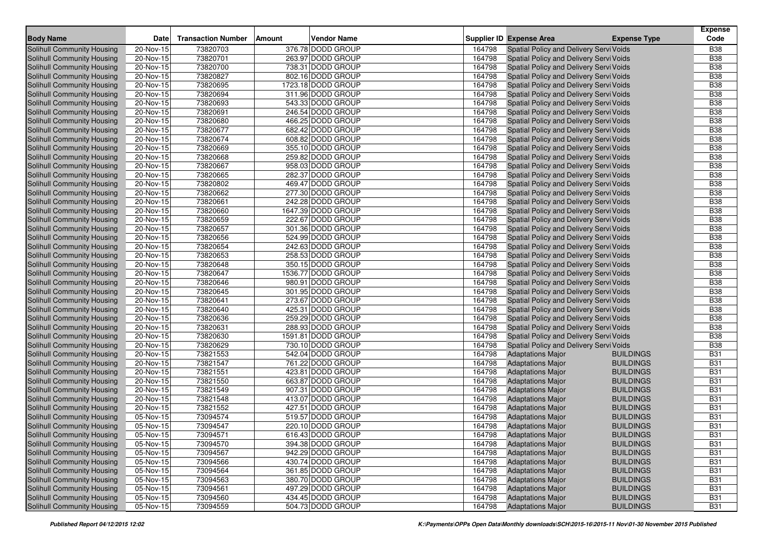| Body Name | Date | Transaction Number | Amount | Vendor Name | Supplier ID | Expense Area | Expense Type | Expense Code |
|---|---|---|---|---|---|---|---|---|
| Solihull Community Housing | 20-Nov-15 | 73820703 | 376.78 | DODD GROUP | 164798 | Spatial Policy and Delivery Servi | Voids | B38 |
| Solihull Community Housing | 20-Nov-15 | 73820701 | 263.97 | DODD GROUP | 164798 | Spatial Policy and Delivery Servi | Voids | B38 |
| Solihull Community Housing | 20-Nov-15 | 73820700 | 738.31 | DODD GROUP | 164798 | Spatial Policy and Delivery Servi | Voids | B38 |
| Solihull Community Housing | 20-Nov-15 | 73820827 | 802.16 | DODD GROUP | 164798 | Spatial Policy and Delivery Servi | Voids | B38 |
| Solihull Community Housing | 20-Nov-15 | 73820695 | 1723.18 | DODD GROUP | 164798 | Spatial Policy and Delivery Servi | Voids | B38 |
| Solihull Community Housing | 20-Nov-15 | 73820694 | 311.96 | DODD GROUP | 164798 | Spatial Policy and Delivery Servi | Voids | B38 |
| Solihull Community Housing | 20-Nov-15 | 73820693 | 543.33 | DODD GROUP | 164798 | Spatial Policy and Delivery Servi | Voids | B38 |
| Solihull Community Housing | 20-Nov-15 | 73820691 | 246.54 | DODD GROUP | 164798 | Spatial Policy and Delivery Servi | Voids | B38 |
| Solihull Community Housing | 20-Nov-15 | 73820680 | 466.25 | DODD GROUP | 164798 | Spatial Policy and Delivery Servi | Voids | B38 |
| Solihull Community Housing | 20-Nov-15 | 73820677 | 682.42 | DODD GROUP | 164798 | Spatial Policy and Delivery Servi | Voids | B38 |
| Solihull Community Housing | 20-Nov-15 | 73820674 | 608.82 | DODD GROUP | 164798 | Spatial Policy and Delivery Servi | Voids | B38 |
| Solihull Community Housing | 20-Nov-15 | 73820669 | 355.10 | DODD GROUP | 164798 | Spatial Policy and Delivery Servi | Voids | B38 |
| Solihull Community Housing | 20-Nov-15 | 73820668 | 259.82 | DODD GROUP | 164798 | Spatial Policy and Delivery Servi | Voids | B38 |
| Solihull Community Housing | 20-Nov-15 | 73820667 | 958.03 | DODD GROUP | 164798 | Spatial Policy and Delivery Servi | Voids | B38 |
| Solihull Community Housing | 20-Nov-15 | 73820665 | 282.37 | DODD GROUP | 164798 | Spatial Policy and Delivery Servi | Voids | B38 |
| Solihull Community Housing | 20-Nov-15 | 73820802 | 469.47 | DODD GROUP | 164798 | Spatial Policy and Delivery Servi | Voids | B38 |
| Solihull Community Housing | 20-Nov-15 | 73820662 | 277.30 | DODD GROUP | 164798 | Spatial Policy and Delivery Servi | Voids | B38 |
| Solihull Community Housing | 20-Nov-15 | 73820661 | 242.28 | DODD GROUP | 164798 | Spatial Policy and Delivery Servi | Voids | B38 |
| Solihull Community Housing | 20-Nov-15 | 73820660 | 1647.39 | DODD GROUP | 164798 | Spatial Policy and Delivery Servi | Voids | B38 |
| Solihull Community Housing | 20-Nov-15 | 73820659 | 222.67 | DODD GROUP | 164798 | Spatial Policy and Delivery Servi | Voids | B38 |
| Solihull Community Housing | 20-Nov-15 | 73820657 | 301.36 | DODD GROUP | 164798 | Spatial Policy and Delivery Servi | Voids | B38 |
| Solihull Community Housing | 20-Nov-15 | 73820656 | 524.99 | DODD GROUP | 164798 | Spatial Policy and Delivery Servi | Voids | B38 |
| Solihull Community Housing | 20-Nov-15 | 73820654 | 242.63 | DODD GROUP | 164798 | Spatial Policy and Delivery Servi | Voids | B38 |
| Solihull Community Housing | 20-Nov-15 | 73820653 | 258.53 | DODD GROUP | 164798 | Spatial Policy and Delivery Servi | Voids | B38 |
| Solihull Community Housing | 20-Nov-15 | 73820648 | 350.15 | DODD GROUP | 164798 | Spatial Policy and Delivery Servi | Voids | B38 |
| Solihull Community Housing | 20-Nov-15 | 73820647 | 1536.77 | DODD GROUP | 164798 | Spatial Policy and Delivery Servi | Voids | B38 |
| Solihull Community Housing | 20-Nov-15 | 73820646 | 980.91 | DODD GROUP | 164798 | Spatial Policy and Delivery Servi | Voids | B38 |
| Solihull Community Housing | 20-Nov-15 | 73820645 | 301.95 | DODD GROUP | 164798 | Spatial Policy and Delivery Servi | Voids | B38 |
| Solihull Community Housing | 20-Nov-15 | 73820641 | 273.67 | DODD GROUP | 164798 | Spatial Policy and Delivery Servi | Voids | B38 |
| Solihull Community Housing | 20-Nov-15 | 73820640 | 425.31 | DODD GROUP | 164798 | Spatial Policy and Delivery Servi | Voids | B38 |
| Solihull Community Housing | 20-Nov-15 | 73820636 | 259.29 | DODD GROUP | 164798 | Spatial Policy and Delivery Servi | Voids | B38 |
| Solihull Community Housing | 20-Nov-15 | 73820631 | 288.93 | DODD GROUP | 164798 | Spatial Policy and Delivery Servi | Voids | B38 |
| Solihull Community Housing | 20-Nov-15 | 73820630 | 1591.81 | DODD GROUP | 164798 | Spatial Policy and Delivery Servi | Voids | B38 |
| Solihull Community Housing | 20-Nov-15 | 73820629 | 730.10 | DODD GROUP | 164798 | Spatial Policy and Delivery Servi | Voids | B38 |
| Solihull Community Housing | 20-Nov-15 | 73821553 | 542.04 | DODD GROUP | 164798 | Adaptations Major | BUILDINGS | B31 |
| Solihull Community Housing | 20-Nov-15 | 73821547 | 761.22 | DODD GROUP | 164798 | Adaptations Major | BUILDINGS | B31 |
| Solihull Community Housing | 20-Nov-15 | 73821551 | 423.81 | DODD GROUP | 164798 | Adaptations Major | BUILDINGS | B31 |
| Solihull Community Housing | 20-Nov-15 | 73821550 | 663.87 | DODD GROUP | 164798 | Adaptations Major | BUILDINGS | B31 |
| Solihull Community Housing | 20-Nov-15 | 73821549 | 907.31 | DODD GROUP | 164798 | Adaptations Major | BUILDINGS | B31 |
| Solihull Community Housing | 20-Nov-15 | 73821548 | 413.07 | DODD GROUP | 164798 | Adaptations Major | BUILDINGS | B31 |
| Solihull Community Housing | 20-Nov-15 | 73821552 | 427.51 | DODD GROUP | 164798 | Adaptations Major | BUILDINGS | B31 |
| Solihull Community Housing | 05-Nov-15 | 73094574 | 519.57 | DODD GROUP | 164798 | Adaptations Major | BUILDINGS | B31 |
| Solihull Community Housing | 05-Nov-15 | 73094547 | 220.10 | DODD GROUP | 164798 | Adaptations Major | BUILDINGS | B31 |
| Solihull Community Housing | 05-Nov-15 | 73094571 | 616.43 | DODD GROUP | 164798 | Adaptations Major | BUILDINGS | B31 |
| Solihull Community Housing | 05-Nov-15 | 73094570 | 394.38 | DODD GROUP | 164798 | Adaptations Major | BUILDINGS | B31 |
| Solihull Community Housing | 05-Nov-15 | 73094567 | 942.29 | DODD GROUP | 164798 | Adaptations Major | BUILDINGS | B31 |
| Solihull Community Housing | 05-Nov-15 | 73094566 | 430.74 | DODD GROUP | 164798 | Adaptations Major | BUILDINGS | B31 |
| Solihull Community Housing | 05-Nov-15 | 73094564 | 361.85 | DODD GROUP | 164798 | Adaptations Major | BUILDINGS | B31 |
| Solihull Community Housing | 05-Nov-15 | 73094563 | 380.70 | DODD GROUP | 164798 | Adaptations Major | BUILDINGS | B31 |
| Solihull Community Housing | 05-Nov-15 | 73094561 | 497.29 | DODD GROUP | 164798 | Adaptations Major | BUILDINGS | B31 |
| Solihull Community Housing | 05-Nov-15 | 73094560 | 434.45 | DODD GROUP | 164798 | Adaptations Major | BUILDINGS | B31 |
| Solihull Community Housing | 05-Nov-15 | 73094559 | 504.73 | DODD GROUP | 164798 | Adaptations Major | BUILDINGS | B31 |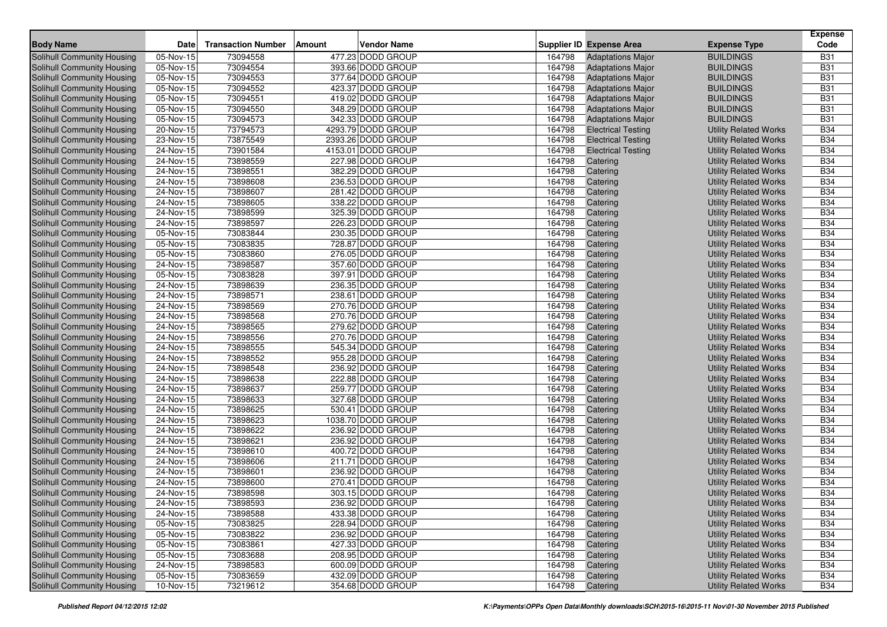| Body Name | Date | Transaction Number | Amount | Vendor Name | Supplier ID | Expense Area | Expense Type | Expense Code |
|---|---|---|---|---|---|---|---|---|
| Solihull Community Housing | 05-Nov-15 | 73094558 | 477.23 | DODD GROUP | 164798 | Adaptations Major | BUILDINGS | B31 |
| Solihull Community Housing | 05-Nov-15 | 73094554 | 393.66 | DODD GROUP | 164798 | Adaptations Major | BUILDINGS | B31 |
| Solihull Community Housing | 05-Nov-15 | 73094553 | 377.64 | DODD GROUP | 164798 | Adaptations Major | BUILDINGS | B31 |
| Solihull Community Housing | 05-Nov-15 | 73094552 | 423.37 | DODD GROUP | 164798 | Adaptations Major | BUILDINGS | B31 |
| Solihull Community Housing | 05-Nov-15 | 73094551 | 419.02 | DODD GROUP | 164798 | Adaptations Major | BUILDINGS | B31 |
| Solihull Community Housing | 05-Nov-15 | 73094550 | 348.29 | DODD GROUP | 164798 | Adaptations Major | BUILDINGS | B31 |
| Solihull Community Housing | 05-Nov-15 | 73094573 | 342.33 | DODD GROUP | 164798 | Adaptations Major | BUILDINGS | B31 |
| Solihull Community Housing | 20-Nov-15 | 73794573 | 4293.79 | DODD GROUP | 164798 | Electrical Testing | Utility Related Works | B34 |
| Solihull Community Housing | 23-Nov-15 | 73875549 | 2393.26 | DODD GROUP | 164798 | Electrical Testing | Utility Related Works | B34 |
| Solihull Community Housing | 24-Nov-15 | 73901584 | 4153.01 | DODD GROUP | 164798 | Electrical Testing | Utility Related Works | B34 |
| Solihull Community Housing | 24-Nov-15 | 73898559 | 227.98 | DODD GROUP | 164798 | Catering | Utility Related Works | B34 |
| Solihull Community Housing | 24-Nov-15 | 73898551 | 382.29 | DODD GROUP | 164798 | Catering | Utility Related Works | B34 |
| Solihull Community Housing | 24-Nov-15 | 73898608 | 236.53 | DODD GROUP | 164798 | Catering | Utility Related Works | B34 |
| Solihull Community Housing | 24-Nov-15 | 73898607 | 281.42 | DODD GROUP | 164798 | Catering | Utility Related Works | B34 |
| Solihull Community Housing | 24-Nov-15 | 73898605 | 338.22 | DODD GROUP | 164798 | Catering | Utility Related Works | B34 |
| Solihull Community Housing | 24-Nov-15 | 73898599 | 325.39 | DODD GROUP | 164798 | Catering | Utility Related Works | B34 |
| Solihull Community Housing | 24-Nov-15 | 73898597 | 226.23 | DODD GROUP | 164798 | Catering | Utility Related Works | B34 |
| Solihull Community Housing | 05-Nov-15 | 73083844 | 230.35 | DODD GROUP | 164798 | Catering | Utility Related Works | B34 |
| Solihull Community Housing | 05-Nov-15 | 73083835 | 728.87 | DODD GROUP | 164798 | Catering | Utility Related Works | B34 |
| Solihull Community Housing | 05-Nov-15 | 73083860 | 276.05 | DODD GROUP | 164798 | Catering | Utility Related Works | B34 |
| Solihull Community Housing | 24-Nov-15 | 73898587 | 357.60 | DODD GROUP | 164798 | Catering | Utility Related Works | B34 |
| Solihull Community Housing | 05-Nov-15 | 73083828 | 397.91 | DODD GROUP | 164798 | Catering | Utility Related Works | B34 |
| Solihull Community Housing | 24-Nov-15 | 73898639 | 236.35 | DODD GROUP | 164798 | Catering | Utility Related Works | B34 |
| Solihull Community Housing | 24-Nov-15 | 73898571 | 238.61 | DODD GROUP | 164798 | Catering | Utility Related Works | B34 |
| Solihull Community Housing | 24-Nov-15 | 73898569 | 270.76 | DODD GROUP | 164798 | Catering | Utility Related Works | B34 |
| Solihull Community Housing | 24-Nov-15 | 73898568 | 270.76 | DODD GROUP | 164798 | Catering | Utility Related Works | B34 |
| Solihull Community Housing | 24-Nov-15 | 73898565 | 279.62 | DODD GROUP | 164798 | Catering | Utility Related Works | B34 |
| Solihull Community Housing | 24-Nov-15 | 73898556 | 270.76 | DODD GROUP | 164798 | Catering | Utility Related Works | B34 |
| Solihull Community Housing | 24-Nov-15 | 73898555 | 545.34 | DODD GROUP | 164798 | Catering | Utility Related Works | B34 |
| Solihull Community Housing | 24-Nov-15 | 73898552 | 955.28 | DODD GROUP | 164798 | Catering | Utility Related Works | B34 |
| Solihull Community Housing | 24-Nov-15 | 73898548 | 236.92 | DODD GROUP | 164798 | Catering | Utility Related Works | B34 |
| Solihull Community Housing | 24-Nov-15 | 73898638 | 222.88 | DODD GROUP | 164798 | Catering | Utility Related Works | B34 |
| Solihull Community Housing | 24-Nov-15 | 73898637 | 259.77 | DODD GROUP | 164798 | Catering | Utility Related Works | B34 |
| Solihull Community Housing | 24-Nov-15 | 73898633 | 327.68 | DODD GROUP | 164798 | Catering | Utility Related Works | B34 |
| Solihull Community Housing | 24-Nov-15 | 73898625 | 530.41 | DODD GROUP | 164798 | Catering | Utility Related Works | B34 |
| Solihull Community Housing | 24-Nov-15 | 73898623 | 1038.70 | DODD GROUP | 164798 | Catering | Utility Related Works | B34 |
| Solihull Community Housing | 24-Nov-15 | 73898622 | 236.92 | DODD GROUP | 164798 | Catering | Utility Related Works | B34 |
| Solihull Community Housing | 24-Nov-15 | 73898621 | 236.92 | DODD GROUP | 164798 | Catering | Utility Related Works | B34 |
| Solihull Community Housing | 24-Nov-15 | 73898610 | 400.72 | DODD GROUP | 164798 | Catering | Utility Related Works | B34 |
| Solihull Community Housing | 24-Nov-15 | 73898606 | 211.71 | DODD GROUP | 164798 | Catering | Utility Related Works | B34 |
| Solihull Community Housing | 24-Nov-15 | 73898601 | 236.92 | DODD GROUP | 164798 | Catering | Utility Related Works | B34 |
| Solihull Community Housing | 24-Nov-15 | 73898600 | 270.41 | DODD GROUP | 164798 | Catering | Utility Related Works | B34 |
| Solihull Community Housing | 24-Nov-15 | 73898598 | 303.15 | DODD GROUP | 164798 | Catering | Utility Related Works | B34 |
| Solihull Community Housing | 24-Nov-15 | 73898593 | 236.92 | DODD GROUP | 164798 | Catering | Utility Related Works | B34 |
| Solihull Community Housing | 24-Nov-15 | 73898588 | 433.38 | DODD GROUP | 164798 | Catering | Utility Related Works | B34 |
| Solihull Community Housing | 05-Nov-15 | 73083825 | 228.94 | DODD GROUP | 164798 | Catering | Utility Related Works | B34 |
| Solihull Community Housing | 05-Nov-15 | 73083822 | 236.92 | DODD GROUP | 164798 | Catering | Utility Related Works | B34 |
| Solihull Community Housing | 05-Nov-15 | 73083861 | 427.33 | DODD GROUP | 164798 | Catering | Utility Related Works | B34 |
| Solihull Community Housing | 05-Nov-15 | 73083688 | 208.95 | DODD GROUP | 164798 | Catering | Utility Related Works | B34 |
| Solihull Community Housing | 24-Nov-15 | 73898583 | 600.09 | DODD GROUP | 164798 | Catering | Utility Related Works | B34 |
| Solihull Community Housing | 05-Nov-15 | 73083659 | 432.09 | DODD GROUP | 164798 | Catering | Utility Related Works | B34 |
| Solihull Community Housing | 10-Nov-15 | 73219612 | 354.68 | DODD GROUP | 164798 | Catering | Utility Related Works | B34 |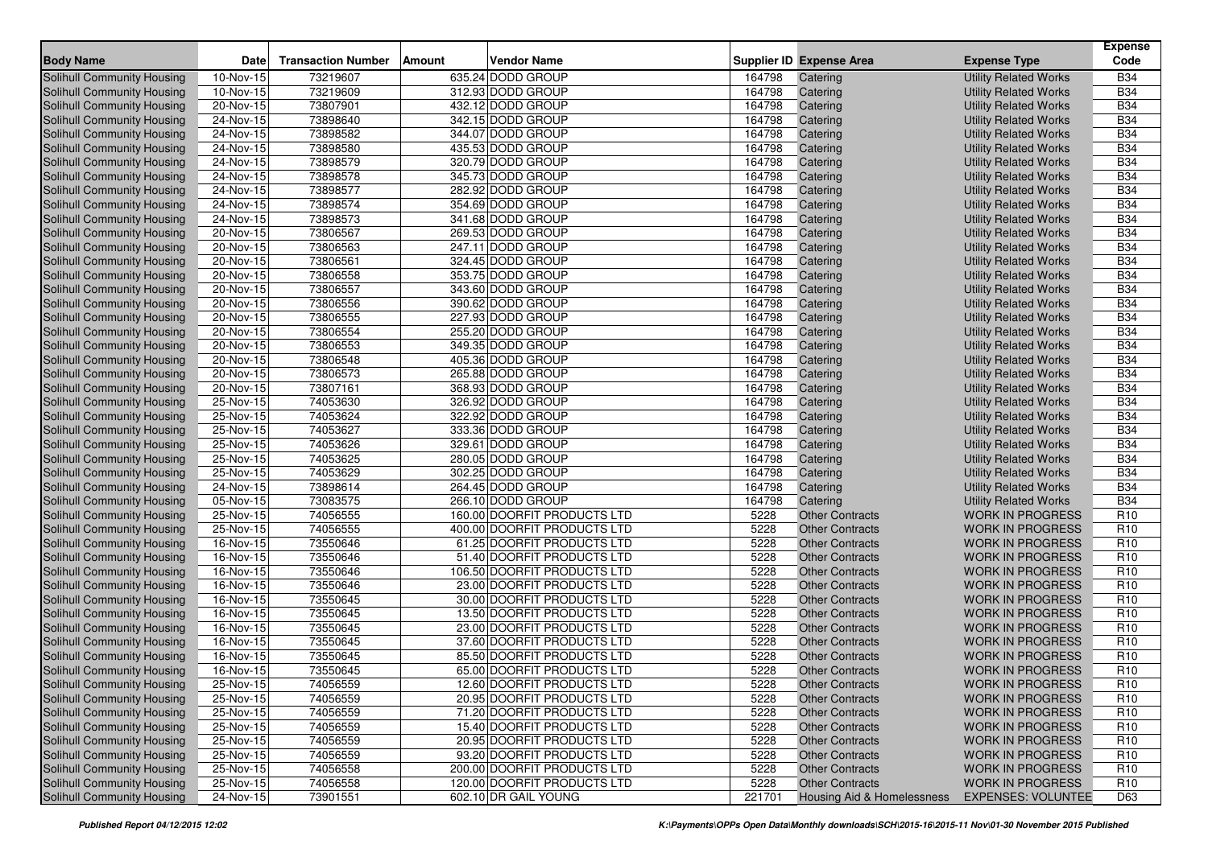| Body Name | Date | Transaction Number | Amount | Vendor Name | Supplier ID | Expense Area | Expense Type | Expense Code |
|---|---|---|---|---|---|---|---|---|
| Solihull Community Housing | 10-Nov-15 | 73219607 | 635.24 | DODD GROUP | 164798 | Catering | Utility Related Works | B34 |
| Solihull Community Housing | 10-Nov-15 | 73219609 | 312.93 | DODD GROUP | 164798 | Catering | Utility Related Works | B34 |
| Solihull Community Housing | 20-Nov-15 | 73807901 | 432.12 | DODD GROUP | 164798 | Catering | Utility Related Works | B34 |
| Solihull Community Housing | 24-Nov-15 | 73898640 | 342.15 | DODD GROUP | 164798 | Catering | Utility Related Works | B34 |
| Solihull Community Housing | 24-Nov-15 | 73898582 | 344.07 | DODD GROUP | 164798 | Catering | Utility Related Works | B34 |
| Solihull Community Housing | 24-Nov-15 | 73898580 | 435.53 | DODD GROUP | 164798 | Catering | Utility Related Works | B34 |
| Solihull Community Housing | 24-Nov-15 | 73898579 | 320.79 | DODD GROUP | 164798 | Catering | Utility Related Works | B34 |
| Solihull Community Housing | 24-Nov-15 | 73898578 | 345.73 | DODD GROUP | 164798 | Catering | Utility Related Works | B34 |
| Solihull Community Housing | 24-Nov-15 | 73898577 | 282.92 | DODD GROUP | 164798 | Catering | Utility Related Works | B34 |
| Solihull Community Housing | 24-Nov-15 | 73898574 | 354.69 | DODD GROUP | 164798 | Catering | Utility Related Works | B34 |
| Solihull Community Housing | 24-Nov-15 | 73898573 | 341.68 | DODD GROUP | 164798 | Catering | Utility Related Works | B34 |
| Solihull Community Housing | 20-Nov-15 | 73806567 | 269.53 | DODD GROUP | 164798 | Catering | Utility Related Works | B34 |
| Solihull Community Housing | 20-Nov-15 | 73806563 | 247.11 | DODD GROUP | 164798 | Catering | Utility Related Works | B34 |
| Solihull Community Housing | 20-Nov-15 | 73806561 | 324.45 | DODD GROUP | 164798 | Catering | Utility Related Works | B34 |
| Solihull Community Housing | 20-Nov-15 | 73806558 | 353.75 | DODD GROUP | 164798 | Catering | Utility Related Works | B34 |
| Solihull Community Housing | 20-Nov-15 | 73806557 | 343.60 | DODD GROUP | 164798 | Catering | Utility Related Works | B34 |
| Solihull Community Housing | 20-Nov-15 | 73806556 | 390.62 | DODD GROUP | 164798 | Catering | Utility Related Works | B34 |
| Solihull Community Housing | 20-Nov-15 | 73806555 | 227.93 | DODD GROUP | 164798 | Catering | Utility Related Works | B34 |
| Solihull Community Housing | 20-Nov-15 | 73806554 | 255.20 | DODD GROUP | 164798 | Catering | Utility Related Works | B34 |
| Solihull Community Housing | 20-Nov-15 | 73806553 | 349.35 | DODD GROUP | 164798 | Catering | Utility Related Works | B34 |
| Solihull Community Housing | 20-Nov-15 | 73806548 | 405.36 | DODD GROUP | 164798 | Catering | Utility Related Works | B34 |
| Solihull Community Housing | 20-Nov-15 | 73806573 | 265.88 | DODD GROUP | 164798 | Catering | Utility Related Works | B34 |
| Solihull Community Housing | 20-Nov-15 | 73807161 | 368.93 | DODD GROUP | 164798 | Catering | Utility Related Works | B34 |
| Solihull Community Housing | 25-Nov-15 | 74053630 | 326.92 | DODD GROUP | 164798 | Catering | Utility Related Works | B34 |
| Solihull Community Housing | 25-Nov-15 | 74053624 | 322.92 | DODD GROUP | 164798 | Catering | Utility Related Works | B34 |
| Solihull Community Housing | 25-Nov-15 | 74053627 | 333.36 | DODD GROUP | 164798 | Catering | Utility Related Works | B34 |
| Solihull Community Housing | 25-Nov-15 | 74053626 | 329.61 | DODD GROUP | 164798 | Catering | Utility Related Works | B34 |
| Solihull Community Housing | 25-Nov-15 | 74053625 | 280.05 | DODD GROUP | 164798 | Catering | Utility Related Works | B34 |
| Solihull Community Housing | 25-Nov-15 | 74053629 | 302.25 | DODD GROUP | 164798 | Catering | Utility Related Works | B34 |
| Solihull Community Housing | 24-Nov-15 | 73898614 | 264.45 | DODD GROUP | 164798 | Catering | Utility Related Works | B34 |
| Solihull Community Housing | 05-Nov-15 | 73083575 | 266.10 | DODD GROUP | 164798 | Catering | Utility Related Works | B34 |
| Solihull Community Housing | 25-Nov-15 | 74056555 | 160.00 | DOORFIT PRODUCTS LTD | 5228 | Other Contracts | WORK IN PROGRESS | R10 |
| Solihull Community Housing | 25-Nov-15 | 74056555 | 400.00 | DOORFIT PRODUCTS LTD | 5228 | Other Contracts | WORK IN PROGRESS | R10 |
| Solihull Community Housing | 16-Nov-15 | 73550646 | 61.25 | DOORFIT PRODUCTS LTD | 5228 | Other Contracts | WORK IN PROGRESS | R10 |
| Solihull Community Housing | 16-Nov-15 | 73550646 | 51.40 | DOORFIT PRODUCTS LTD | 5228 | Other Contracts | WORK IN PROGRESS | R10 |
| Solihull Community Housing | 16-Nov-15 | 73550646 | 106.50 | DOORFIT PRODUCTS LTD | 5228 | Other Contracts | WORK IN PROGRESS | R10 |
| Solihull Community Housing | 16-Nov-15 | 73550646 | 23.00 | DOORFIT PRODUCTS LTD | 5228 | Other Contracts | WORK IN PROGRESS | R10 |
| Solihull Community Housing | 16-Nov-15 | 73550645 | 30.00 | DOORFIT PRODUCTS LTD | 5228 | Other Contracts | WORK IN PROGRESS | R10 |
| Solihull Community Housing | 16-Nov-15 | 73550645 | 13.50 | DOORFIT PRODUCTS LTD | 5228 | Other Contracts | WORK IN PROGRESS | R10 |
| Solihull Community Housing | 16-Nov-15 | 73550645 | 23.00 | DOORFIT PRODUCTS LTD | 5228 | Other Contracts | WORK IN PROGRESS | R10 |
| Solihull Community Housing | 16-Nov-15 | 73550645 | 37.60 | DOORFIT PRODUCTS LTD | 5228 | Other Contracts | WORK IN PROGRESS | R10 |
| Solihull Community Housing | 16-Nov-15 | 73550645 | 85.50 | DOORFIT PRODUCTS LTD | 5228 | Other Contracts | WORK IN PROGRESS | R10 |
| Solihull Community Housing | 16-Nov-15 | 73550645 | 65.00 | DOORFIT PRODUCTS LTD | 5228 | Other Contracts | WORK IN PROGRESS | R10 |
| Solihull Community Housing | 25-Nov-15 | 74056559 | 12.60 | DOORFIT PRODUCTS LTD | 5228 | Other Contracts | WORK IN PROGRESS | R10 |
| Solihull Community Housing | 25-Nov-15 | 74056559 | 20.95 | DOORFIT PRODUCTS LTD | 5228 | Other Contracts | WORK IN PROGRESS | R10 |
| Solihull Community Housing | 25-Nov-15 | 74056559 | 71.20 | DOORFIT PRODUCTS LTD | 5228 | Other Contracts | WORK IN PROGRESS | R10 |
| Solihull Community Housing | 25-Nov-15 | 74056559 | 15.40 | DOORFIT PRODUCTS LTD | 5228 | Other Contracts | WORK IN PROGRESS | R10 |
| Solihull Community Housing | 25-Nov-15 | 74056559 | 20.95 | DOORFIT PRODUCTS LTD | 5228 | Other Contracts | WORK IN PROGRESS | R10 |
| Solihull Community Housing | 25-Nov-15 | 74056559 | 93.20 | DOORFIT PRODUCTS LTD | 5228 | Other Contracts | WORK IN PROGRESS | R10 |
| Solihull Community Housing | 25-Nov-15 | 74056558 | 200.00 | DOORFIT PRODUCTS LTD | 5228 | Other Contracts | WORK IN PROGRESS | R10 |
| Solihull Community Housing | 25-Nov-15 | 74056558 | 120.00 | DOORFIT PRODUCTS LTD | 5228 | Other Contracts | WORK IN PROGRESS | R10 |
| Solihull Community Housing | 24-Nov-15 | 73901551 | 602.10 | DR GAIL YOUNG | 221701 | Housing Aid & Homelessness | EXPENSES: VOLUNTEE | D63 |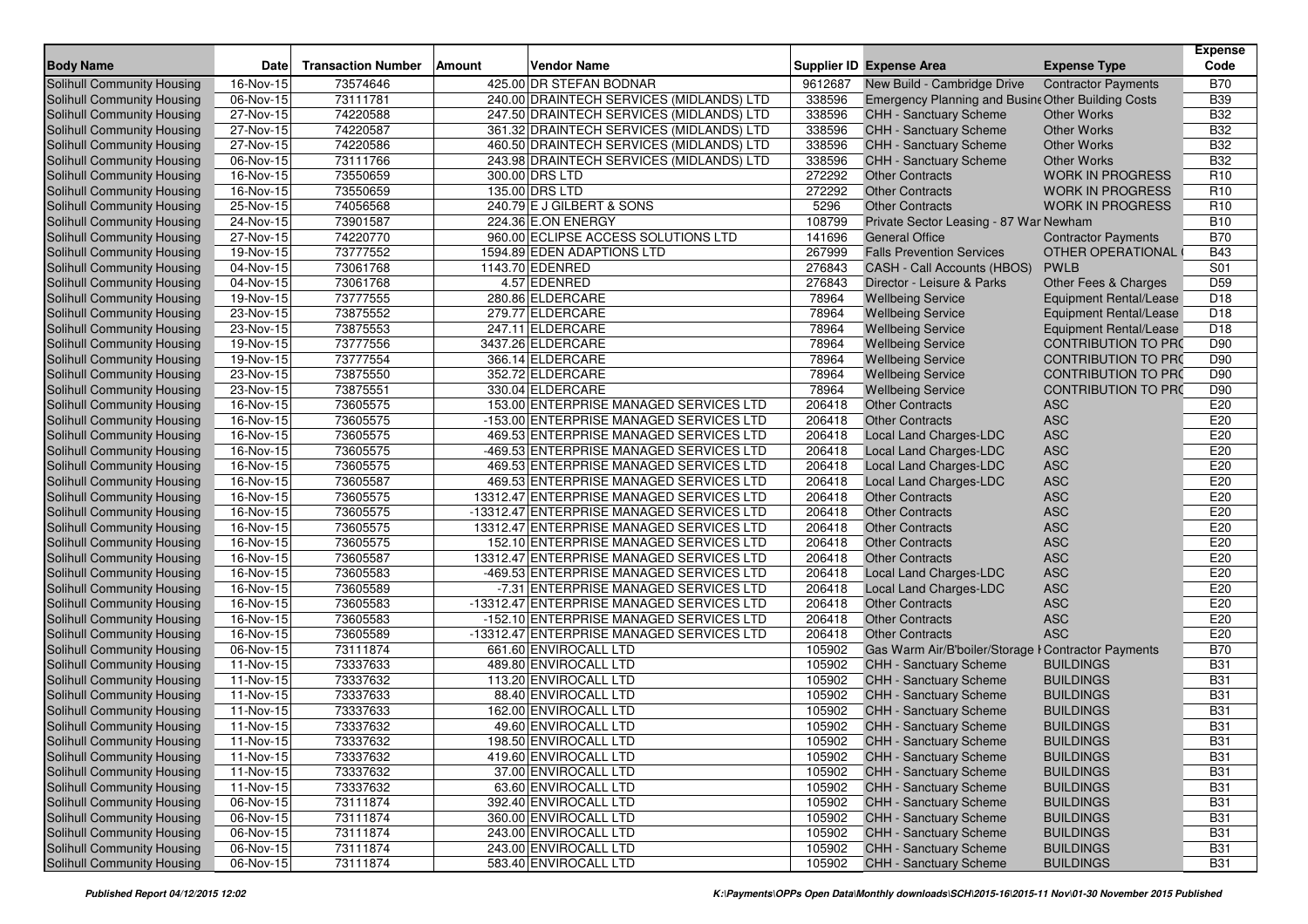| Body Name | Date | Transaction Number | Amount | Vendor Name | Supplier ID | Expense Area | Expense Type | Expense Code |
|---|---|---|---|---|---|---|---|---|
| Solihull Community Housing | 16-Nov-15 | 73574646 | 425.00 | DR STEFAN BODNAR | 9612687 | New Build - Cambridge Drive | Contractor Payments | B70 |
| Solihull Community Housing | 06-Nov-15 | 73111781 | 240.00 | DRAINTECH SERVICES (MIDLANDS) LTD | 338596 | Emergency Planning and Busine | Other Building Costs | B39 |
| Solihull Community Housing | 27-Nov-15 | 74220588 | 247.50 | DRAINTECH SERVICES (MIDLANDS) LTD | 338596 | CHH - Sanctuary Scheme | Other Works | B32 |
| Solihull Community Housing | 27-Nov-15 | 74220587 | 361.32 | DRAINTECH SERVICES (MIDLANDS) LTD | 338596 | CHH - Sanctuary Scheme | Other Works | B32 |
| Solihull Community Housing | 27-Nov-15 | 74220586 | 460.50 | DRAINTECH SERVICES (MIDLANDS) LTD | 338596 | CHH - Sanctuary Scheme | Other Works | B32 |
| Solihull Community Housing | 06-Nov-15 | 73111766 | 243.98 | DRAINTECH SERVICES (MIDLANDS) LTD | 338596 | CHH - Sanctuary Scheme | Other Works | B32 |
| Solihull Community Housing | 16-Nov-15 | 73550659 | 300.00 | DRS LTD | 272292 | Other Contracts | WORK IN PROGRESS | R10 |
| Solihull Community Housing | 16-Nov-15 | 73550659 | 135.00 | DRS LTD | 272292 | Other Contracts | WORK IN PROGRESS | R10 |
| Solihull Community Housing | 25-Nov-15 | 74056568 | 240.79 | E J GILBERT & SONS | 5296 | Other Contracts | WORK IN PROGRESS | R10 |
| Solihull Community Housing | 24-Nov-15 | 73901587 | 224.36 | E.ON ENERGY | 108799 | Private Sector Leasing - 87 War Newham | | B10 |
| Solihull Community Housing | 27-Nov-15 | 74220770 | 960.00 | ECLIPSE ACCESS SOLUTIONS LTD | 141696 | General Office | Contractor Payments | B70 |
| Solihull Community Housing | 19-Nov-15 | 73777552 | 1594.89 | EDEN ADAPTIONS LTD | 267999 | Falls Prevention Services | OTHER OPERATIONAL | B43 |
| Solihull Community Housing | 04-Nov-15 | 73061768 | 1143.70 | EDENRED | 276843 | CASH - Call Accounts (HBOS) | PWLB | S01 |
| Solihull Community Housing | 04-Nov-15 | 73061768 | 4.57 | EDENRED | 276843 | Director - Leisure & Parks | Other Fees & Charges | D59 |
| Solihull Community Housing | 19-Nov-15 | 73777555 | 280.86 | ELDERCARE | 78964 | Wellbeing Service | Equipment Rental/Lease | D18 |
| Solihull Community Housing | 23-Nov-15 | 73875552 | 279.77 | ELDERCARE | 78964 | Wellbeing Service | Equipment Rental/Lease | D18 |
| Solihull Community Housing | 23-Nov-15 | 73875553 | 247.11 | ELDERCARE | 78964 | Wellbeing Service | Equipment Rental/Lease | D18 |
| Solihull Community Housing | 19-Nov-15 | 73777556 | 3437.26 | ELDERCARE | 78964 | Wellbeing Service | CONTRIBUTION TO PRO | D90 |
| Solihull Community Housing | 19-Nov-15 | 73777554 | 366.14 | ELDERCARE | 78964 | Wellbeing Service | CONTRIBUTION TO PRO | D90 |
| Solihull Community Housing | 23-Nov-15 | 73875550 | 352.72 | ELDERCARE | 78964 | Wellbeing Service | CONTRIBUTION TO PRO | D90 |
| Solihull Community Housing | 23-Nov-15 | 73875551 | 330.04 | ELDERCARE | 78964 | Wellbeing Service | CONTRIBUTION TO PRO | D90 |
| Solihull Community Housing | 16-Nov-15 | 73605575 | 153.00 | ENTERPRISE MANAGED SERVICES LTD | 206418 | Other Contracts | ASC | E20 |
| Solihull Community Housing | 16-Nov-15 | 73605575 | -153.00 | ENTERPRISE MANAGED SERVICES LTD | 206418 | Other Contracts | ASC | E20 |
| Solihull Community Housing | 16-Nov-15 | 73605575 | 469.53 | ENTERPRISE MANAGED SERVICES LTD | 206418 | Local Land Charges-LDC | ASC | E20 |
| Solihull Community Housing | 16-Nov-15 | 73605575 | -469.53 | ENTERPRISE MANAGED SERVICES LTD | 206418 | Local Land Charges-LDC | ASC | E20 |
| Solihull Community Housing | 16-Nov-15 | 73605575 | 469.53 | ENTERPRISE MANAGED SERVICES LTD | 206418 | Local Land Charges-LDC | ASC | E20 |
| Solihull Community Housing | 16-Nov-15 | 73605587 | 469.53 | ENTERPRISE MANAGED SERVICES LTD | 206418 | Local Land Charges-LDC | ASC | E20 |
| Solihull Community Housing | 16-Nov-15 | 73605575 | 13312.47 | ENTERPRISE MANAGED SERVICES LTD | 206418 | Other Contracts | ASC | E20 |
| Solihull Community Housing | 16-Nov-15 | 73605575 | -13312.47 | ENTERPRISE MANAGED SERVICES LTD | 206418 | Other Contracts | ASC | E20 |
| Solihull Community Housing | 16-Nov-15 | 73605575 | 13312.47 | ENTERPRISE MANAGED SERVICES LTD | 206418 | Other Contracts | ASC | E20 |
| Solihull Community Housing | 16-Nov-15 | 73605575 | 152.10 | ENTERPRISE MANAGED SERVICES LTD | 206418 | Other Contracts | ASC | E20 |
| Solihull Community Housing | 16-Nov-15 | 73605587 | 13312.47 | ENTERPRISE MANAGED SERVICES LTD | 206418 | Other Contracts | ASC | E20 |
| Solihull Community Housing | 16-Nov-15 | 73605583 | -469.53 | ENTERPRISE MANAGED SERVICES LTD | 206418 | Local Land Charges-LDC | ASC | E20 |
| Solihull Community Housing | 16-Nov-15 | 73605589 | -7.31 | ENTERPRISE MANAGED SERVICES LTD | 206418 | Local Land Charges-LDC | ASC | E20 |
| Solihull Community Housing | 16-Nov-15 | 73605583 | -13312.47 | ENTERPRISE MANAGED SERVICES LTD | 206418 | Other Contracts | ASC | E20 |
| Solihull Community Housing | 16-Nov-15 | 73605583 | -152.10 | ENTERPRISE MANAGED SERVICES LTD | 206418 | Other Contracts | ASC | E20 |
| Solihull Community Housing | 16-Nov-15 | 73605589 | -13312.47 | ENTERPRISE MANAGED SERVICES LTD | 206418 | Other Contracts | ASC | E20 |
| Solihull Community Housing | 06-Nov-15 | 73111874 | 661.60 | ENVIROCALL LTD | 105902 | Gas Warm Air/B'boiler/Storage H | Contractor Payments | B70 |
| Solihull Community Housing | 11-Nov-15 | 73337633 | 489.80 | ENVIROCALL LTD | 105902 | CHH - Sanctuary Scheme | BUILDINGS | B31 |
| Solihull Community Housing | 11-Nov-15 | 73337632 | 113.20 | ENVIROCALL LTD | 105902 | CHH - Sanctuary Scheme | BUILDINGS | B31 |
| Solihull Community Housing | 11-Nov-15 | 73337633 | 88.40 | ENVIROCALL LTD | 105902 | CHH - Sanctuary Scheme | BUILDINGS | B31 |
| Solihull Community Housing | 11-Nov-15 | 73337633 | 162.00 | ENVIROCALL LTD | 105902 | CHH - Sanctuary Scheme | BUILDINGS | B31 |
| Solihull Community Housing | 11-Nov-15 | 73337632 | 49.60 | ENVIROCALL LTD | 105902 | CHH - Sanctuary Scheme | BUILDINGS | B31 |
| Solihull Community Housing | 11-Nov-15 | 73337632 | 198.50 | ENVIROCALL LTD | 105902 | CHH - Sanctuary Scheme | BUILDINGS | B31 |
| Solihull Community Housing | 11-Nov-15 | 73337632 | 419.60 | ENVIROCALL LTD | 105902 | CHH - Sanctuary Scheme | BUILDINGS | B31 |
| Solihull Community Housing | 11-Nov-15 | 73337632 | 37.00 | ENVIROCALL LTD | 105902 | CHH - Sanctuary Scheme | BUILDINGS | B31 |
| Solihull Community Housing | 11-Nov-15 | 73337632 | 63.60 | ENVIROCALL LTD | 105902 | CHH - Sanctuary Scheme | BUILDINGS | B31 |
| Solihull Community Housing | 06-Nov-15 | 73111874 | 392.40 | ENVIROCALL LTD | 105902 | CHH - Sanctuary Scheme | BUILDINGS | B31 |
| Solihull Community Housing | 06-Nov-15 | 73111874 | 360.00 | ENVIROCALL LTD | 105902 | CHH - Sanctuary Scheme | BUILDINGS | B31 |
| Solihull Community Housing | 06-Nov-15 | 73111874 | 243.00 | ENVIROCALL LTD | 105902 | CHH - Sanctuary Scheme | BUILDINGS | B31 |
| Solihull Community Housing | 06-Nov-15 | 73111874 | 243.00 | ENVIROCALL LTD | 105902 | CHH - Sanctuary Scheme | BUILDINGS | B31 |
| Solihull Community Housing | 06-Nov-15 | 73111874 | 583.40 | ENVIROCALL LTD | 105902 | CHH - Sanctuary Scheme | BUILDINGS | B31 |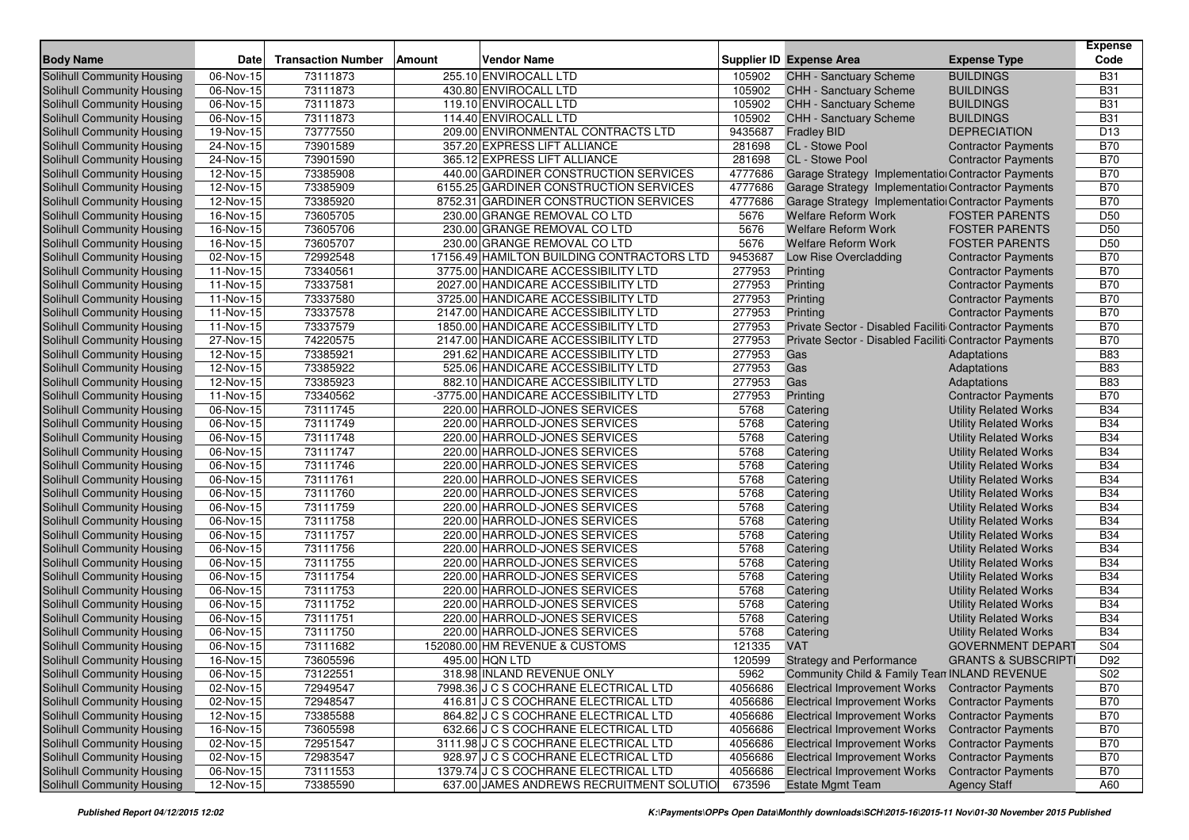| Body Name | Date | Transaction Number | Amount | Vendor Name | Supplier ID | Expense Area | Expense Type | Expense Code |
|---|---|---|---|---|---|---|---|---|
| Solihull Community Housing | 06-Nov-15 | 73111873 | 255.10 | ENVIROCALL LTD | 105902 | CHH - Sanctuary Scheme | BUILDINGS | B31 |
| Solihull Community Housing | 06-Nov-15 | 73111873 | 430.80 | ENVIROCALL LTD | 105902 | CHH - Sanctuary Scheme | BUILDINGS | B31 |
| Solihull Community Housing | 06-Nov-15 | 73111873 | 119.10 | ENVIROCALL LTD | 105902 | CHH - Sanctuary Scheme | BUILDINGS | B31 |
| Solihull Community Housing | 06-Nov-15 | 73111873 | 114.40 | ENVIROCALL LTD | 105902 | CHH - Sanctuary Scheme | BUILDINGS | B31 |
| Solihull Community Housing | 19-Nov-15 | 73777550 | 209.00 | ENVIRONMENTAL CONTRACTS LTD | 9435687 | Fradley BID | DEPRECIATION | D13 |
| Solihull Community Housing | 24-Nov-15 | 73901589 | 357.20 | EXPRESS LIFT ALLIANCE | 281698 | CL - Stowe Pool | Contractor Payments | B70 |
| Solihull Community Housing | 24-Nov-15 | 73901590 | 365.12 | EXPRESS LIFT ALLIANCE | 281698 | CL - Stowe Pool | Contractor Payments | B70 |
| Solihull Community Housing | 12-Nov-15 | 73385908 | 440.00 | GARDINER CONSTRUCTION SERVICES | 4777686 | Garage Strategy Implementatio | Contractor Payments | B70 |
| Solihull Community Housing | 12-Nov-15 | 73385909 | 6155.25 | GARDINER CONSTRUCTION SERVICES | 4777686 | Garage Strategy Implementatio | Contractor Payments | B70 |
| Solihull Community Housing | 12-Nov-15 | 73385920 | 8752.31 | GARDINER CONSTRUCTION SERVICES | 4777686 | Garage Strategy Implementatio | Contractor Payments | B70 |
| Solihull Community Housing | 16-Nov-15 | 73605705 | 230.00 | GRANGE REMOVAL CO LTD | 5676 | Welfare Reform Work | FOSTER PARENTS | D50 |
| Solihull Community Housing | 16-Nov-15 | 73605706 | 230.00 | GRANGE REMOVAL CO LTD | 5676 | Welfare Reform Work | FOSTER PARENTS | D50 |
| Solihull Community Housing | 16-Nov-15 | 73605707 | 230.00 | GRANGE REMOVAL CO LTD | 5676 | Welfare Reform Work | FOSTER PARENTS | D50 |
| Solihull Community Housing | 02-Nov-15 | 72992548 | 17156.49 | HAMILTON BUILDING CONTRACTORS LTD | 9453687 | Low Rise Overcladding | Contractor Payments | B70 |
| Solihull Community Housing | 11-Nov-15 | 73340561 | 3775.00 | HANDICARE ACCESSIBILITY LTD | 277953 | Printing | Contractor Payments | B70 |
| Solihull Community Housing | 11-Nov-15 | 73337581 | 2027.00 | HANDICARE ACCESSIBILITY LTD | 277953 | Printing | Contractor Payments | B70 |
| Solihull Community Housing | 11-Nov-15 | 73337580 | 3725.00 | HANDICARE ACCESSIBILITY LTD | 277953 | Printing | Contractor Payments | B70 |
| Solihull Community Housing | 11-Nov-15 | 73337578 | 2147.00 | HANDICARE ACCESSIBILITY LTD | 277953 | Printing | Contractor Payments | B70 |
| Solihull Community Housing | 11-Nov-15 | 73337579 | 1850.00 | HANDICARE ACCESSIBILITY LTD | 277953 | Private Sector - Disabled Faciliti | Contractor Payments | B70 |
| Solihull Community Housing | 27-Nov-15 | 74220575 | 2147.00 | HANDICARE ACCESSIBILITY LTD | 277953 | Private Sector - Disabled Faciliti | Contractor Payments | B70 |
| Solihull Community Housing | 12-Nov-15 | 73385921 | 291.62 | HANDICARE ACCESSIBILITY LTD | 277953 | Gas | Adaptations | B83 |
| Solihull Community Housing | 12-Nov-15 | 73385922 | 525.06 | HANDICARE ACCESSIBILITY LTD | 277953 | Gas | Adaptations | B83 |
| Solihull Community Housing | 12-Nov-15 | 73385923 | 882.10 | HANDICARE ACCESSIBILITY LTD | 277953 | Gas | Adaptations | B83 |
| Solihull Community Housing | 11-Nov-15 | 73340562 | -3775.00 | HANDICARE ACCESSIBILITY LTD | 277953 | Printing | Contractor Payments | B70 |
| Solihull Community Housing | 06-Nov-15 | 73111745 | 220.00 | HARROLD-JONES SERVICES | 5768 | Catering | Utility Related Works | B34 |
| Solihull Community Housing | 06-Nov-15 | 73111749 | 220.00 | HARROLD-JONES SERVICES | 5768 | Catering | Utility Related Works | B34 |
| Solihull Community Housing | 06-Nov-15 | 73111748 | 220.00 | HARROLD-JONES SERVICES | 5768 | Catering | Utility Related Works | B34 |
| Solihull Community Housing | 06-Nov-15 | 73111747 | 220.00 | HARROLD-JONES SERVICES | 5768 | Catering | Utility Related Works | B34 |
| Solihull Community Housing | 06-Nov-15 | 73111746 | 220.00 | HARROLD-JONES SERVICES | 5768 | Catering | Utility Related Works | B34 |
| Solihull Community Housing | 06-Nov-15 | 73111761 | 220.00 | HARROLD-JONES SERVICES | 5768 | Catering | Utility Related Works | B34 |
| Solihull Community Housing | 06-Nov-15 | 73111760 | 220.00 | HARROLD-JONES SERVICES | 5768 | Catering | Utility Related Works | B34 |
| Solihull Community Housing | 06-Nov-15 | 73111759 | 220.00 | HARROLD-JONES SERVICES | 5768 | Catering | Utility Related Works | B34 |
| Solihull Community Housing | 06-Nov-15 | 73111758 | 220.00 | HARROLD-JONES SERVICES | 5768 | Catering | Utility Related Works | B34 |
| Solihull Community Housing | 06-Nov-15 | 73111757 | 220.00 | HARROLD-JONES SERVICES | 5768 | Catering | Utility Related Works | B34 |
| Solihull Community Housing | 06-Nov-15 | 73111756 | 220.00 | HARROLD-JONES SERVICES | 5768 | Catering | Utility Related Works | B34 |
| Solihull Community Housing | 06-Nov-15 | 73111755 | 220.00 | HARROLD-JONES SERVICES | 5768 | Catering | Utility Related Works | B34 |
| Solihull Community Housing | 06-Nov-15 | 73111754 | 220.00 | HARROLD-JONES SERVICES | 5768 | Catering | Utility Related Works | B34 |
| Solihull Community Housing | 06-Nov-15 | 73111753 | 220.00 | HARROLD-JONES SERVICES | 5768 | Catering | Utility Related Works | B34 |
| Solihull Community Housing | 06-Nov-15 | 73111752 | 220.00 | HARROLD-JONES SERVICES | 5768 | Catering | Utility Related Works | B34 |
| Solihull Community Housing | 06-Nov-15 | 73111751 | 220.00 | HARROLD-JONES SERVICES | 5768 | Catering | Utility Related Works | B34 |
| Solihull Community Housing | 06-Nov-15 | 73111750 | 220.00 | HARROLD-JONES SERVICES | 5768 | Catering | Utility Related Works | B34 |
| Solihull Community Housing | 06-Nov-15 | 73111682 | 152080.00 | HM REVENUE & CUSTOMS | 121335 | VAT | GOVERNMENT DEPART | S04 |
| Solihull Community Housing | 16-Nov-15 | 73605596 | 495.00 | HQN LTD | 120599 | Strategy and Performance | GRANTS & SUBSCRIPTI | D92 |
| Solihull Community Housing | 06-Nov-15 | 73122551 | 318.98 | INLAND REVENUE ONLY | 5962 | Community Child & Family Tean | INLAND REVENUE | S02 |
| Solihull Community Housing | 02-Nov-15 | 72949547 | 7998.36 | J C S COCHRANE ELECTRICAL LTD | 4056686 | Electrical Improvement Works | Contractor Payments | B70 |
| Solihull Community Housing | 02-Nov-15 | 72948547 | 416.81 | J C S COCHRANE ELECTRICAL LTD | 4056686 | Electrical Improvement Works | Contractor Payments | B70 |
| Solihull Community Housing | 12-Nov-15 | 73385588 | 864.82 | J C S COCHRANE ELECTRICAL LTD | 4056686 | Electrical Improvement Works | Contractor Payments | B70 |
| Solihull Community Housing | 16-Nov-15 | 73605598 | 632.66 | J C S COCHRANE ELECTRICAL LTD | 4056686 | Electrical Improvement Works | Contractor Payments | B70 |
| Solihull Community Housing | 02-Nov-15 | 72951547 | 3111.98 | J C S COCHRANE ELECTRICAL LTD | 4056686 | Electrical Improvement Works | Contractor Payments | B70 |
| Solihull Community Housing | 02-Nov-15 | 72983547 | 928.97 | J C S COCHRANE ELECTRICAL LTD | 4056686 | Electrical Improvement Works | Contractor Payments | B70 |
| Solihull Community Housing | 06-Nov-15 | 73111553 | 1379.74 | J C S COCHRANE ELECTRICAL LTD | 4056686 | Electrical Improvement Works | Contractor Payments | B70 |
| Solihull Community Housing | 12-Nov-15 | 73385590 | 637.00 | JAMES ANDREWS RECRUITMENT SOLUTIO | 673596 | Estate Mgmt Team | Agency Staff | A60 |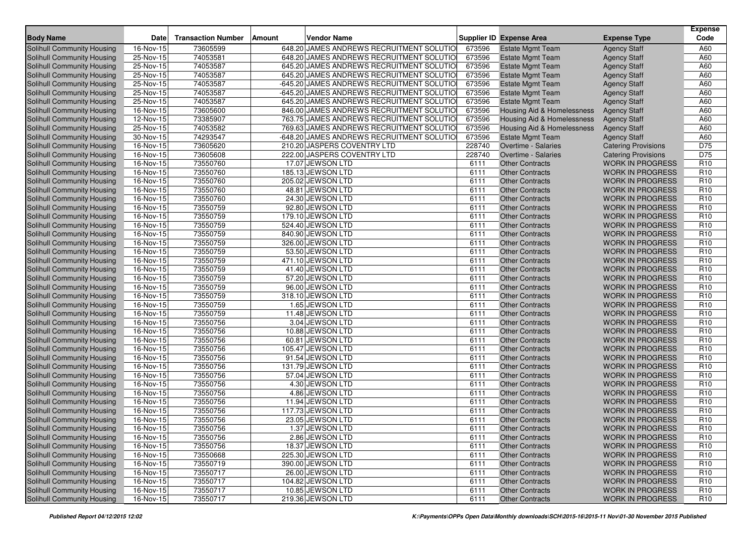| Body Name | Date | Transaction Number | Amount | Vendor Name | Supplier ID | Expense Area | Expense Type | Expense Code |
|---|---|---|---|---|---|---|---|---|
| Solihull Community Housing | 16-Nov-15 | 73605599 | 648.20 | JAMES ANDREWS RECRUITMENT SOLUTIO | 673596 | Estate Mgmt Team | Agency Staff | A60 |
| Solihull Community Housing | 25-Nov-15 | 74053581 | 648.20 | JAMES ANDREWS RECRUITMENT SOLUTIO | 673596 | Estate Mgmt Team | Agency Staff | A60 |
| Solihull Community Housing | 25-Nov-15 | 74053587 | 645.20 | JAMES ANDREWS RECRUITMENT SOLUTIO | 673596 | Estate Mgmt Team | Agency Staff | A60 |
| Solihull Community Housing | 25-Nov-15 | 74053587 | 645.20 | JAMES ANDREWS RECRUITMENT SOLUTIO | 673596 | Estate Mgmt Team | Agency Staff | A60 |
| Solihull Community Housing | 25-Nov-15 | 74053587 | -645.20 | JAMES ANDREWS RECRUITMENT SOLUTIO | 673596 | Estate Mgmt Team | Agency Staff | A60 |
| Solihull Community Housing | 25-Nov-15 | 74053587 | -645.20 | JAMES ANDREWS RECRUITMENT SOLUTIO | 673596 | Estate Mgmt Team | Agency Staff | A60 |
| Solihull Community Housing | 25-Nov-15 | 74053587 | 645.20 | JAMES ANDREWS RECRUITMENT SOLUTIO | 673596 | Estate Mgmt Team | Agency Staff | A60 |
| Solihull Community Housing | 16-Nov-15 | 73605600 | 846.00 | JAMES ANDREWS RECRUITMENT SOLUTIO | 673596 | Housing Aid & Homelessness | Agency Staff | A60 |
| Solihull Community Housing | 12-Nov-15 | 73385907 | 763.75 | JAMES ANDREWS RECRUITMENT SOLUTIO | 673596 | Housing Aid & Homelessness | Agency Staff | A60 |
| Solihull Community Housing | 25-Nov-15 | 74053582 | 769.63 | JAMES ANDREWS RECRUITMENT SOLUTIO | 673596 | Housing Aid & Homelessness | Agency Staff | A60 |
| Solihull Community Housing | 30-Nov-15 | 74293547 | -648.20 | JAMES ANDREWS RECRUITMENT SOLUTIO | 673596 | Estate Mgmt Team | Agency Staff | A60 |
| Solihull Community Housing | 16-Nov-15 | 73605620 | 210.20 | JASPERS COVENTRY LTD | 228740 | Overtime - Salaries | Catering Provisions | D75 |
| Solihull Community Housing | 16-Nov-15 | 73605608 | 222.00 | JASPERS COVENTRY LTD | 228740 | Overtime - Salaries | Catering Provisions | D75 |
| Solihull Community Housing | 16-Nov-15 | 73550760 | 17.07 | JEWSON LTD | 6111 | Other Contracts | WORK IN PROGRESS | R10 |
| Solihull Community Housing | 16-Nov-15 | 73550760 | 185.13 | JEWSON LTD | 6111 | Other Contracts | WORK IN PROGRESS | R10 |
| Solihull Community Housing | 16-Nov-15 | 73550760 | 205.02 | JEWSON LTD | 6111 | Other Contracts | WORK IN PROGRESS | R10 |
| Solihull Community Housing | 16-Nov-15 | 73550760 | 48.81 | JEWSON LTD | 6111 | Other Contracts | WORK IN PROGRESS | R10 |
| Solihull Community Housing | 16-Nov-15 | 73550760 | 24.30 | JEWSON LTD | 6111 | Other Contracts | WORK IN PROGRESS | R10 |
| Solihull Community Housing | 16-Nov-15 | 73550759 | 92.80 | JEWSON LTD | 6111 | Other Contracts | WORK IN PROGRESS | R10 |
| Solihull Community Housing | 16-Nov-15 | 73550759 | 179.10 | JEWSON LTD | 6111 | Other Contracts | WORK IN PROGRESS | R10 |
| Solihull Community Housing | 16-Nov-15 | 73550759 | 524.40 | JEWSON LTD | 6111 | Other Contracts | WORK IN PROGRESS | R10 |
| Solihull Community Housing | 16-Nov-15 | 73550759 | 840.90 | JEWSON LTD | 6111 | Other Contracts | WORK IN PROGRESS | R10 |
| Solihull Community Housing | 16-Nov-15 | 73550759 | 326.00 | JEWSON LTD | 6111 | Other Contracts | WORK IN PROGRESS | R10 |
| Solihull Community Housing | 16-Nov-15 | 73550759 | 53.50 | JEWSON LTD | 6111 | Other Contracts | WORK IN PROGRESS | R10 |
| Solihull Community Housing | 16-Nov-15 | 73550759 | 471.10 | JEWSON LTD | 6111 | Other Contracts | WORK IN PROGRESS | R10 |
| Solihull Community Housing | 16-Nov-15 | 73550759 | 41.40 | JEWSON LTD | 6111 | Other Contracts | WORK IN PROGRESS | R10 |
| Solihull Community Housing | 16-Nov-15 | 73550759 | 57.20 | JEWSON LTD | 6111 | Other Contracts | WORK IN PROGRESS | R10 |
| Solihull Community Housing | 16-Nov-15 | 73550759 | 96.00 | JEWSON LTD | 6111 | Other Contracts | WORK IN PROGRESS | R10 |
| Solihull Community Housing | 16-Nov-15 | 73550759 | 318.10 | JEWSON LTD | 6111 | Other Contracts | WORK IN PROGRESS | R10 |
| Solihull Community Housing | 16-Nov-15 | 73550759 | 1.65 | JEWSON LTD | 6111 | Other Contracts | WORK IN PROGRESS | R10 |
| Solihull Community Housing | 16-Nov-15 | 73550759 | 11.48 | JEWSON LTD | 6111 | Other Contracts | WORK IN PROGRESS | R10 |
| Solihull Community Housing | 16-Nov-15 | 73550756 | 3.04 | JEWSON LTD | 6111 | Other Contracts | WORK IN PROGRESS | R10 |
| Solihull Community Housing | 16-Nov-15 | 73550756 | 10.88 | JEWSON LTD | 6111 | Other Contracts | WORK IN PROGRESS | R10 |
| Solihull Community Housing | 16-Nov-15 | 73550756 | 60.81 | JEWSON LTD | 6111 | Other Contracts | WORK IN PROGRESS | R10 |
| Solihull Community Housing | 16-Nov-15 | 73550756 | 105.47 | JEWSON LTD | 6111 | Other Contracts | WORK IN PROGRESS | R10 |
| Solihull Community Housing | 16-Nov-15 | 73550756 | 91.54 | JEWSON LTD | 6111 | Other Contracts | WORK IN PROGRESS | R10 |
| Solihull Community Housing | 16-Nov-15 | 73550756 | 131.79 | JEWSON LTD | 6111 | Other Contracts | WORK IN PROGRESS | R10 |
| Solihull Community Housing | 16-Nov-15 | 73550756 | 57.04 | JEWSON LTD | 6111 | Other Contracts | WORK IN PROGRESS | R10 |
| Solihull Community Housing | 16-Nov-15 | 73550756 | 4.30 | JEWSON LTD | 6111 | Other Contracts | WORK IN PROGRESS | R10 |
| Solihull Community Housing | 16-Nov-15 | 73550756 | 4.86 | JEWSON LTD | 6111 | Other Contracts | WORK IN PROGRESS | R10 |
| Solihull Community Housing | 16-Nov-15 | 73550756 | 11.94 | JEWSON LTD | 6111 | Other Contracts | WORK IN PROGRESS | R10 |
| Solihull Community Housing | 16-Nov-15 | 73550756 | 117.73 | JEWSON LTD | 6111 | Other Contracts | WORK IN PROGRESS | R10 |
| Solihull Community Housing | 16-Nov-15 | 73550756 | 23.05 | JEWSON LTD | 6111 | Other Contracts | WORK IN PROGRESS | R10 |
| Solihull Community Housing | 16-Nov-15 | 73550756 | 1.37 | JEWSON LTD | 6111 | Other Contracts | WORK IN PROGRESS | R10 |
| Solihull Community Housing | 16-Nov-15 | 73550756 | 2.86 | JEWSON LTD | 6111 | Other Contracts | WORK IN PROGRESS | R10 |
| Solihull Community Housing | 16-Nov-15 | 73550756 | 18.37 | JEWSON LTD | 6111 | Other Contracts | WORK IN PROGRESS | R10 |
| Solihull Community Housing | 16-Nov-15 | 73550668 | 225.30 | JEWSON LTD | 6111 | Other Contracts | WORK IN PROGRESS | R10 |
| Solihull Community Housing | 16-Nov-15 | 73550719 | 390.00 | JEWSON LTD | 6111 | Other Contracts | WORK IN PROGRESS | R10 |
| Solihull Community Housing | 16-Nov-15 | 73550717 | 26.00 | JEWSON LTD | 6111 | Other Contracts | WORK IN PROGRESS | R10 |
| Solihull Community Housing | 16-Nov-15 | 73550717 | 104.82 | JEWSON LTD | 6111 | Other Contracts | WORK IN PROGRESS | R10 |
| Solihull Community Housing | 16-Nov-15 | 73550717 | 10.85 | JEWSON LTD | 6111 | Other Contracts | WORK IN PROGRESS | R10 |
| Solihull Community Housing | 16-Nov-15 | 73550717 | 219.36 | JEWSON LTD | 6111 | Other Contracts | WORK IN PROGRESS | R10 |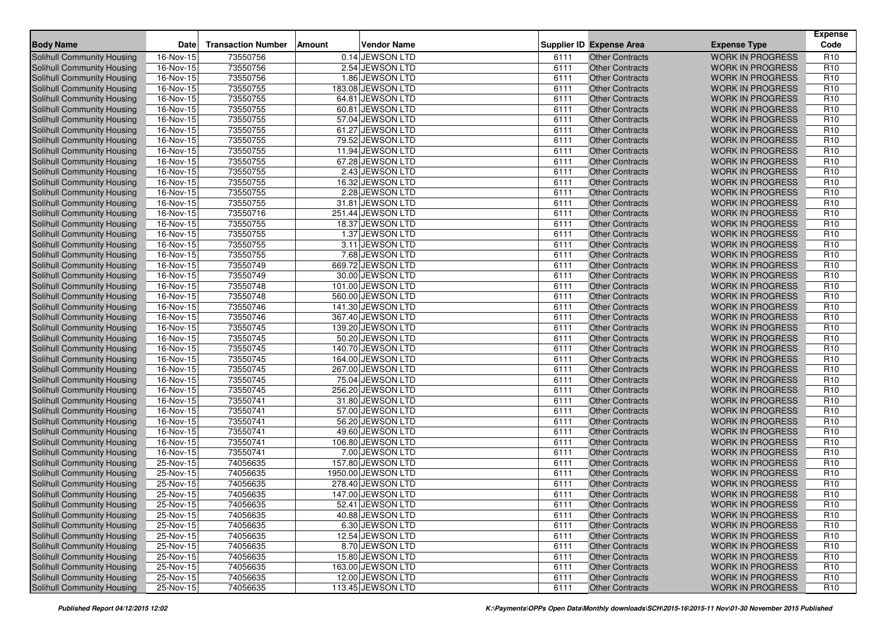| Body Name | Date | Transaction Number | Amount | Vendor Name | Supplier ID | Expense Area | Expense Type | Expense Code |
|---|---|---|---|---|---|---|---|---|
| Solihull Community Housing | 16-Nov-15 | 73550756 | 0.14 | JEWSON LTD | 6111 | Other Contracts | WORK IN PROGRESS | R10 |
| Solihull Community Housing | 16-Nov-15 | 73550756 | 2.54 | JEWSON LTD | 6111 | Other Contracts | WORK IN PROGRESS | R10 |
| Solihull Community Housing | 16-Nov-15 | 73550756 | 1.86 | JEWSON LTD | 6111 | Other Contracts | WORK IN PROGRESS | R10 |
| Solihull Community Housing | 16-Nov-15 | 73550755 | 183.08 | JEWSON LTD | 6111 | Other Contracts | WORK IN PROGRESS | R10 |
| Solihull Community Housing | 16-Nov-15 | 73550755 | 64.81 | JEWSON LTD | 6111 | Other Contracts | WORK IN PROGRESS | R10 |
| Solihull Community Housing | 16-Nov-15 | 73550755 | 60.81 | JEWSON LTD | 6111 | Other Contracts | WORK IN PROGRESS | R10 |
| Solihull Community Housing | 16-Nov-15 | 73550755 | 57.04 | JEWSON LTD | 6111 | Other Contracts | WORK IN PROGRESS | R10 |
| Solihull Community Housing | 16-Nov-15 | 73550755 | 61.27 | JEWSON LTD | 6111 | Other Contracts | WORK IN PROGRESS | R10 |
| Solihull Community Housing | 16-Nov-15 | 73550755 | 79.52 | JEWSON LTD | 6111 | Other Contracts | WORK IN PROGRESS | R10 |
| Solihull Community Housing | 16-Nov-15 | 73550755 | 11.94 | JEWSON LTD | 6111 | Other Contracts | WORK IN PROGRESS | R10 |
| Solihull Community Housing | 16-Nov-15 | 73550755 | 67.28 | JEWSON LTD | 6111 | Other Contracts | WORK IN PROGRESS | R10 |
| Solihull Community Housing | 16-Nov-15 | 73550755 | 2.43 | JEWSON LTD | 6111 | Other Contracts | WORK IN PROGRESS | R10 |
| Solihull Community Housing | 16-Nov-15 | 73550755 | 16.32 | JEWSON LTD | 6111 | Other Contracts | WORK IN PROGRESS | R10 |
| Solihull Community Housing | 16-Nov-15 | 73550755 | 2.28 | JEWSON LTD | 6111 | Other Contracts | WORK IN PROGRESS | R10 |
| Solihull Community Housing | 16-Nov-15 | 73550755 | 31.81 | JEWSON LTD | 6111 | Other Contracts | WORK IN PROGRESS | R10 |
| Solihull Community Housing | 16-Nov-15 | 73550716 | 251.44 | JEWSON LTD | 6111 | Other Contracts | WORK IN PROGRESS | R10 |
| Solihull Community Housing | 16-Nov-15 | 73550755 | 18.37 | JEWSON LTD | 6111 | Other Contracts | WORK IN PROGRESS | R10 |
| Solihull Community Housing | 16-Nov-15 | 73550755 | 1.37 | JEWSON LTD | 6111 | Other Contracts | WORK IN PROGRESS | R10 |
| Solihull Community Housing | 16-Nov-15 | 73550755 | 3.11 | JEWSON LTD | 6111 | Other Contracts | WORK IN PROGRESS | R10 |
| Solihull Community Housing | 16-Nov-15 | 73550755 | 7.68 | JEWSON LTD | 6111 | Other Contracts | WORK IN PROGRESS | R10 |
| Solihull Community Housing | 16-Nov-15 | 73550749 | 669.72 | JEWSON LTD | 6111 | Other Contracts | WORK IN PROGRESS | R10 |
| Solihull Community Housing | 16-Nov-15 | 73550749 | 30.00 | JEWSON LTD | 6111 | Other Contracts | WORK IN PROGRESS | R10 |
| Solihull Community Housing | 16-Nov-15 | 73550748 | 101.00 | JEWSON LTD | 6111 | Other Contracts | WORK IN PROGRESS | R10 |
| Solihull Community Housing | 16-Nov-15 | 73550748 | 560.00 | JEWSON LTD | 6111 | Other Contracts | WORK IN PROGRESS | R10 |
| Solihull Community Housing | 16-Nov-15 | 73550746 | 141.30 | JEWSON LTD | 6111 | Other Contracts | WORK IN PROGRESS | R10 |
| Solihull Community Housing | 16-Nov-15 | 73550746 | 367.40 | JEWSON LTD | 6111 | Other Contracts | WORK IN PROGRESS | R10 |
| Solihull Community Housing | 16-Nov-15 | 73550745 | 139.20 | JEWSON LTD | 6111 | Other Contracts | WORK IN PROGRESS | R10 |
| Solihull Community Housing | 16-Nov-15 | 73550745 | 50.20 | JEWSON LTD | 6111 | Other Contracts | WORK IN PROGRESS | R10 |
| Solihull Community Housing | 16-Nov-15 | 73550745 | 140.70 | JEWSON LTD | 6111 | Other Contracts | WORK IN PROGRESS | R10 |
| Solihull Community Housing | 16-Nov-15 | 73550745 | 164.00 | JEWSON LTD | 6111 | Other Contracts | WORK IN PROGRESS | R10 |
| Solihull Community Housing | 16-Nov-15 | 73550745 | 267.00 | JEWSON LTD | 6111 | Other Contracts | WORK IN PROGRESS | R10 |
| Solihull Community Housing | 16-Nov-15 | 73550745 | 75.04 | JEWSON LTD | 6111 | Other Contracts | WORK IN PROGRESS | R10 |
| Solihull Community Housing | 16-Nov-15 | 73550745 | 256.20 | JEWSON LTD | 6111 | Other Contracts | WORK IN PROGRESS | R10 |
| Solihull Community Housing | 16-Nov-15 | 73550741 | 31.80 | JEWSON LTD | 6111 | Other Contracts | WORK IN PROGRESS | R10 |
| Solihull Community Housing | 16-Nov-15 | 73550741 | 57.00 | JEWSON LTD | 6111 | Other Contracts | WORK IN PROGRESS | R10 |
| Solihull Community Housing | 16-Nov-15 | 73550741 | 56.20 | JEWSON LTD | 6111 | Other Contracts | WORK IN PROGRESS | R10 |
| Solihull Community Housing | 16-Nov-15 | 73550741 | 49.60 | JEWSON LTD | 6111 | Other Contracts | WORK IN PROGRESS | R10 |
| Solihull Community Housing | 16-Nov-15 | 73550741 | 106.80 | JEWSON LTD | 6111 | Other Contracts | WORK IN PROGRESS | R10 |
| Solihull Community Housing | 16-Nov-15 | 73550741 | 7.00 | JEWSON LTD | 6111 | Other Contracts | WORK IN PROGRESS | R10 |
| Solihull Community Housing | 25-Nov-15 | 74056635 | 157.80 | JEWSON LTD | 6111 | Other Contracts | WORK IN PROGRESS | R10 |
| Solihull Community Housing | 25-Nov-15 | 74056635 | 1950.00 | JEWSON LTD | 6111 | Other Contracts | WORK IN PROGRESS | R10 |
| Solihull Community Housing | 25-Nov-15 | 74056635 | 278.40 | JEWSON LTD | 6111 | Other Contracts | WORK IN PROGRESS | R10 |
| Solihull Community Housing | 25-Nov-15 | 74056635 | 147.00 | JEWSON LTD | 6111 | Other Contracts | WORK IN PROGRESS | R10 |
| Solihull Community Housing | 25-Nov-15 | 74056635 | 52.41 | JEWSON LTD | 6111 | Other Contracts | WORK IN PROGRESS | R10 |
| Solihull Community Housing | 25-Nov-15 | 74056635 | 40.88 | JEWSON LTD | 6111 | Other Contracts | WORK IN PROGRESS | R10 |
| Solihull Community Housing | 25-Nov-15 | 74056635 | 6.30 | JEWSON LTD | 6111 | Other Contracts | WORK IN PROGRESS | R10 |
| Solihull Community Housing | 25-Nov-15 | 74056635 | 12.54 | JEWSON LTD | 6111 | Other Contracts | WORK IN PROGRESS | R10 |
| Solihull Community Housing | 25-Nov-15 | 74056635 | 8.70 | JEWSON LTD | 6111 | Other Contracts | WORK IN PROGRESS | R10 |
| Solihull Community Housing | 25-Nov-15 | 74056635 | 15.80 | JEWSON LTD | 6111 | Other Contracts | WORK IN PROGRESS | R10 |
| Solihull Community Housing | 25-Nov-15 | 74056635 | 163.00 | JEWSON LTD | 6111 | Other Contracts | WORK IN PROGRESS | R10 |
| Solihull Community Housing | 25-Nov-15 | 74056635 | 12.00 | JEWSON LTD | 6111 | Other Contracts | WORK IN PROGRESS | R10 |
| Solihull Community Housing | 25-Nov-15 | 74056635 | 113.45 | JEWSON LTD | 6111 | Other Contracts | WORK IN PROGRESS | R10 |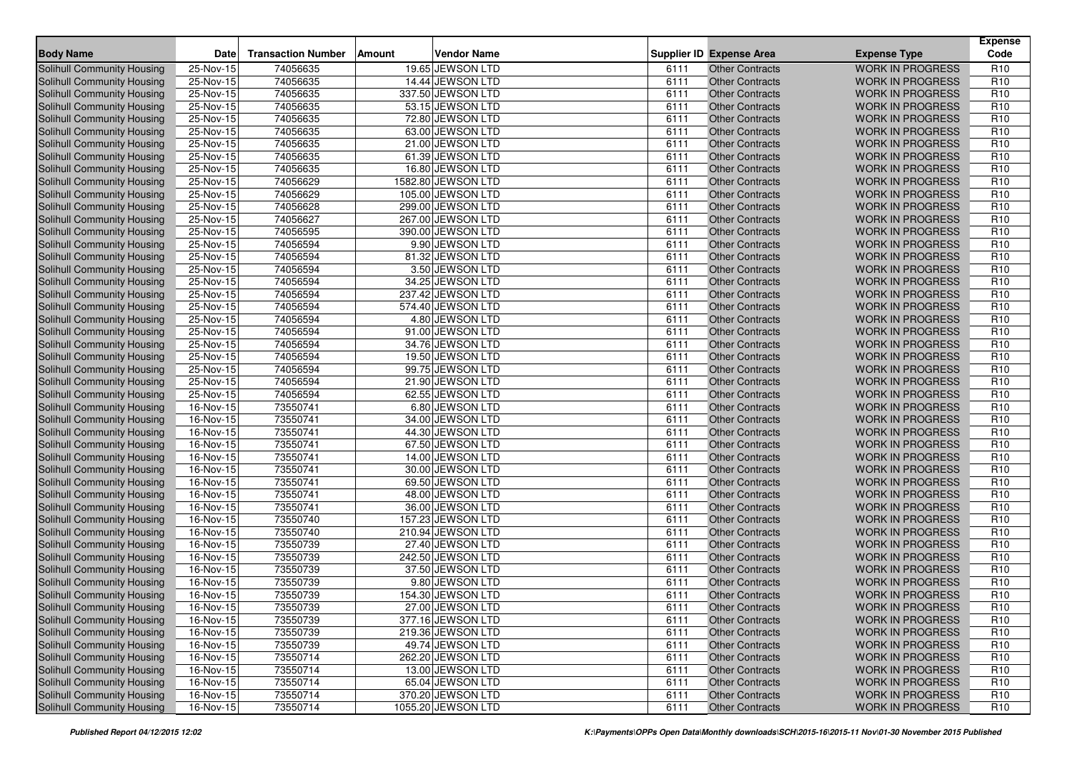| Body Name | Date | Transaction Number | Amount | Vendor Name | Supplier ID | Expense Area | Expense Type | Expense Code |
|---|---|---|---|---|---|---|---|---|
| Solihull Community Housing | 25-Nov-15 | 74056635 | 19.65 | JEWSON LTD | 6111 | Other Contracts | WORK IN PROGRESS | R10 |
| Solihull Community Housing | 25-Nov-15 | 74056635 | 14.44 | JEWSON LTD | 6111 | Other Contracts | WORK IN PROGRESS | R10 |
| Solihull Community Housing | 25-Nov-15 | 74056635 | 337.50 | JEWSON LTD | 6111 | Other Contracts | WORK IN PROGRESS | R10 |
| Solihull Community Housing | 25-Nov-15 | 74056635 | 53.15 | JEWSON LTD | 6111 | Other Contracts | WORK IN PROGRESS | R10 |
| Solihull Community Housing | 25-Nov-15 | 74056635 | 72.80 | JEWSON LTD | 6111 | Other Contracts | WORK IN PROGRESS | R10 |
| Solihull Community Housing | 25-Nov-15 | 74056635 | 63.00 | JEWSON LTD | 6111 | Other Contracts | WORK IN PROGRESS | R10 |
| Solihull Community Housing | 25-Nov-15 | 74056635 | 21.00 | JEWSON LTD | 6111 | Other Contracts | WORK IN PROGRESS | R10 |
| Solihull Community Housing | 25-Nov-15 | 74056635 | 61.39 | JEWSON LTD | 6111 | Other Contracts | WORK IN PROGRESS | R10 |
| Solihull Community Housing | 25-Nov-15 | 74056635 | 16.80 | JEWSON LTD | 6111 | Other Contracts | WORK IN PROGRESS | R10 |
| Solihull Community Housing | 25-Nov-15 | 74056629 | 1582.80 | JEWSON LTD | 6111 | Other Contracts | WORK IN PROGRESS | R10 |
| Solihull Community Housing | 25-Nov-15 | 74056629 | 105.00 | JEWSON LTD | 6111 | Other Contracts | WORK IN PROGRESS | R10 |
| Solihull Community Housing | 25-Nov-15 | 74056628 | 299.00 | JEWSON LTD | 6111 | Other Contracts | WORK IN PROGRESS | R10 |
| Solihull Community Housing | 25-Nov-15 | 74056627 | 267.00 | JEWSON LTD | 6111 | Other Contracts | WORK IN PROGRESS | R10 |
| Solihull Community Housing | 25-Nov-15 | 74056595 | 390.00 | JEWSON LTD | 6111 | Other Contracts | WORK IN PROGRESS | R10 |
| Solihull Community Housing | 25-Nov-15 | 74056594 | 9.90 | JEWSON LTD | 6111 | Other Contracts | WORK IN PROGRESS | R10 |
| Solihull Community Housing | 25-Nov-15 | 74056594 | 81.32 | JEWSON LTD | 6111 | Other Contracts | WORK IN PROGRESS | R10 |
| Solihull Community Housing | 25-Nov-15 | 74056594 | 3.50 | JEWSON LTD | 6111 | Other Contracts | WORK IN PROGRESS | R10 |
| Solihull Community Housing | 25-Nov-15 | 74056594 | 34.25 | JEWSON LTD | 6111 | Other Contracts | WORK IN PROGRESS | R10 |
| Solihull Community Housing | 25-Nov-15 | 74056594 | 237.42 | JEWSON LTD | 6111 | Other Contracts | WORK IN PROGRESS | R10 |
| Solihull Community Housing | 25-Nov-15 | 74056594 | 574.40 | JEWSON LTD | 6111 | Other Contracts | WORK IN PROGRESS | R10 |
| Solihull Community Housing | 25-Nov-15 | 74056594 | 4.80 | JEWSON LTD | 6111 | Other Contracts | WORK IN PROGRESS | R10 |
| Solihull Community Housing | 25-Nov-15 | 74056594 | 91.00 | JEWSON LTD | 6111 | Other Contracts | WORK IN PROGRESS | R10 |
| Solihull Community Housing | 25-Nov-15 | 74056594 | 34.76 | JEWSON LTD | 6111 | Other Contracts | WORK IN PROGRESS | R10 |
| Solihull Community Housing | 25-Nov-15 | 74056594 | 19.50 | JEWSON LTD | 6111 | Other Contracts | WORK IN PROGRESS | R10 |
| Solihull Community Housing | 25-Nov-15 | 74056594 | 99.75 | JEWSON LTD | 6111 | Other Contracts | WORK IN PROGRESS | R10 |
| Solihull Community Housing | 25-Nov-15 | 74056594 | 21.90 | JEWSON LTD | 6111 | Other Contracts | WORK IN PROGRESS | R10 |
| Solihull Community Housing | 25-Nov-15 | 74056594 | 62.55 | JEWSON LTD | 6111 | Other Contracts | WORK IN PROGRESS | R10 |
| Solihull Community Housing | 16-Nov-15 | 73550741 | 6.80 | JEWSON LTD | 6111 | Other Contracts | WORK IN PROGRESS | R10 |
| Solihull Community Housing | 16-Nov-15 | 73550741 | 34.00 | JEWSON LTD | 6111 | Other Contracts | WORK IN PROGRESS | R10 |
| Solihull Community Housing | 16-Nov-15 | 73550741 | 44.30 | JEWSON LTD | 6111 | Other Contracts | WORK IN PROGRESS | R10 |
| Solihull Community Housing | 16-Nov-15 | 73550741 | 67.50 | JEWSON LTD | 6111 | Other Contracts | WORK IN PROGRESS | R10 |
| Solihull Community Housing | 16-Nov-15 | 73550741 | 14.00 | JEWSON LTD | 6111 | Other Contracts | WORK IN PROGRESS | R10 |
| Solihull Community Housing | 16-Nov-15 | 73550741 | 30.00 | JEWSON LTD | 6111 | Other Contracts | WORK IN PROGRESS | R10 |
| Solihull Community Housing | 16-Nov-15 | 73550741 | 69.50 | JEWSON LTD | 6111 | Other Contracts | WORK IN PROGRESS | R10 |
| Solihull Community Housing | 16-Nov-15 | 73550741 | 48.00 | JEWSON LTD | 6111 | Other Contracts | WORK IN PROGRESS | R10 |
| Solihull Community Housing | 16-Nov-15 | 73550741 | 36.00 | JEWSON LTD | 6111 | Other Contracts | WORK IN PROGRESS | R10 |
| Solihull Community Housing | 16-Nov-15 | 73550740 | 157.23 | JEWSON LTD | 6111 | Other Contracts | WORK IN PROGRESS | R10 |
| Solihull Community Housing | 16-Nov-15 | 73550740 | 210.94 | JEWSON LTD | 6111 | Other Contracts | WORK IN PROGRESS | R10 |
| Solihull Community Housing | 16-Nov-15 | 73550739 | 27.40 | JEWSON LTD | 6111 | Other Contracts | WORK IN PROGRESS | R10 |
| Solihull Community Housing | 16-Nov-15 | 73550739 | 242.50 | JEWSON LTD | 6111 | Other Contracts | WORK IN PROGRESS | R10 |
| Solihull Community Housing | 16-Nov-15 | 73550739 | 37.50 | JEWSON LTD | 6111 | Other Contracts | WORK IN PROGRESS | R10 |
| Solihull Community Housing | 16-Nov-15 | 73550739 | 9.80 | JEWSON LTD | 6111 | Other Contracts | WORK IN PROGRESS | R10 |
| Solihull Community Housing | 16-Nov-15 | 73550739 | 154.30 | JEWSON LTD | 6111 | Other Contracts | WORK IN PROGRESS | R10 |
| Solihull Community Housing | 16-Nov-15 | 73550739 | 27.00 | JEWSON LTD | 6111 | Other Contracts | WORK IN PROGRESS | R10 |
| Solihull Community Housing | 16-Nov-15 | 73550739 | 377.16 | JEWSON LTD | 6111 | Other Contracts | WORK IN PROGRESS | R10 |
| Solihull Community Housing | 16-Nov-15 | 73550739 | 219.36 | JEWSON LTD | 6111 | Other Contracts | WORK IN PROGRESS | R10 |
| Solihull Community Housing | 16-Nov-15 | 73550739 | 49.74 | JEWSON LTD | 6111 | Other Contracts | WORK IN PROGRESS | R10 |
| Solihull Community Housing | 16-Nov-15 | 73550714 | 262.20 | JEWSON LTD | 6111 | Other Contracts | WORK IN PROGRESS | R10 |
| Solihull Community Housing | 16-Nov-15 | 73550714 | 13.00 | JEWSON LTD | 6111 | Other Contracts | WORK IN PROGRESS | R10 |
| Solihull Community Housing | 16-Nov-15 | 73550714 | 65.04 | JEWSON LTD | 6111 | Other Contracts | WORK IN PROGRESS | R10 |
| Solihull Community Housing | 16-Nov-15 | 73550714 | 370.20 | JEWSON LTD | 6111 | Other Contracts | WORK IN PROGRESS | R10 |
| Solihull Community Housing | 16-Nov-15 | 73550714 | 1055.20 | JEWSON LTD | 6111 | Other Contracts | WORK IN PROGRESS | R10 |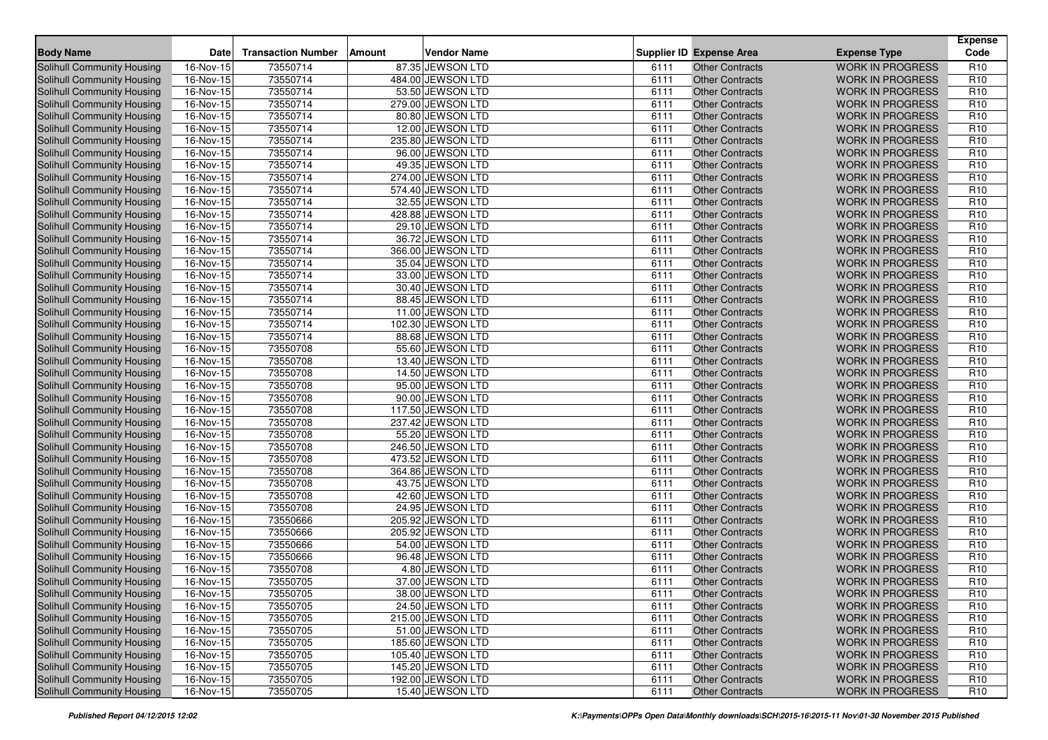| Body Name | Date | Transaction Number | Amount | Vendor Name | Supplier ID | Expense Area | Expense Type | Expense Code |
|---|---|---|---|---|---|---|---|---|
| Solihull Community Housing | 16-Nov-15 | 73550714 | 87.35 | JEWSON LTD | 6111 | Other Contracts | WORK IN PROGRESS | R10 |
| Solihull Community Housing | 16-Nov-15 | 73550714 | 484.00 | JEWSON LTD | 6111 | Other Contracts | WORK IN PROGRESS | R10 |
| Solihull Community Housing | 16-Nov-15 | 73550714 | 53.50 | JEWSON LTD | 6111 | Other Contracts | WORK IN PROGRESS | R10 |
| Solihull Community Housing | 16-Nov-15 | 73550714 | 279.00 | JEWSON LTD | 6111 | Other Contracts | WORK IN PROGRESS | R10 |
| Solihull Community Housing | 16-Nov-15 | 73550714 | 80.80 | JEWSON LTD | 6111 | Other Contracts | WORK IN PROGRESS | R10 |
| Solihull Community Housing | 16-Nov-15 | 73550714 | 12.00 | JEWSON LTD | 6111 | Other Contracts | WORK IN PROGRESS | R10 |
| Solihull Community Housing | 16-Nov-15 | 73550714 | 235.80 | JEWSON LTD | 6111 | Other Contracts | WORK IN PROGRESS | R10 |
| Solihull Community Housing | 16-Nov-15 | 73550714 | 96.00 | JEWSON LTD | 6111 | Other Contracts | WORK IN PROGRESS | R10 |
| Solihull Community Housing | 16-Nov-15 | 73550714 | 49.35 | JEWSON LTD | 6111 | Other Contracts | WORK IN PROGRESS | R10 |
| Solihull Community Housing | 16-Nov-15 | 73550714 | 274.00 | JEWSON LTD | 6111 | Other Contracts | WORK IN PROGRESS | R10 |
| Solihull Community Housing | 16-Nov-15 | 73550714 | 574.40 | JEWSON LTD | 6111 | Other Contracts | WORK IN PROGRESS | R10 |
| Solihull Community Housing | 16-Nov-15 | 73550714 | 32.55 | JEWSON LTD | 6111 | Other Contracts | WORK IN PROGRESS | R10 |
| Solihull Community Housing | 16-Nov-15 | 73550714 | 428.88 | JEWSON LTD | 6111 | Other Contracts | WORK IN PROGRESS | R10 |
| Solihull Community Housing | 16-Nov-15 | 73550714 | 29.10 | JEWSON LTD | 6111 | Other Contracts | WORK IN PROGRESS | R10 |
| Solihull Community Housing | 16-Nov-15 | 73550714 | 36.72 | JEWSON LTD | 6111 | Other Contracts | WORK IN PROGRESS | R10 |
| Solihull Community Housing | 16-Nov-15 | 73550714 | 366.00 | JEWSON LTD | 6111 | Other Contracts | WORK IN PROGRESS | R10 |
| Solihull Community Housing | 16-Nov-15 | 73550714 | 35.04 | JEWSON LTD | 6111 | Other Contracts | WORK IN PROGRESS | R10 |
| Solihull Community Housing | 16-Nov-15 | 73550714 | 33.00 | JEWSON LTD | 6111 | Other Contracts | WORK IN PROGRESS | R10 |
| Solihull Community Housing | 16-Nov-15 | 73550714 | 30.40 | JEWSON LTD | 6111 | Other Contracts | WORK IN PROGRESS | R10 |
| Solihull Community Housing | 16-Nov-15 | 73550714 | 88.45 | JEWSON LTD | 6111 | Other Contracts | WORK IN PROGRESS | R10 |
| Solihull Community Housing | 16-Nov-15 | 73550714 | 11.00 | JEWSON LTD | 6111 | Other Contracts | WORK IN PROGRESS | R10 |
| Solihull Community Housing | 16-Nov-15 | 73550714 | 102.30 | JEWSON LTD | 6111 | Other Contracts | WORK IN PROGRESS | R10 |
| Solihull Community Housing | 16-Nov-15 | 73550714 | 88.68 | JEWSON LTD | 6111 | Other Contracts | WORK IN PROGRESS | R10 |
| Solihull Community Housing | 16-Nov-15 | 73550708 | 55.60 | JEWSON LTD | 6111 | Other Contracts | WORK IN PROGRESS | R10 |
| Solihull Community Housing | 16-Nov-15 | 73550708 | 13.40 | JEWSON LTD | 6111 | Other Contracts | WORK IN PROGRESS | R10 |
| Solihull Community Housing | 16-Nov-15 | 73550708 | 14.50 | JEWSON LTD | 6111 | Other Contracts | WORK IN PROGRESS | R10 |
| Solihull Community Housing | 16-Nov-15 | 73550708 | 95.00 | JEWSON LTD | 6111 | Other Contracts | WORK IN PROGRESS | R10 |
| Solihull Community Housing | 16-Nov-15 | 73550708 | 90.00 | JEWSON LTD | 6111 | Other Contracts | WORK IN PROGRESS | R10 |
| Solihull Community Housing | 16-Nov-15 | 73550708 | 117.50 | JEWSON LTD | 6111 | Other Contracts | WORK IN PROGRESS | R10 |
| Solihull Community Housing | 16-Nov-15 | 73550708 | 237.42 | JEWSON LTD | 6111 | Other Contracts | WORK IN PROGRESS | R10 |
| Solihull Community Housing | 16-Nov-15 | 73550708 | 55.20 | JEWSON LTD | 6111 | Other Contracts | WORK IN PROGRESS | R10 |
| Solihull Community Housing | 16-Nov-15 | 73550708 | 246.50 | JEWSON LTD | 6111 | Other Contracts | WORK IN PROGRESS | R10 |
| Solihull Community Housing | 16-Nov-15 | 73550708 | 473.52 | JEWSON LTD | 6111 | Other Contracts | WORK IN PROGRESS | R10 |
| Solihull Community Housing | 16-Nov-15 | 73550708 | 364.86 | JEWSON LTD | 6111 | Other Contracts | WORK IN PROGRESS | R10 |
| Solihull Community Housing | 16-Nov-15 | 73550708 | 43.75 | JEWSON LTD | 6111 | Other Contracts | WORK IN PROGRESS | R10 |
| Solihull Community Housing | 16-Nov-15 | 73550708 | 42.60 | JEWSON LTD | 6111 | Other Contracts | WORK IN PROGRESS | R10 |
| Solihull Community Housing | 16-Nov-15 | 73550708 | 24.95 | JEWSON LTD | 6111 | Other Contracts | WORK IN PROGRESS | R10 |
| Solihull Community Housing | 16-Nov-15 | 73550666 | 205.92 | JEWSON LTD | 6111 | Other Contracts | WORK IN PROGRESS | R10 |
| Solihull Community Housing | 16-Nov-15 | 73550666 | 205.92 | JEWSON LTD | 6111 | Other Contracts | WORK IN PROGRESS | R10 |
| Solihull Community Housing | 16-Nov-15 | 73550666 | 54.00 | JEWSON LTD | 6111 | Other Contracts | WORK IN PROGRESS | R10 |
| Solihull Community Housing | 16-Nov-15 | 73550666 | 96.48 | JEWSON LTD | 6111 | Other Contracts | WORK IN PROGRESS | R10 |
| Solihull Community Housing | 16-Nov-15 | 73550708 | 4.80 | JEWSON LTD | 6111 | Other Contracts | WORK IN PROGRESS | R10 |
| Solihull Community Housing | 16-Nov-15 | 73550705 | 37.00 | JEWSON LTD | 6111 | Other Contracts | WORK IN PROGRESS | R10 |
| Solihull Community Housing | 16-Nov-15 | 73550705 | 38.00 | JEWSON LTD | 6111 | Other Contracts | WORK IN PROGRESS | R10 |
| Solihull Community Housing | 16-Nov-15 | 73550705 | 24.50 | JEWSON LTD | 6111 | Other Contracts | WORK IN PROGRESS | R10 |
| Solihull Community Housing | 16-Nov-15 | 73550705 | 215.00 | JEWSON LTD | 6111 | Other Contracts | WORK IN PROGRESS | R10 |
| Solihull Community Housing | 16-Nov-15 | 73550705 | 51.00 | JEWSON LTD | 6111 | Other Contracts | WORK IN PROGRESS | R10 |
| Solihull Community Housing | 16-Nov-15 | 73550705 | 185.60 | JEWSON LTD | 6111 | Other Contracts | WORK IN PROGRESS | R10 |
| Solihull Community Housing | 16-Nov-15 | 73550705 | 105.40 | JEWSON LTD | 6111 | Other Contracts | WORK IN PROGRESS | R10 |
| Solihull Community Housing | 16-Nov-15 | 73550705 | 145.20 | JEWSON LTD | 6111 | Other Contracts | WORK IN PROGRESS | R10 |
| Solihull Community Housing | 16-Nov-15 | 73550705 | 192.00 | JEWSON LTD | 6111 | Other Contracts | WORK IN PROGRESS | R10 |
| Solihull Community Housing | 16-Nov-15 | 73550705 | 15.40 | JEWSON LTD | 6111 | Other Contracts | WORK IN PROGRESS | R10 |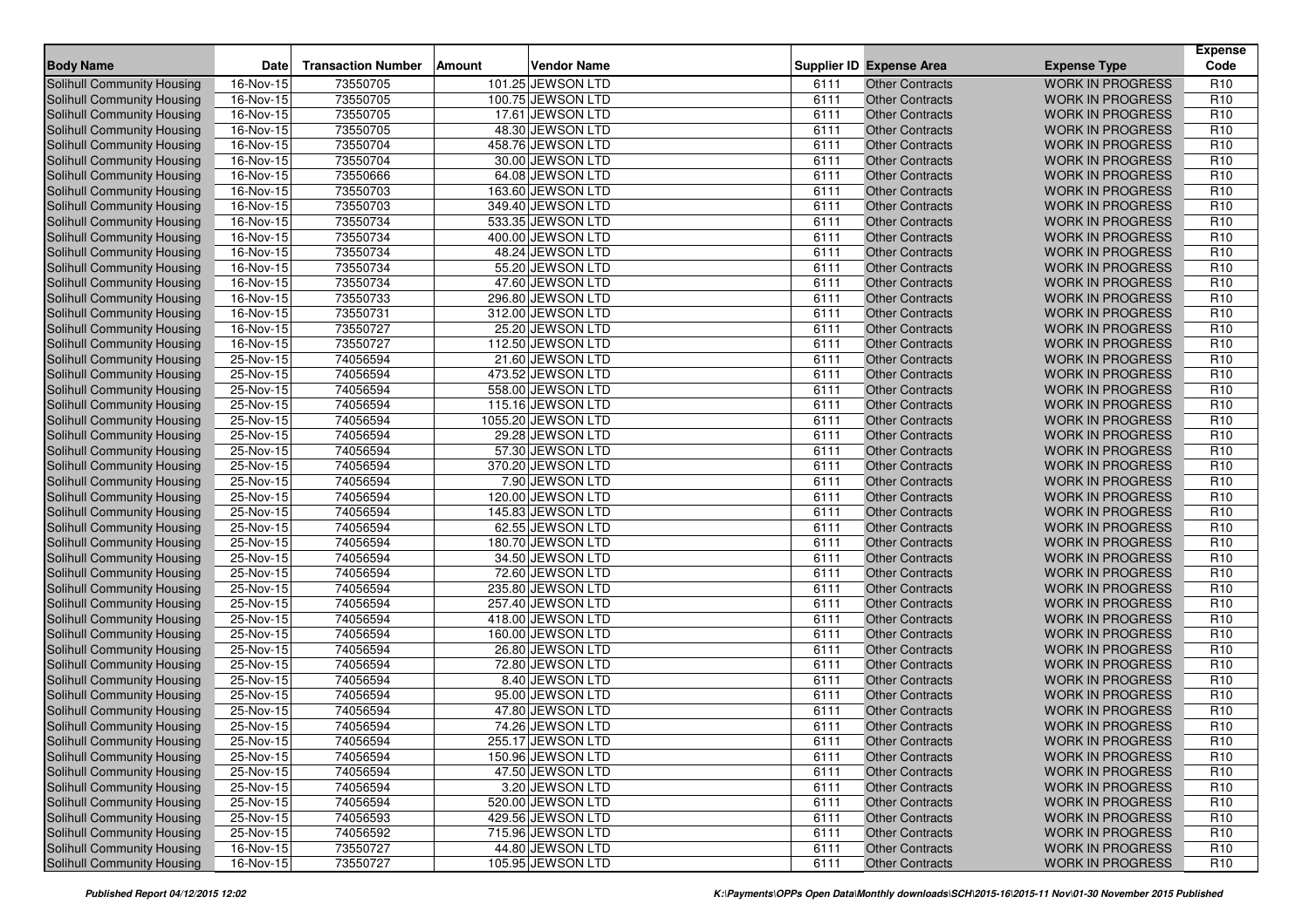| Body Name | Date | Transaction Number | Amount | Vendor Name | Supplier ID | Expense Area | Expense Type | Expense Code |
|---|---|---|---|---|---|---|---|---|
| Solihull Community Housing | 16-Nov-15 | 73550705 | 101.25 | JEWSON LTD | 6111 | Other Contracts | WORK IN PROGRESS | R10 |
| Solihull Community Housing | 16-Nov-15 | 73550705 | 100.75 | JEWSON LTD | 6111 | Other Contracts | WORK IN PROGRESS | R10 |
| Solihull Community Housing | 16-Nov-15 | 73550705 | 17.61 | JEWSON LTD | 6111 | Other Contracts | WORK IN PROGRESS | R10 |
| Solihull Community Housing | 16-Nov-15 | 73550705 | 48.30 | JEWSON LTD | 6111 | Other Contracts | WORK IN PROGRESS | R10 |
| Solihull Community Housing | 16-Nov-15 | 73550704 | 458.76 | JEWSON LTD | 6111 | Other Contracts | WORK IN PROGRESS | R10 |
| Solihull Community Housing | 16-Nov-15 | 73550704 | 30.00 | JEWSON LTD | 6111 | Other Contracts | WORK IN PROGRESS | R10 |
| Solihull Community Housing | 16-Nov-15 | 73550666 | 64.08 | JEWSON LTD | 6111 | Other Contracts | WORK IN PROGRESS | R10 |
| Solihull Community Housing | 16-Nov-15 | 73550703 | 163.60 | JEWSON LTD | 6111 | Other Contracts | WORK IN PROGRESS | R10 |
| Solihull Community Housing | 16-Nov-15 | 73550703 | 349.40 | JEWSON LTD | 6111 | Other Contracts | WORK IN PROGRESS | R10 |
| Solihull Community Housing | 16-Nov-15 | 73550734 | 533.35 | JEWSON LTD | 6111 | Other Contracts | WORK IN PROGRESS | R10 |
| Solihull Community Housing | 16-Nov-15 | 73550734 | 400.00 | JEWSON LTD | 6111 | Other Contracts | WORK IN PROGRESS | R10 |
| Solihull Community Housing | 16-Nov-15 | 73550734 | 48.24 | JEWSON LTD | 6111 | Other Contracts | WORK IN PROGRESS | R10 |
| Solihull Community Housing | 16-Nov-15 | 73550734 | 55.20 | JEWSON LTD | 6111 | Other Contracts | WORK IN PROGRESS | R10 |
| Solihull Community Housing | 16-Nov-15 | 73550734 | 47.60 | JEWSON LTD | 6111 | Other Contracts | WORK IN PROGRESS | R10 |
| Solihull Community Housing | 16-Nov-15 | 73550733 | 296.80 | JEWSON LTD | 6111 | Other Contracts | WORK IN PROGRESS | R10 |
| Solihull Community Housing | 16-Nov-15 | 73550731 | 312.00 | JEWSON LTD | 6111 | Other Contracts | WORK IN PROGRESS | R10 |
| Solihull Community Housing | 16-Nov-15 | 73550727 | 25.20 | JEWSON LTD | 6111 | Other Contracts | WORK IN PROGRESS | R10 |
| Solihull Community Housing | 16-Nov-15 | 73550727 | 112.50 | JEWSON LTD | 6111 | Other Contracts | WORK IN PROGRESS | R10 |
| Solihull Community Housing | 25-Nov-15 | 74056594 | 21.60 | JEWSON LTD | 6111 | Other Contracts | WORK IN PROGRESS | R10 |
| Solihull Community Housing | 25-Nov-15 | 74056594 | 473.52 | JEWSON LTD | 6111 | Other Contracts | WORK IN PROGRESS | R10 |
| Solihull Community Housing | 25-Nov-15 | 74056594 | 558.00 | JEWSON LTD | 6111 | Other Contracts | WORK IN PROGRESS | R10 |
| Solihull Community Housing | 25-Nov-15 | 74056594 | 115.16 | JEWSON LTD | 6111 | Other Contracts | WORK IN PROGRESS | R10 |
| Solihull Community Housing | 25-Nov-15 | 74056594 | 1055.20 | JEWSON LTD | 6111 | Other Contracts | WORK IN PROGRESS | R10 |
| Solihull Community Housing | 25-Nov-15 | 74056594 | 29.28 | JEWSON LTD | 6111 | Other Contracts | WORK IN PROGRESS | R10 |
| Solihull Community Housing | 25-Nov-15 | 74056594 | 57.30 | JEWSON LTD | 6111 | Other Contracts | WORK IN PROGRESS | R10 |
| Solihull Community Housing | 25-Nov-15 | 74056594 | 370.20 | JEWSON LTD | 6111 | Other Contracts | WORK IN PROGRESS | R10 |
| Solihull Community Housing | 25-Nov-15 | 74056594 | 7.90 | JEWSON LTD | 6111 | Other Contracts | WORK IN PROGRESS | R10 |
| Solihull Community Housing | 25-Nov-15 | 74056594 | 120.00 | JEWSON LTD | 6111 | Other Contracts | WORK IN PROGRESS | R10 |
| Solihull Community Housing | 25-Nov-15 | 74056594 | 145.83 | JEWSON LTD | 6111 | Other Contracts | WORK IN PROGRESS | R10 |
| Solihull Community Housing | 25-Nov-15 | 74056594 | 62.55 | JEWSON LTD | 6111 | Other Contracts | WORK IN PROGRESS | R10 |
| Solihull Community Housing | 25-Nov-15 | 74056594 | 180.70 | JEWSON LTD | 6111 | Other Contracts | WORK IN PROGRESS | R10 |
| Solihull Community Housing | 25-Nov-15 | 74056594 | 34.50 | JEWSON LTD | 6111 | Other Contracts | WORK IN PROGRESS | R10 |
| Solihull Community Housing | 25-Nov-15 | 74056594 | 72.60 | JEWSON LTD | 6111 | Other Contracts | WORK IN PROGRESS | R10 |
| Solihull Community Housing | 25-Nov-15 | 74056594 | 235.80 | JEWSON LTD | 6111 | Other Contracts | WORK IN PROGRESS | R10 |
| Solihull Community Housing | 25-Nov-15 | 74056594 | 257.40 | JEWSON LTD | 6111 | Other Contracts | WORK IN PROGRESS | R10 |
| Solihull Community Housing | 25-Nov-15 | 74056594 | 418.00 | JEWSON LTD | 6111 | Other Contracts | WORK IN PROGRESS | R10 |
| Solihull Community Housing | 25-Nov-15 | 74056594 | 160.00 | JEWSON LTD | 6111 | Other Contracts | WORK IN PROGRESS | R10 |
| Solihull Community Housing | 25-Nov-15 | 74056594 | 26.80 | JEWSON LTD | 6111 | Other Contracts | WORK IN PROGRESS | R10 |
| Solihull Community Housing | 25-Nov-15 | 74056594 | 72.80 | JEWSON LTD | 6111 | Other Contracts | WORK IN PROGRESS | R10 |
| Solihull Community Housing | 25-Nov-15 | 74056594 | 8.40 | JEWSON LTD | 6111 | Other Contracts | WORK IN PROGRESS | R10 |
| Solihull Community Housing | 25-Nov-15 | 74056594 | 95.00 | JEWSON LTD | 6111 | Other Contracts | WORK IN PROGRESS | R10 |
| Solihull Community Housing | 25-Nov-15 | 74056594 | 47.80 | JEWSON LTD | 6111 | Other Contracts | WORK IN PROGRESS | R10 |
| Solihull Community Housing | 25-Nov-15 | 74056594 | 74.26 | JEWSON LTD | 6111 | Other Contracts | WORK IN PROGRESS | R10 |
| Solihull Community Housing | 25-Nov-15 | 74056594 | 255.17 | JEWSON LTD | 6111 | Other Contracts | WORK IN PROGRESS | R10 |
| Solihull Community Housing | 25-Nov-15 | 74056594 | 150.96 | JEWSON LTD | 6111 | Other Contracts | WORK IN PROGRESS | R10 |
| Solihull Community Housing | 25-Nov-15 | 74056594 | 47.50 | JEWSON LTD | 6111 | Other Contracts | WORK IN PROGRESS | R10 |
| Solihull Community Housing | 25-Nov-15 | 74056594 | 3.20 | JEWSON LTD | 6111 | Other Contracts | WORK IN PROGRESS | R10 |
| Solihull Community Housing | 25-Nov-15 | 74056594 | 520.00 | JEWSON LTD | 6111 | Other Contracts | WORK IN PROGRESS | R10 |
| Solihull Community Housing | 25-Nov-15 | 74056593 | 429.56 | JEWSON LTD | 6111 | Other Contracts | WORK IN PROGRESS | R10 |
| Solihull Community Housing | 25-Nov-15 | 74056592 | 715.96 | JEWSON LTD | 6111 | Other Contracts | WORK IN PROGRESS | R10 |
| Solihull Community Housing | 16-Nov-15 | 73550727 | 44.80 | JEWSON LTD | 6111 | Other Contracts | WORK IN PROGRESS | R10 |
| Solihull Community Housing | 16-Nov-15 | 73550727 | 105.95 | JEWSON LTD | 6111 | Other Contracts | WORK IN PROGRESS | R10 |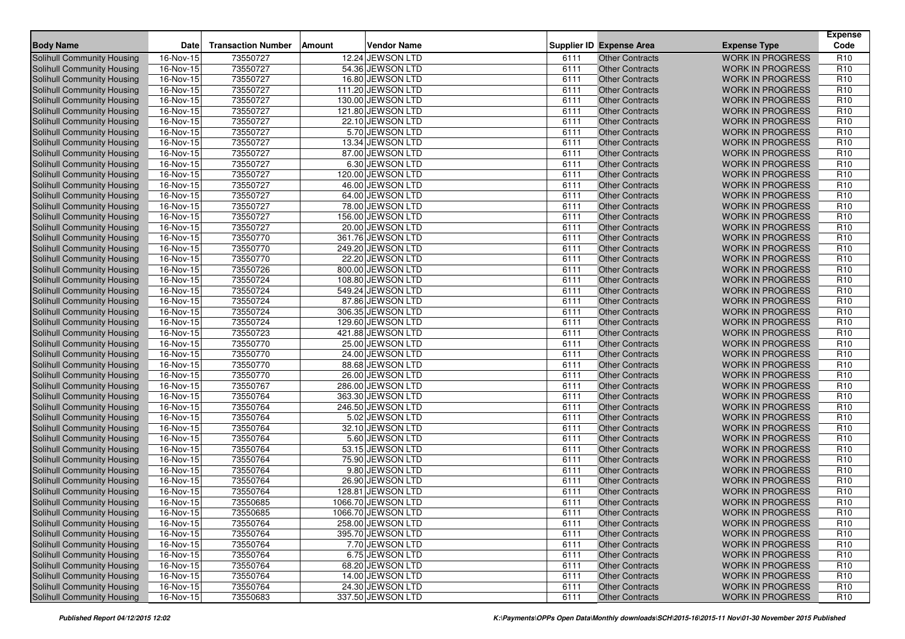| Body Name | Date | Transaction Number | Amount | Vendor Name | Supplier ID | Expense Area | Expense Type | Expense Code |
|---|---|---|---|---|---|---|---|---|
| Solihull Community Housing | 16-Nov-15 | 73550727 | 12.24 | JEWSON LTD | 6111 | Other Contracts | WORK IN PROGRESS | R10 |
| Solihull Community Housing | 16-Nov-15 | 73550727 | 54.36 | JEWSON LTD | 6111 | Other Contracts | WORK IN PROGRESS | R10 |
| Solihull Community Housing | 16-Nov-15 | 73550727 | 16.80 | JEWSON LTD | 6111 | Other Contracts | WORK IN PROGRESS | R10 |
| Solihull Community Housing | 16-Nov-15 | 73550727 | 111.20 | JEWSON LTD | 6111 | Other Contracts | WORK IN PROGRESS | R10 |
| Solihull Community Housing | 16-Nov-15 | 73550727 | 130.00 | JEWSON LTD | 6111 | Other Contracts | WORK IN PROGRESS | R10 |
| Solihull Community Housing | 16-Nov-15 | 73550727 | 121.80 | JEWSON LTD | 6111 | Other Contracts | WORK IN PROGRESS | R10 |
| Solihull Community Housing | 16-Nov-15 | 73550727 | 22.10 | JEWSON LTD | 6111 | Other Contracts | WORK IN PROGRESS | R10 |
| Solihull Community Housing | 16-Nov-15 | 73550727 | 5.70 | JEWSON LTD | 6111 | Other Contracts | WORK IN PROGRESS | R10 |
| Solihull Community Housing | 16-Nov-15 | 73550727 | 13.34 | JEWSON LTD | 6111 | Other Contracts | WORK IN PROGRESS | R10 |
| Solihull Community Housing | 16-Nov-15 | 73550727 | 87.00 | JEWSON LTD | 6111 | Other Contracts | WORK IN PROGRESS | R10 |
| Solihull Community Housing | 16-Nov-15 | 73550727 | 6.30 | JEWSON LTD | 6111 | Other Contracts | WORK IN PROGRESS | R10 |
| Solihull Community Housing | 16-Nov-15 | 73550727 | 120.00 | JEWSON LTD | 6111 | Other Contracts | WORK IN PROGRESS | R10 |
| Solihull Community Housing | 16-Nov-15 | 73550727 | 46.00 | JEWSON LTD | 6111 | Other Contracts | WORK IN PROGRESS | R10 |
| Solihull Community Housing | 16-Nov-15 | 73550727 | 64.00 | JEWSON LTD | 6111 | Other Contracts | WORK IN PROGRESS | R10 |
| Solihull Community Housing | 16-Nov-15 | 73550727 | 78.00 | JEWSON LTD | 6111 | Other Contracts | WORK IN PROGRESS | R10 |
| Solihull Community Housing | 16-Nov-15 | 73550727 | 156.00 | JEWSON LTD | 6111 | Other Contracts | WORK IN PROGRESS | R10 |
| Solihull Community Housing | 16-Nov-15 | 73550727 | 20.00 | JEWSON LTD | 6111 | Other Contracts | WORK IN PROGRESS | R10 |
| Solihull Community Housing | 16-Nov-15 | 73550770 | 361.76 | JEWSON LTD | 6111 | Other Contracts | WORK IN PROGRESS | R10 |
| Solihull Community Housing | 16-Nov-15 | 73550770 | 249.20 | JEWSON LTD | 6111 | Other Contracts | WORK IN PROGRESS | R10 |
| Solihull Community Housing | 16-Nov-15 | 73550770 | 22.20 | JEWSON LTD | 6111 | Other Contracts | WORK IN PROGRESS | R10 |
| Solihull Community Housing | 16-Nov-15 | 73550726 | 800.00 | JEWSON LTD | 6111 | Other Contracts | WORK IN PROGRESS | R10 |
| Solihull Community Housing | 16-Nov-15 | 73550724 | 108.80 | JEWSON LTD | 6111 | Other Contracts | WORK IN PROGRESS | R10 |
| Solihull Community Housing | 16-Nov-15 | 73550724 | 549.24 | JEWSON LTD | 6111 | Other Contracts | WORK IN PROGRESS | R10 |
| Solihull Community Housing | 16-Nov-15 | 73550724 | 87.86 | JEWSON LTD | 6111 | Other Contracts | WORK IN PROGRESS | R10 |
| Solihull Community Housing | 16-Nov-15 | 73550724 | 306.35 | JEWSON LTD | 6111 | Other Contracts | WORK IN PROGRESS | R10 |
| Solihull Community Housing | 16-Nov-15 | 73550724 | 129.60 | JEWSON LTD | 6111 | Other Contracts | WORK IN PROGRESS | R10 |
| Solihull Community Housing | 16-Nov-15 | 73550723 | 421.88 | JEWSON LTD | 6111 | Other Contracts | WORK IN PROGRESS | R10 |
| Solihull Community Housing | 16-Nov-15 | 73550770 | 25.00 | JEWSON LTD | 6111 | Other Contracts | WORK IN PROGRESS | R10 |
| Solihull Community Housing | 16-Nov-15 | 73550770 | 24.00 | JEWSON LTD | 6111 | Other Contracts | WORK IN PROGRESS | R10 |
| Solihull Community Housing | 16-Nov-15 | 73550770 | 88.68 | JEWSON LTD | 6111 | Other Contracts | WORK IN PROGRESS | R10 |
| Solihull Community Housing | 16-Nov-15 | 73550770 | 26.00 | JEWSON LTD | 6111 | Other Contracts | WORK IN PROGRESS | R10 |
| Solihull Community Housing | 16-Nov-15 | 73550767 | 286.00 | JEWSON LTD | 6111 | Other Contracts | WORK IN PROGRESS | R10 |
| Solihull Community Housing | 16-Nov-15 | 73550764 | 363.30 | JEWSON LTD | 6111 | Other Contracts | WORK IN PROGRESS | R10 |
| Solihull Community Housing | 16-Nov-15 | 73550764 | 246.50 | JEWSON LTD | 6111 | Other Contracts | WORK IN PROGRESS | R10 |
| Solihull Community Housing | 16-Nov-15 | 73550764 | 5.02 | JEWSON LTD | 6111 | Other Contracts | WORK IN PROGRESS | R10 |
| Solihull Community Housing | 16-Nov-15 | 73550764 | 32.10 | JEWSON LTD | 6111 | Other Contracts | WORK IN PROGRESS | R10 |
| Solihull Community Housing | 16-Nov-15 | 73550764 | 5.60 | JEWSON LTD | 6111 | Other Contracts | WORK IN PROGRESS | R10 |
| Solihull Community Housing | 16-Nov-15 | 73550764 | 53.15 | JEWSON LTD | 6111 | Other Contracts | WORK IN PROGRESS | R10 |
| Solihull Community Housing | 16-Nov-15 | 73550764 | 75.90 | JEWSON LTD | 6111 | Other Contracts | WORK IN PROGRESS | R10 |
| Solihull Community Housing | 16-Nov-15 | 73550764 | 9.80 | JEWSON LTD | 6111 | Other Contracts | WORK IN PROGRESS | R10 |
| Solihull Community Housing | 16-Nov-15 | 73550764 | 26.90 | JEWSON LTD | 6111 | Other Contracts | WORK IN PROGRESS | R10 |
| Solihull Community Housing | 16-Nov-15 | 73550764 | 128.81 | JEWSON LTD | 6111 | Other Contracts | WORK IN PROGRESS | R10 |
| Solihull Community Housing | 16-Nov-15 | 73550685 | 1066.70 | JEWSON LTD | 6111 | Other Contracts | WORK IN PROGRESS | R10 |
| Solihull Community Housing | 16-Nov-15 | 73550685 | 1066.70 | JEWSON LTD | 6111 | Other Contracts | WORK IN PROGRESS | R10 |
| Solihull Community Housing | 16-Nov-15 | 73550764 | 258.00 | JEWSON LTD | 6111 | Other Contracts | WORK IN PROGRESS | R10 |
| Solihull Community Housing | 16-Nov-15 | 73550764 | 395.70 | JEWSON LTD | 6111 | Other Contracts | WORK IN PROGRESS | R10 |
| Solihull Community Housing | 16-Nov-15 | 73550764 | 7.70 | JEWSON LTD | 6111 | Other Contracts | WORK IN PROGRESS | R10 |
| Solihull Community Housing | 16-Nov-15 | 73550764 | 6.75 | JEWSON LTD | 6111 | Other Contracts | WORK IN PROGRESS | R10 |
| Solihull Community Housing | 16-Nov-15 | 73550764 | 68.20 | JEWSON LTD | 6111 | Other Contracts | WORK IN PROGRESS | R10 |
| Solihull Community Housing | 16-Nov-15 | 73550764 | 14.00 | JEWSON LTD | 6111 | Other Contracts | WORK IN PROGRESS | R10 |
| Solihull Community Housing | 16-Nov-15 | 73550764 | 24.30 | JEWSON LTD | 6111 | Other Contracts | WORK IN PROGRESS | R10 |
| Solihull Community Housing | 16-Nov-15 | 73550683 | 337.50 | JEWSON LTD | 6111 | Other Contracts | WORK IN PROGRESS | R10 |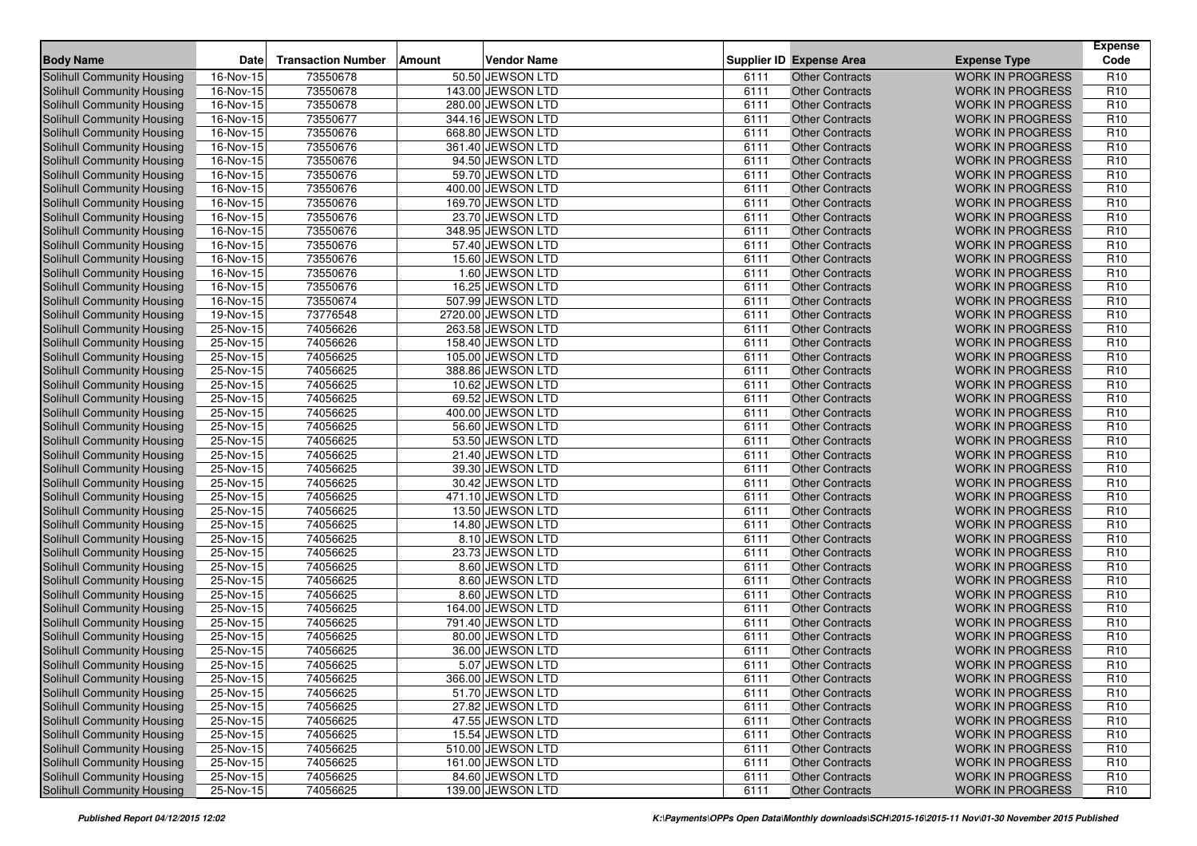| Body Name | Date | Transaction Number | Amount | Vendor Name | Supplier ID | Expense Area | Expense Type | Expense Code |
|---|---|---|---|---|---|---|---|---|
| Solihull Community Housing | 16-Nov-15 | 73550678 | 50.50 | JEWSON LTD | 6111 | Other Contracts | WORK IN PROGRESS | R10 |
| Solihull Community Housing | 16-Nov-15 | 73550678 | 143.00 | JEWSON LTD | 6111 | Other Contracts | WORK IN PROGRESS | R10 |
| Solihull Community Housing | 16-Nov-15 | 73550678 | 280.00 | JEWSON LTD | 6111 | Other Contracts | WORK IN PROGRESS | R10 |
| Solihull Community Housing | 16-Nov-15 | 73550677 | 344.16 | JEWSON LTD | 6111 | Other Contracts | WORK IN PROGRESS | R10 |
| Solihull Community Housing | 16-Nov-15 | 73550676 | 668.80 | JEWSON LTD | 6111 | Other Contracts | WORK IN PROGRESS | R10 |
| Solihull Community Housing | 16-Nov-15 | 73550676 | 361.40 | JEWSON LTD | 6111 | Other Contracts | WORK IN PROGRESS | R10 |
| Solihull Community Housing | 16-Nov-15 | 73550676 | 94.50 | JEWSON LTD | 6111 | Other Contracts | WORK IN PROGRESS | R10 |
| Solihull Community Housing | 16-Nov-15 | 73550676 | 59.70 | JEWSON LTD | 6111 | Other Contracts | WORK IN PROGRESS | R10 |
| Solihull Community Housing | 16-Nov-15 | 73550676 | 400.00 | JEWSON LTD | 6111 | Other Contracts | WORK IN PROGRESS | R10 |
| Solihull Community Housing | 16-Nov-15 | 73550676 | 169.70 | JEWSON LTD | 6111 | Other Contracts | WORK IN PROGRESS | R10 |
| Solihull Community Housing | 16-Nov-15 | 73550676 | 23.70 | JEWSON LTD | 6111 | Other Contracts | WORK IN PROGRESS | R10 |
| Solihull Community Housing | 16-Nov-15 | 73550676 | 348.95 | JEWSON LTD | 6111 | Other Contracts | WORK IN PROGRESS | R10 |
| Solihull Community Housing | 16-Nov-15 | 73550676 | 57.40 | JEWSON LTD | 6111 | Other Contracts | WORK IN PROGRESS | R10 |
| Solihull Community Housing | 16-Nov-15 | 73550676 | 15.60 | JEWSON LTD | 6111 | Other Contracts | WORK IN PROGRESS | R10 |
| Solihull Community Housing | 16-Nov-15 | 73550676 | 1.60 | JEWSON LTD | 6111 | Other Contracts | WORK IN PROGRESS | R10 |
| Solihull Community Housing | 16-Nov-15 | 73550676 | 16.25 | JEWSON LTD | 6111 | Other Contracts | WORK IN PROGRESS | R10 |
| Solihull Community Housing | 16-Nov-15 | 73550674 | 507.99 | JEWSON LTD | 6111 | Other Contracts | WORK IN PROGRESS | R10 |
| Solihull Community Housing | 19-Nov-15 | 73776548 | 2720.00 | JEWSON LTD | 6111 | Other Contracts | WORK IN PROGRESS | R10 |
| Solihull Community Housing | 25-Nov-15 | 74056626 | 263.58 | JEWSON LTD | 6111 | Other Contracts | WORK IN PROGRESS | R10 |
| Solihull Community Housing | 25-Nov-15 | 74056626 | 158.40 | JEWSON LTD | 6111 | Other Contracts | WORK IN PROGRESS | R10 |
| Solihull Community Housing | 25-Nov-15 | 74056625 | 105.00 | JEWSON LTD | 6111 | Other Contracts | WORK IN PROGRESS | R10 |
| Solihull Community Housing | 25-Nov-15 | 74056625 | 388.86 | JEWSON LTD | 6111 | Other Contracts | WORK IN PROGRESS | R10 |
| Solihull Community Housing | 25-Nov-15 | 74056625 | 10.62 | JEWSON LTD | 6111 | Other Contracts | WORK IN PROGRESS | R10 |
| Solihull Community Housing | 25-Nov-15 | 74056625 | 69.52 | JEWSON LTD | 6111 | Other Contracts | WORK IN PROGRESS | R10 |
| Solihull Community Housing | 25-Nov-15 | 74056625 | 400.00 | JEWSON LTD | 6111 | Other Contracts | WORK IN PROGRESS | R10 |
| Solihull Community Housing | 25-Nov-15 | 74056625 | 56.60 | JEWSON LTD | 6111 | Other Contracts | WORK IN PROGRESS | R10 |
| Solihull Community Housing | 25-Nov-15 | 74056625 | 53.50 | JEWSON LTD | 6111 | Other Contracts | WORK IN PROGRESS | R10 |
| Solihull Community Housing | 25-Nov-15 | 74056625 | 21.40 | JEWSON LTD | 6111 | Other Contracts | WORK IN PROGRESS | R10 |
| Solihull Community Housing | 25-Nov-15 | 74056625 | 39.30 | JEWSON LTD | 6111 | Other Contracts | WORK IN PROGRESS | R10 |
| Solihull Community Housing | 25-Nov-15 | 74056625 | 30.42 | JEWSON LTD | 6111 | Other Contracts | WORK IN PROGRESS | R10 |
| Solihull Community Housing | 25-Nov-15 | 74056625 | 471.10 | JEWSON LTD | 6111 | Other Contracts | WORK IN PROGRESS | R10 |
| Solihull Community Housing | 25-Nov-15 | 74056625 | 13.50 | JEWSON LTD | 6111 | Other Contracts | WORK IN PROGRESS | R10 |
| Solihull Community Housing | 25-Nov-15 | 74056625 | 14.80 | JEWSON LTD | 6111 | Other Contracts | WORK IN PROGRESS | R10 |
| Solihull Community Housing | 25-Nov-15 | 74056625 | 8.10 | JEWSON LTD | 6111 | Other Contracts | WORK IN PROGRESS | R10 |
| Solihull Community Housing | 25-Nov-15 | 74056625 | 23.73 | JEWSON LTD | 6111 | Other Contracts | WORK IN PROGRESS | R10 |
| Solihull Community Housing | 25-Nov-15 | 74056625 | 8.60 | JEWSON LTD | 6111 | Other Contracts | WORK IN PROGRESS | R10 |
| Solihull Community Housing | 25-Nov-15 | 74056625 | 8.60 | JEWSON LTD | 6111 | Other Contracts | WORK IN PROGRESS | R10 |
| Solihull Community Housing | 25-Nov-15 | 74056625 | 8.60 | JEWSON LTD | 6111 | Other Contracts | WORK IN PROGRESS | R10 |
| Solihull Community Housing | 25-Nov-15 | 74056625 | 164.00 | JEWSON LTD | 6111 | Other Contracts | WORK IN PROGRESS | R10 |
| Solihull Community Housing | 25-Nov-15 | 74056625 | 791.40 | JEWSON LTD | 6111 | Other Contracts | WORK IN PROGRESS | R10 |
| Solihull Community Housing | 25-Nov-15 | 74056625 | 80.00 | JEWSON LTD | 6111 | Other Contracts | WORK IN PROGRESS | R10 |
| Solihull Community Housing | 25-Nov-15 | 74056625 | 36.00 | JEWSON LTD | 6111 | Other Contracts | WORK IN PROGRESS | R10 |
| Solihull Community Housing | 25-Nov-15 | 74056625 | 5.07 | JEWSON LTD | 6111 | Other Contracts | WORK IN PROGRESS | R10 |
| Solihull Community Housing | 25-Nov-15 | 74056625 | 366.00 | JEWSON LTD | 6111 | Other Contracts | WORK IN PROGRESS | R10 |
| Solihull Community Housing | 25-Nov-15 | 74056625 | 51.70 | JEWSON LTD | 6111 | Other Contracts | WORK IN PROGRESS | R10 |
| Solihull Community Housing | 25-Nov-15 | 74056625 | 27.82 | JEWSON LTD | 6111 | Other Contracts | WORK IN PROGRESS | R10 |
| Solihull Community Housing | 25-Nov-15 | 74056625 | 47.55 | JEWSON LTD | 6111 | Other Contracts | WORK IN PROGRESS | R10 |
| Solihull Community Housing | 25-Nov-15 | 74056625 | 15.54 | JEWSON LTD | 6111 | Other Contracts | WORK IN PROGRESS | R10 |
| Solihull Community Housing | 25-Nov-15 | 74056625 | 510.00 | JEWSON LTD | 6111 | Other Contracts | WORK IN PROGRESS | R10 |
| Solihull Community Housing | 25-Nov-15 | 74056625 | 161.00 | JEWSON LTD | 6111 | Other Contracts | WORK IN PROGRESS | R10 |
| Solihull Community Housing | 25-Nov-15 | 74056625 | 84.60 | JEWSON LTD | 6111 | Other Contracts | WORK IN PROGRESS | R10 |
| Solihull Community Housing | 25-Nov-15 | 74056625 | 139.00 | JEWSON LTD | 6111 | Other Contracts | WORK IN PROGRESS | R10 |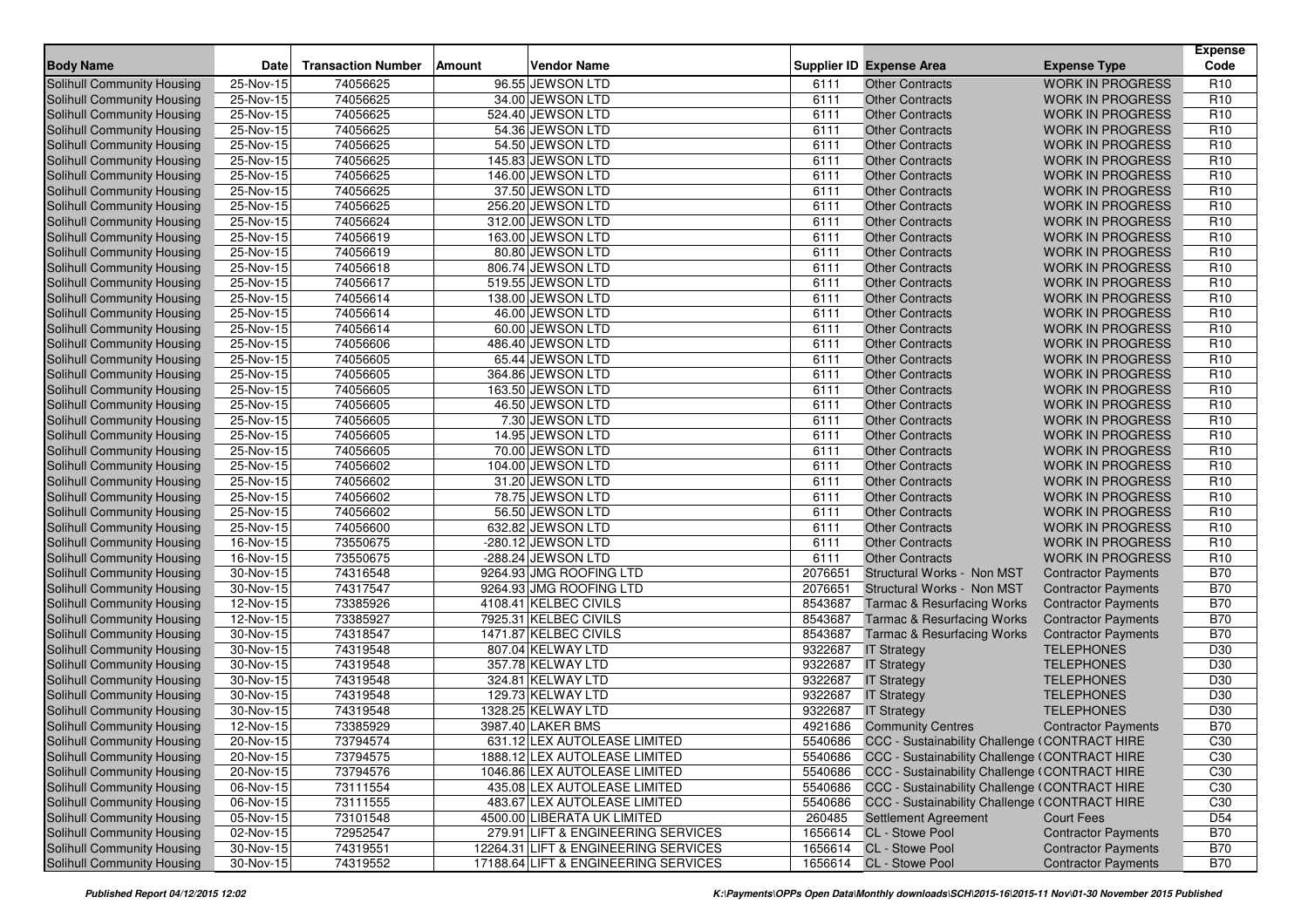| Body Name | Date | Transaction Number | Amount | Vendor Name | Supplier ID | Expense Area | Expense Type | Expense Code |
|---|---|---|---|---|---|---|---|---|
| Solihull Community Housing | 25-Nov-15 | 74056625 | 96.55 | JEWSON LTD | 6111 | Other Contracts | WORK IN PROGRESS | R10 |
| Solihull Community Housing | 25-Nov-15 | 74056625 | 34.00 | JEWSON LTD | 6111 | Other Contracts | WORK IN PROGRESS | R10 |
| Solihull Community Housing | 25-Nov-15 | 74056625 | 524.40 | JEWSON LTD | 6111 | Other Contracts | WORK IN PROGRESS | R10 |
| Solihull Community Housing | 25-Nov-15 | 74056625 | 54.36 | JEWSON LTD | 6111 | Other Contracts | WORK IN PROGRESS | R10 |
| Solihull Community Housing | 25-Nov-15 | 74056625 | 54.50 | JEWSON LTD | 6111 | Other Contracts | WORK IN PROGRESS | R10 |
| Solihull Community Housing | 25-Nov-15 | 74056625 | 145.83 | JEWSON LTD | 6111 | Other Contracts | WORK IN PROGRESS | R10 |
| Solihull Community Housing | 25-Nov-15 | 74056625 | 146.00 | JEWSON LTD | 6111 | Other Contracts | WORK IN PROGRESS | R10 |
| Solihull Community Housing | 25-Nov-15 | 74056625 | 37.50 | JEWSON LTD | 6111 | Other Contracts | WORK IN PROGRESS | R10 |
| Solihull Community Housing | 25-Nov-15 | 74056625 | 256.20 | JEWSON LTD | 6111 | Other Contracts | WORK IN PROGRESS | R10 |
| Solihull Community Housing | 25-Nov-15 | 74056624 | 312.00 | JEWSON LTD | 6111 | Other Contracts | WORK IN PROGRESS | R10 |
| Solihull Community Housing | 25-Nov-15 | 74056619 | 163.00 | JEWSON LTD | 6111 | Other Contracts | WORK IN PROGRESS | R10 |
| Solihull Community Housing | 25-Nov-15 | 74056619 | 80.80 | JEWSON LTD | 6111 | Other Contracts | WORK IN PROGRESS | R10 |
| Solihull Community Housing | 25-Nov-15 | 74056618 | 806.74 | JEWSON LTD | 6111 | Other Contracts | WORK IN PROGRESS | R10 |
| Solihull Community Housing | 25-Nov-15 | 74056617 | 519.55 | JEWSON LTD | 6111 | Other Contracts | WORK IN PROGRESS | R10 |
| Solihull Community Housing | 25-Nov-15 | 74056614 | 138.00 | JEWSON LTD | 6111 | Other Contracts | WORK IN PROGRESS | R10 |
| Solihull Community Housing | 25-Nov-15 | 74056614 | 46.00 | JEWSON LTD | 6111 | Other Contracts | WORK IN PROGRESS | R10 |
| Solihull Community Housing | 25-Nov-15 | 74056614 | 60.00 | JEWSON LTD | 6111 | Other Contracts | WORK IN PROGRESS | R10 |
| Solihull Community Housing | 25-Nov-15 | 74056606 | 486.40 | JEWSON LTD | 6111 | Other Contracts | WORK IN PROGRESS | R10 |
| Solihull Community Housing | 25-Nov-15 | 74056605 | 65.44 | JEWSON LTD | 6111 | Other Contracts | WORK IN PROGRESS | R10 |
| Solihull Community Housing | 25-Nov-15 | 74056605 | 364.86 | JEWSON LTD | 6111 | Other Contracts | WORK IN PROGRESS | R10 |
| Solihull Community Housing | 25-Nov-15 | 74056605 | 163.50 | JEWSON LTD | 6111 | Other Contracts | WORK IN PROGRESS | R10 |
| Solihull Community Housing | 25-Nov-15 | 74056605 | 46.50 | JEWSON LTD | 6111 | Other Contracts | WORK IN PROGRESS | R10 |
| Solihull Community Housing | 25-Nov-15 | 74056605 | 7.30 | JEWSON LTD | 6111 | Other Contracts | WORK IN PROGRESS | R10 |
| Solihull Community Housing | 25-Nov-15 | 74056605 | 14.95 | JEWSON LTD | 6111 | Other Contracts | WORK IN PROGRESS | R10 |
| Solihull Community Housing | 25-Nov-15 | 74056605 | 70.00 | JEWSON LTD | 6111 | Other Contracts | WORK IN PROGRESS | R10 |
| Solihull Community Housing | 25-Nov-15 | 74056602 | 104.00 | JEWSON LTD | 6111 | Other Contracts | WORK IN PROGRESS | R10 |
| Solihull Community Housing | 25-Nov-15 | 74056602 | 31.20 | JEWSON LTD | 6111 | Other Contracts | WORK IN PROGRESS | R10 |
| Solihull Community Housing | 25-Nov-15 | 74056602 | 78.75 | JEWSON LTD | 6111 | Other Contracts | WORK IN PROGRESS | R10 |
| Solihull Community Housing | 25-Nov-15 | 74056602 | 56.50 | JEWSON LTD | 6111 | Other Contracts | WORK IN PROGRESS | R10 |
| Solihull Community Housing | 25-Nov-15 | 74056600 | 632.82 | JEWSON LTD | 6111 | Other Contracts | WORK IN PROGRESS | R10 |
| Solihull Community Housing | 16-Nov-15 | 73550675 | -280.12 | JEWSON LTD | 6111 | Other Contracts | WORK IN PROGRESS | R10 |
| Solihull Community Housing | 16-Nov-15 | 73550675 | -288.24 | JEWSON LTD | 6111 | Other Contracts | WORK IN PROGRESS | R10 |
| Solihull Community Housing | 30-Nov-15 | 74316548 | 9264.93 | JMG ROOFING LTD | 2076651 | Structural Works - Non MST | Contractor Payments | B70 |
| Solihull Community Housing | 30-Nov-15 | 74317547 | 9264.93 | JMG ROOFING LTD | 2076651 | Structural Works - Non MST | Contractor Payments | B70 |
| Solihull Community Housing | 12-Nov-15 | 73385926 | 4108.41 | KELBEC CIVILS | 8543687 | Tarmac & Resurfacing Works | Contractor Payments | B70 |
| Solihull Community Housing | 12-Nov-15 | 73385927 | 7925.31 | KELBEC CIVILS | 8543687 | Tarmac & Resurfacing Works | Contractor Payments | B70 |
| Solihull Community Housing | 30-Nov-15 | 74318547 | 1471.87 | KELBEC CIVILS | 8543687 | Tarmac & Resurfacing Works | Contractor Payments | B70 |
| Solihull Community Housing | 30-Nov-15 | 74319548 | 807.04 | KELWAY LTD | 9322687 | IT Strategy | TELEPHONES | D30 |
| Solihull Community Housing | 30-Nov-15 | 74319548 | 357.78 | KELWAY LTD | 9322687 | IT Strategy | TELEPHONES | D30 |
| Solihull Community Housing | 30-Nov-15 | 74319548 | 324.81 | KELWAY LTD | 9322687 | IT Strategy | TELEPHONES | D30 |
| Solihull Community Housing | 30-Nov-15 | 74319548 | 129.73 | KELWAY LTD | 9322687 | IT Strategy | TELEPHONES | D30 |
| Solihull Community Housing | 30-Nov-15 | 74319548 | 1328.25 | KELWAY LTD | 9322687 | IT Strategy | TELEPHONES | D30 |
| Solihull Community Housing | 12-Nov-15 | 73385929 | 3987.40 | LAKER BMS | 4921686 | Community Centres | Contractor Payments | B70 |
| Solihull Community Housing | 20-Nov-15 | 73794574 | 631.12 | LEX AUTOLEASE LIMITED | 5540686 | CCC - Sustainability Challenge ( | CONTRACT HIRE | C30 |
| Solihull Community Housing | 20-Nov-15 | 73794575 | 1888.12 | LEX AUTOLEASE LIMITED | 5540686 | CCC - Sustainability Challenge ( | CONTRACT HIRE | C30 |
| Solihull Community Housing | 20-Nov-15 | 73794576 | 1046.86 | LEX AUTOLEASE LIMITED | 5540686 | CCC - Sustainability Challenge ( | CONTRACT HIRE | C30 |
| Solihull Community Housing | 06-Nov-15 | 73111554 | 435.08 | LEX AUTOLEASE LIMITED | 5540686 | CCC - Sustainability Challenge ( | CONTRACT HIRE | C30 |
| Solihull Community Housing | 06-Nov-15 | 73111555 | 483.67 | LEX AUTOLEASE LIMITED | 5540686 | CCC - Sustainability Challenge ( | CONTRACT HIRE | C30 |
| Solihull Community Housing | 05-Nov-15 | 73101548 | 4500.00 | LIBERATA UK LIMITED | 260485 | Settlement Agreement | Court Fees | D54 |
| Solihull Community Housing | 02-Nov-15 | 72952547 | 279.91 | LIFT & ENGINEERING SERVICES | 1656614 | CL - Stowe Pool | Contractor Payments | B70 |
| Solihull Community Housing | 30-Nov-15 | 74319551 | 12264.31 | LIFT & ENGINEERING SERVICES | 1656614 | CL - Stowe Pool | Contractor Payments | B70 |
| Solihull Community Housing | 30-Nov-15 | 74319552 | 17188.64 | LIFT & ENGINEERING SERVICES | 1656614 | CL - Stowe Pool | Contractor Payments | B70 |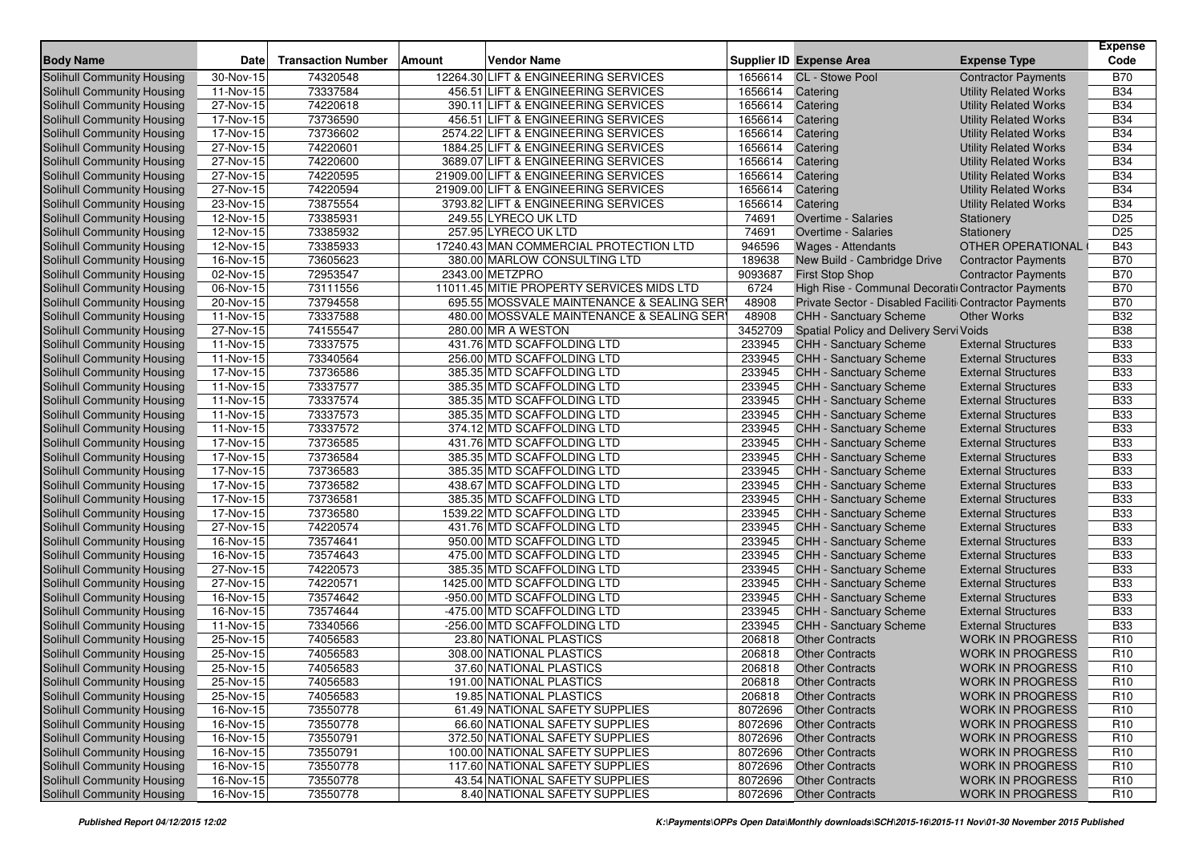| Body Name | Date | Transaction Number | Amount | Vendor Name | Supplier ID | Expense Area | Expense Type | Expense Code |
|---|---|---|---|---|---|---|---|---|
| Solihull Community Housing | 30-Nov-15 | 74320548 | 12264.30 | LIFT & ENGINEERING SERVICES | 1656614 | CL - Stowe Pool | Contractor Payments | B70 |
| Solihull Community Housing | 11-Nov-15 | 73337584 | 456.51 | LIFT & ENGINEERING SERVICES | 1656614 | Catering | Utility Related Works | B34 |
| Solihull Community Housing | 27-Nov-15 | 74220618 | 390.11 | LIFT & ENGINEERING SERVICES | 1656614 | Catering | Utility Related Works | B34 |
| Solihull Community Housing | 17-Nov-15 | 73736590 | 456.51 | LIFT & ENGINEERING SERVICES | 1656614 | Catering | Utility Related Works | B34 |
| Solihull Community Housing | 17-Nov-15 | 73736602 | 2574.22 | LIFT & ENGINEERING SERVICES | 1656614 | Catering | Utility Related Works | B34 |
| Solihull Community Housing | 27-Nov-15 | 74220601 | 1884.25 | LIFT & ENGINEERING SERVICES | 1656614 | Catering | Utility Related Works | B34 |
| Solihull Community Housing | 27-Nov-15 | 74220600 | 3689.07 | LIFT & ENGINEERING SERVICES | 1656614 | Catering | Utility Related Works | B34 |
| Solihull Community Housing | 27-Nov-15 | 74220595 | 21909.00 | LIFT & ENGINEERING SERVICES | 1656614 | Catering | Utility Related Works | B34 |
| Solihull Community Housing | 27-Nov-15 | 74220594 | 21909.00 | LIFT & ENGINEERING SERVICES | 1656614 | Catering | Utility Related Works | B34 |
| Solihull Community Housing | 23-Nov-15 | 73875554 | 3793.82 | LIFT & ENGINEERING SERVICES | 1656614 | Catering | Utility Related Works | B34 |
| Solihull Community Housing | 12-Nov-15 | 73385931 | 249.55 | LYRECO UK LTD | 74691 | Overtime - Salaries | Stationery | D25 |
| Solihull Community Housing | 12-Nov-15 | 73385932 | 257.95 | LYRECO UK LTD | 74691 | Overtime - Salaries | Stationery | D25 |
| Solihull Community Housing | 12-Nov-15 | 73385933 | 17240.43 | MAN COMMERCIAL PROTECTION LTD | 946596 | Wages - Attendants | OTHER OPERATIONAL ( | B43 |
| Solihull Community Housing | 16-Nov-15 | 73605623 | 380.00 | MARLOW CONSULTING LTD | 189638 | New Build - Cambridge Drive | Contractor Payments | B70 |
| Solihull Community Housing | 02-Nov-15 | 72953547 | 2343.00 | METZPRO | 9093687 | First Stop Shop | Contractor Payments | B70 |
| Solihull Community Housing | 06-Nov-15 | 73111556 | 11011.45 | MITIE PROPERTY SERVICES MIDS LTD | 6724 | High Rise - Communal Decorati Contractor Payments | | B70 |
| Solihull Community Housing | 20-Nov-15 | 73794558 | 695.55 | MOSSVALE MAINTENANCE & SEALING SER | 48908 | Private Sector - Disabled Faciliti Contractor Payments | | B70 |
| Solihull Community Housing | 11-Nov-15 | 73337588 | 480.00 | MOSSVALE MAINTENANCE & SEALING SER | 48908 | CHH - Sanctuary Scheme | Other Works | B32 |
| Solihull Community Housing | 27-Nov-15 | 74155547 | 280.00 | MR A WESTON | 3452709 | Spatial Policy and Delivery Servi Voids | | B38 |
| Solihull Community Housing | 11-Nov-15 | 73337575 | 431.76 | MTD SCAFFOLDING LTD | 233945 | CHH - Sanctuary Scheme | External Structures | B33 |
| Solihull Community Housing | 11-Nov-15 | 73340564 | 256.00 | MTD SCAFFOLDING LTD | 233945 | CHH - Sanctuary Scheme | External Structures | B33 |
| Solihull Community Housing | 17-Nov-15 | 73736586 | 385.35 | MTD SCAFFOLDING LTD | 233945 | CHH - Sanctuary Scheme | External Structures | B33 |
| Solihull Community Housing | 11-Nov-15 | 73337577 | 385.35 | MTD SCAFFOLDING LTD | 233945 | CHH - Sanctuary Scheme | External Structures | B33 |
| Solihull Community Housing | 11-Nov-15 | 73337574 | 385.35 | MTD SCAFFOLDING LTD | 233945 | CHH - Sanctuary Scheme | External Structures | B33 |
| Solihull Community Housing | 11-Nov-15 | 73337573 | 385.35 | MTD SCAFFOLDING LTD | 233945 | CHH - Sanctuary Scheme | External Structures | B33 |
| Solihull Community Housing | 11-Nov-15 | 73337572 | 374.12 | MTD SCAFFOLDING LTD | 233945 | CHH - Sanctuary Scheme | External Structures | B33 |
| Solihull Community Housing | 17-Nov-15 | 73736585 | 431.76 | MTD SCAFFOLDING LTD | 233945 | CHH - Sanctuary Scheme | External Structures | B33 |
| Solihull Community Housing | 17-Nov-15 | 73736584 | 385.35 | MTD SCAFFOLDING LTD | 233945 | CHH - Sanctuary Scheme | External Structures | B33 |
| Solihull Community Housing | 17-Nov-15 | 73736583 | 385.35 | MTD SCAFFOLDING LTD | 233945 | CHH - Sanctuary Scheme | External Structures | B33 |
| Solihull Community Housing | 17-Nov-15 | 73736582 | 438.67 | MTD SCAFFOLDING LTD | 233945 | CHH - Sanctuary Scheme | External Structures | B33 |
| Solihull Community Housing | 17-Nov-15 | 73736581 | 385.35 | MTD SCAFFOLDING LTD | 233945 | CHH - Sanctuary Scheme | External Structures | B33 |
| Solihull Community Housing | 17-Nov-15 | 73736580 | 1539.22 | MTD SCAFFOLDING LTD | 233945 | CHH - Sanctuary Scheme | External Structures | B33 |
| Solihull Community Housing | 27-Nov-15 | 74220574 | 431.76 | MTD SCAFFOLDING LTD | 233945 | CHH - Sanctuary Scheme | External Structures | B33 |
| Solihull Community Housing | 16-Nov-15 | 73574641 | 950.00 | MTD SCAFFOLDING LTD | 233945 | CHH - Sanctuary Scheme | External Structures | B33 |
| Solihull Community Housing | 16-Nov-15 | 73574643 | 475.00 | MTD SCAFFOLDING LTD | 233945 | CHH - Sanctuary Scheme | External Structures | B33 |
| Solihull Community Housing | 27-Nov-15 | 74220573 | 385.35 | MTD SCAFFOLDING LTD | 233945 | CHH - Sanctuary Scheme | External Structures | B33 |
| Solihull Community Housing | 27-Nov-15 | 74220571 | 1425.00 | MTD SCAFFOLDING LTD | 233945 | CHH - Sanctuary Scheme | External Structures | B33 |
| Solihull Community Housing | 16-Nov-15 | 73574642 | -950.00 | MTD SCAFFOLDING LTD | 233945 | CHH - Sanctuary Scheme | External Structures | B33 |
| Solihull Community Housing | 16-Nov-15 | 73574644 | -475.00 | MTD SCAFFOLDING LTD | 233945 | CHH - Sanctuary Scheme | External Structures | B33 |
| Solihull Community Housing | 11-Nov-15 | 73340566 | -256.00 | MTD SCAFFOLDING LTD | 233945 | CHH - Sanctuary Scheme | External Structures | B33 |
| Solihull Community Housing | 25-Nov-15 | 74056583 | 23.80 | NATIONAL PLASTICS | 206818 | Other Contracts | WORK IN PROGRESS | R10 |
| Solihull Community Housing | 25-Nov-15 | 74056583 | 308.00 | NATIONAL PLASTICS | 206818 | Other Contracts | WORK IN PROGRESS | R10 |
| Solihull Community Housing | 25-Nov-15 | 74056583 | 37.60 | NATIONAL PLASTICS | 206818 | Other Contracts | WORK IN PROGRESS | R10 |
| Solihull Community Housing | 25-Nov-15 | 74056583 | 191.00 | NATIONAL PLASTICS | 206818 | Other Contracts | WORK IN PROGRESS | R10 |
| Solihull Community Housing | 25-Nov-15 | 74056583 | 19.85 | NATIONAL PLASTICS | 206818 | Other Contracts | WORK IN PROGRESS | R10 |
| Solihull Community Housing | 16-Nov-15 | 73550778 | 61.49 | NATIONAL SAFETY SUPPLIES | 8072696 | Other Contracts | WORK IN PROGRESS | R10 |
| Solihull Community Housing | 16-Nov-15 | 73550778 | 66.60 | NATIONAL SAFETY SUPPLIES | 8072696 | Other Contracts | WORK IN PROGRESS | R10 |
| Solihull Community Housing | 16-Nov-15 | 73550791 | 372.50 | NATIONAL SAFETY SUPPLIES | 8072696 | Other Contracts | WORK IN PROGRESS | R10 |
| Solihull Community Housing | 16-Nov-15 | 73550791 | 100.00 | NATIONAL SAFETY SUPPLIES | 8072696 | Other Contracts | WORK IN PROGRESS | R10 |
| Solihull Community Housing | 16-Nov-15 | 73550778 | 117.60 | NATIONAL SAFETY SUPPLIES | 8072696 | Other Contracts | WORK IN PROGRESS | R10 |
| Solihull Community Housing | 16-Nov-15 | 73550778 | 43.54 | NATIONAL SAFETY SUPPLIES | 8072696 | Other Contracts | WORK IN PROGRESS | R10 |
| Solihull Community Housing | 16-Nov-15 | 73550778 | 8.40 | NATIONAL SAFETY SUPPLIES | 8072696 | Other Contracts | WORK IN PROGRESS | R10 |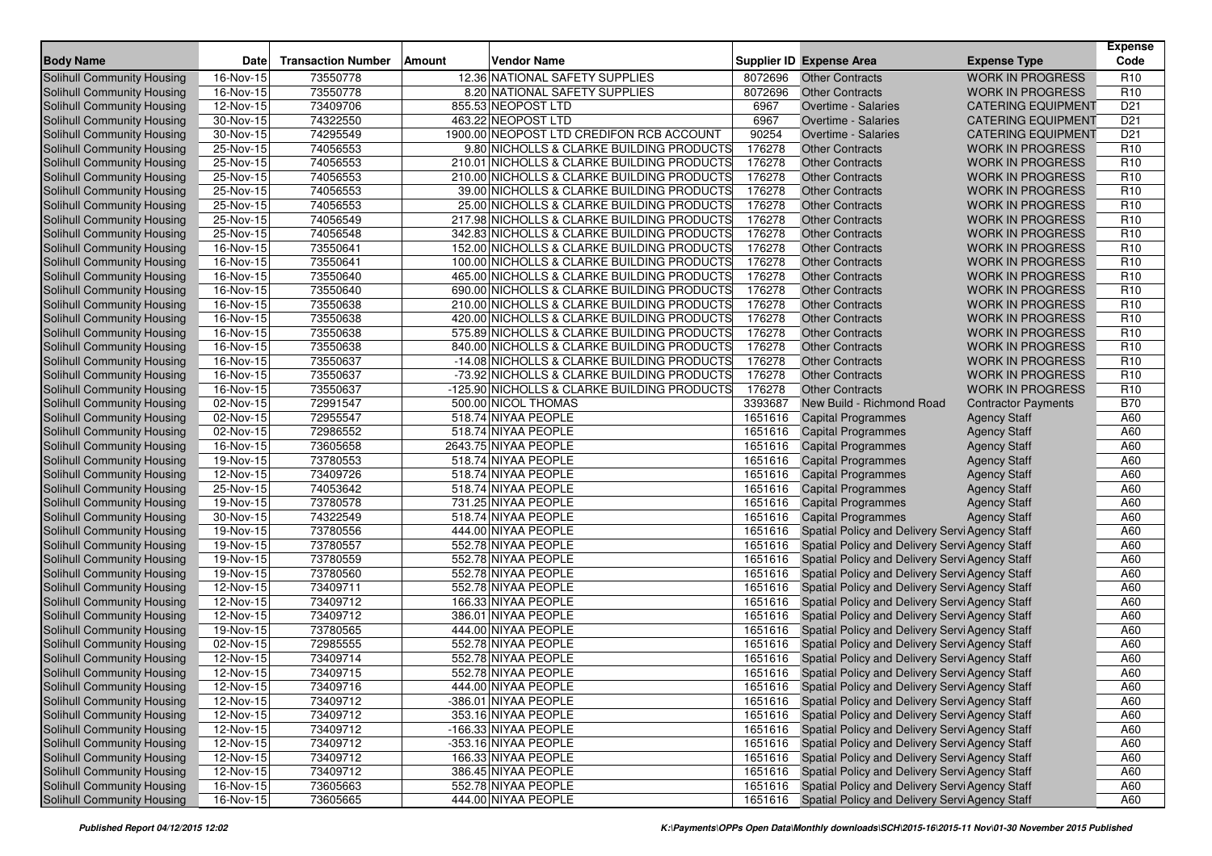| Body Name | Date | Transaction Number | Amount | Vendor Name | Supplier ID | Expense Area | Expense Type | Expense Code |
|---|---|---|---|---|---|---|---|---|
| Solihull Community Housing | 16-Nov-15 | 73550778 | 12.36 | NATIONAL SAFETY SUPPLIES | 8072696 | Other Contracts | WORK IN PROGRESS | R10 |
| Solihull Community Housing | 16-Nov-15 | 73550778 | 8.20 | NATIONAL SAFETY SUPPLIES | 8072696 | Other Contracts | WORK IN PROGRESS | R10 |
| Solihull Community Housing | 12-Nov-15 | 73409706 | 855.53 | NEOPOST LTD | 6967 | Overtime - Salaries | CATERING EQUIPMENT | D21 |
| Solihull Community Housing | 30-Nov-15 | 74322550 | 463.22 | NEOPOST LTD | 6967 | Overtime - Salaries | CATERING EQUIPMENT | D21 |
| Solihull Community Housing | 30-Nov-15 | 74295549 | 1900.00 | NEOPOST LTD CREDIFON RCB ACCOUNT | 90254 | Overtime - Salaries | CATERING EQUIPMENT | D21 |
| Solihull Community Housing | 25-Nov-15 | 74056553 | 9.80 | NICHOLLS & CLARKE BUILDING PRODUCTS | 176278 | Other Contracts | WORK IN PROGRESS | R10 |
| Solihull Community Housing | 25-Nov-15 | 74056553 | 210.01 | NICHOLLS & CLARKE BUILDING PRODUCTS | 176278 | Other Contracts | WORK IN PROGRESS | R10 |
| Solihull Community Housing | 25-Nov-15 | 74056553 | 210.00 | NICHOLLS & CLARKE BUILDING PRODUCTS | 176278 | Other Contracts | WORK IN PROGRESS | R10 |
| Solihull Community Housing | 25-Nov-15 | 74056553 | 39.00 | NICHOLLS & CLARKE BUILDING PRODUCTS | 176278 | Other Contracts | WORK IN PROGRESS | R10 |
| Solihull Community Housing | 25-Nov-15 | 74056553 | 25.00 | NICHOLLS & CLARKE BUILDING PRODUCTS | 176278 | Other Contracts | WORK IN PROGRESS | R10 |
| Solihull Community Housing | 25-Nov-15 | 74056549 | 217.98 | NICHOLLS & CLARKE BUILDING PRODUCTS | 176278 | Other Contracts | WORK IN PROGRESS | R10 |
| Solihull Community Housing | 25-Nov-15 | 74056548 | 342.83 | NICHOLLS & CLARKE BUILDING PRODUCTS | 176278 | Other Contracts | WORK IN PROGRESS | R10 |
| Solihull Community Housing | 16-Nov-15 | 73550641 | 152.00 | NICHOLLS & CLARKE BUILDING PRODUCTS | 176278 | Other Contracts | WORK IN PROGRESS | R10 |
| Solihull Community Housing | 16-Nov-15 | 73550641 | 100.00 | NICHOLLS & CLARKE BUILDING PRODUCTS | 176278 | Other Contracts | WORK IN PROGRESS | R10 |
| Solihull Community Housing | 16-Nov-15 | 73550640 | 465.00 | NICHOLLS & CLARKE BUILDING PRODUCTS | 176278 | Other Contracts | WORK IN PROGRESS | R10 |
| Solihull Community Housing | 16-Nov-15 | 73550640 | 690.00 | NICHOLLS & CLARKE BUILDING PRODUCTS | 176278 | Other Contracts | WORK IN PROGRESS | R10 |
| Solihull Community Housing | 16-Nov-15 | 73550638 | 210.00 | NICHOLLS & CLARKE BUILDING PRODUCTS | 176278 | Other Contracts | WORK IN PROGRESS | R10 |
| Solihull Community Housing | 16-Nov-15 | 73550638 | 420.00 | NICHOLLS & CLARKE BUILDING PRODUCTS | 176278 | Other Contracts | WORK IN PROGRESS | R10 |
| Solihull Community Housing | 16-Nov-15 | 73550638 | 575.89 | NICHOLLS & CLARKE BUILDING PRODUCTS | 176278 | Other Contracts | WORK IN PROGRESS | R10 |
| Solihull Community Housing | 16-Nov-15 | 73550638 | 840.00 | NICHOLLS & CLARKE BUILDING PRODUCTS | 176278 | Other Contracts | WORK IN PROGRESS | R10 |
| Solihull Community Housing | 16-Nov-15 | 73550637 | -14.08 | NICHOLLS & CLARKE BUILDING PRODUCTS | 176278 | Other Contracts | WORK IN PROGRESS | R10 |
| Solihull Community Housing | 16-Nov-15 | 73550637 | -73.92 | NICHOLLS & CLARKE BUILDING PRODUCTS | 176278 | Other Contracts | WORK IN PROGRESS | R10 |
| Solihull Community Housing | 16-Nov-15 | 73550637 | -125.90 | NICHOLLS & CLARKE BUILDING PRODUCTS | 176278 | Other Contracts | WORK IN PROGRESS | R10 |
| Solihull Community Housing | 02-Nov-15 | 72991547 | 500.00 | NICOL THOMAS | 3393687 | New Build - Richmond Road | Contractor Payments | B70 |
| Solihull Community Housing | 02-Nov-15 | 72955547 | 518.74 | NIYAA PEOPLE | 1651616 | Capital Programmes | Agency Staff | A60 |
| Solihull Community Housing | 02-Nov-15 | 72986552 | 518.74 | NIYAA PEOPLE | 1651616 | Capital Programmes | Agency Staff | A60 |
| Solihull Community Housing | 16-Nov-15 | 73605658 | 2643.75 | NIYAA PEOPLE | 1651616 | Capital Programmes | Agency Staff | A60 |
| Solihull Community Housing | 19-Nov-15 | 73780553 | 518.74 | NIYAA PEOPLE | 1651616 | Capital Programmes | Agency Staff | A60 |
| Solihull Community Housing | 12-Nov-15 | 73409726 | 518.74 | NIYAA PEOPLE | 1651616 | Capital Programmes | Agency Staff | A60 |
| Solihull Community Housing | 25-Nov-15 | 74053642 | 518.74 | NIYAA PEOPLE | 1651616 | Capital Programmes | Agency Staff | A60 |
| Solihull Community Housing | 19-Nov-15 | 73780578 | 731.25 | NIYAA PEOPLE | 1651616 | Capital Programmes | Agency Staff | A60 |
| Solihull Community Housing | 30-Nov-15 | 74322549 | 518.74 | NIYAA PEOPLE | 1651616 | Capital Programmes | Agency Staff | A60 |
| Solihull Community Housing | 19-Nov-15 | 73780556 | 444.00 | NIYAA PEOPLE | 1651616 | Spatial Policy and Delivery Servi | Agency Staff | A60 |
| Solihull Community Housing | 19-Nov-15 | 73780557 | 552.78 | NIYAA PEOPLE | 1651616 | Spatial Policy and Delivery Servi | Agency Staff | A60 |
| Solihull Community Housing | 19-Nov-15 | 73780559 | 552.78 | NIYAA PEOPLE | 1651616 | Spatial Policy and Delivery Servi | Agency Staff | A60 |
| Solihull Community Housing | 19-Nov-15 | 73780560 | 552.78 | NIYAA PEOPLE | 1651616 | Spatial Policy and Delivery Servi | Agency Staff | A60 |
| Solihull Community Housing | 12-Nov-15 | 73409711 | 552.78 | NIYAA PEOPLE | 1651616 | Spatial Policy and Delivery Servi | Agency Staff | A60 |
| Solihull Community Housing | 12-Nov-15 | 73409712 | 166.33 | NIYAA PEOPLE | 1651616 | Spatial Policy and Delivery Servi | Agency Staff | A60 |
| Solihull Community Housing | 12-Nov-15 | 73409712 | 386.01 | NIYAA PEOPLE | 1651616 | Spatial Policy and Delivery Servi | Agency Staff | A60 |
| Solihull Community Housing | 19-Nov-15 | 73780565 | 444.00 | NIYAA PEOPLE | 1651616 | Spatial Policy and Delivery Servi | Agency Staff | A60 |
| Solihull Community Housing | 02-Nov-15 | 72985555 | 552.78 | NIYAA PEOPLE | 1651616 | Spatial Policy and Delivery Servi | Agency Staff | A60 |
| Solihull Community Housing | 12-Nov-15 | 73409714 | 552.78 | NIYAA PEOPLE | 1651616 | Spatial Policy and Delivery Servi | Agency Staff | A60 |
| Solihull Community Housing | 12-Nov-15 | 73409715 | 552.78 | NIYAA PEOPLE | 1651616 | Spatial Policy and Delivery Servi | Agency Staff | A60 |
| Solihull Community Housing | 12-Nov-15 | 73409716 | 444.00 | NIYAA PEOPLE | 1651616 | Spatial Policy and Delivery Servi | Agency Staff | A60 |
| Solihull Community Housing | 12-Nov-15 | 73409712 | -386.01 | NIYAA PEOPLE | 1651616 | Spatial Policy and Delivery Servi | Agency Staff | A60 |
| Solihull Community Housing | 12-Nov-15 | 73409712 | 353.16 | NIYAA PEOPLE | 1651616 | Spatial Policy and Delivery Servi | Agency Staff | A60 |
| Solihull Community Housing | 12-Nov-15 | 73409712 | -166.33 | NIYAA PEOPLE | 1651616 | Spatial Policy and Delivery Servi | Agency Staff | A60 |
| Solihull Community Housing | 12-Nov-15 | 73409712 | -353.16 | NIYAA PEOPLE | 1651616 | Spatial Policy and Delivery Servi | Agency Staff | A60 |
| Solihull Community Housing | 12-Nov-15 | 73409712 | 166.33 | NIYAA PEOPLE | 1651616 | Spatial Policy and Delivery Servi | Agency Staff | A60 |
| Solihull Community Housing | 12-Nov-15 | 73409712 | 386.45 | NIYAA PEOPLE | 1651616 | Spatial Policy and Delivery Servi | Agency Staff | A60 |
| Solihull Community Housing | 16-Nov-15 | 73605663 | 552.78 | NIYAA PEOPLE | 1651616 | Spatial Policy and Delivery Servi | Agency Staff | A60 |
| Solihull Community Housing | 16-Nov-15 | 73605665 | 444.00 | NIYAA PEOPLE | 1651616 | Spatial Policy and Delivery Servi | Agency Staff | A60 |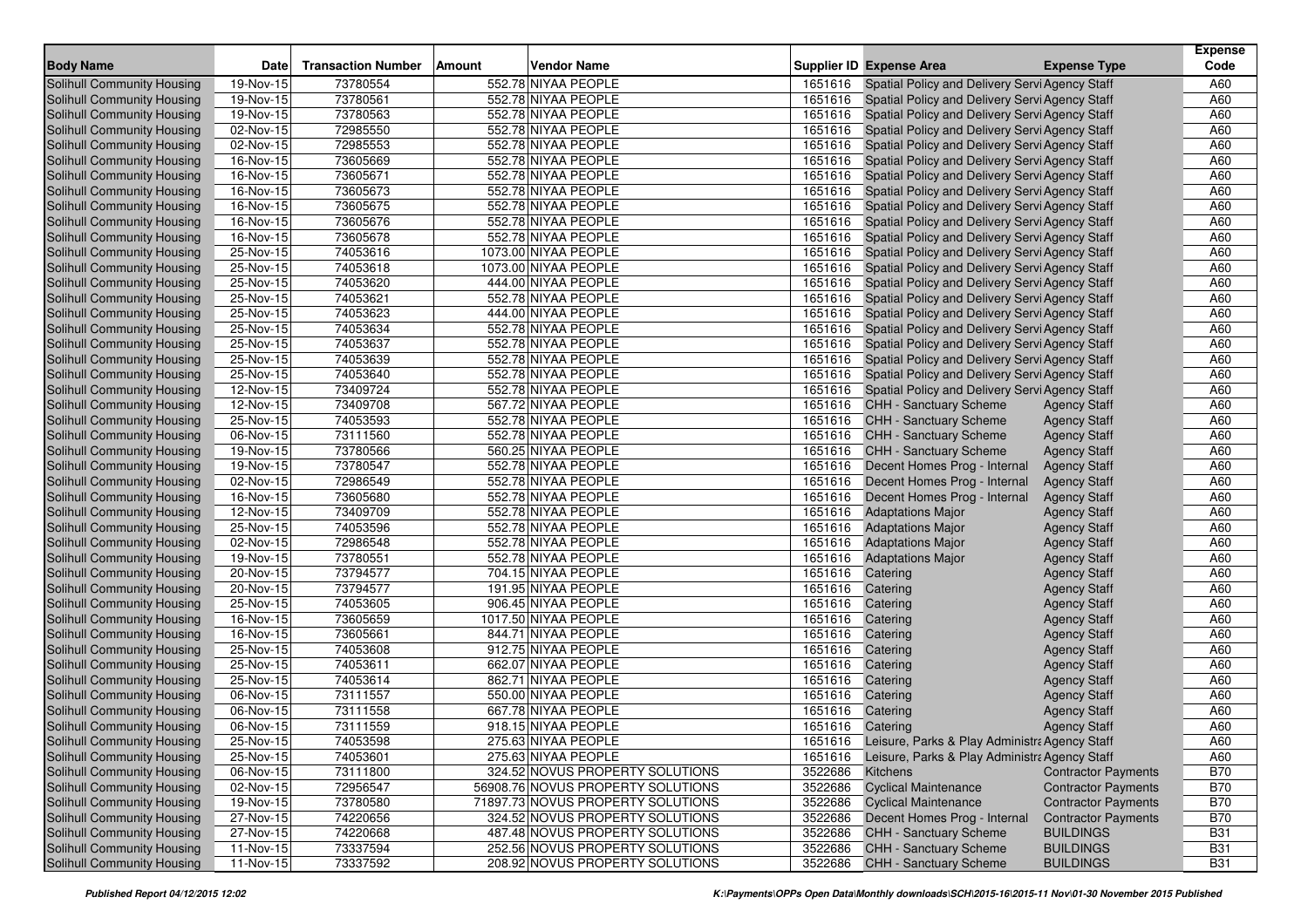| Body Name | Date | Transaction Number | Amount | Vendor Name | Supplier ID | Expense Area | Expense Type | Expense Code |
|---|---|---|---|---|---|---|---|---|
| Solihull Community Housing | 19-Nov-15 | 73780554 | 552.78 | NIYAA PEOPLE | 1651616 | Spatial Policy and Delivery Servi | Agency Staff | A60 |
| Solihull Community Housing | 19-Nov-15 | 73780561 | 552.78 | NIYAA PEOPLE | 1651616 | Spatial Policy and Delivery Servi | Agency Staff | A60 |
| Solihull Community Housing | 19-Nov-15 | 73780563 | 552.78 | NIYAA PEOPLE | 1651616 | Spatial Policy and Delivery Servi | Agency Staff | A60 |
| Solihull Community Housing | 02-Nov-15 | 72985550 | 552.78 | NIYAA PEOPLE | 1651616 | Spatial Policy and Delivery Servi | Agency Staff | A60 |
| Solihull Community Housing | 02-Nov-15 | 72985553 | 552.78 | NIYAA PEOPLE | 1651616 | Spatial Policy and Delivery Servi | Agency Staff | A60 |
| Solihull Community Housing | 16-Nov-15 | 73605669 | 552.78 | NIYAA PEOPLE | 1651616 | Spatial Policy and Delivery Servi | Agency Staff | A60 |
| Solihull Community Housing | 16-Nov-15 | 73605671 | 552.78 | NIYAA PEOPLE | 1651616 | Spatial Policy and Delivery Servi | Agency Staff | A60 |
| Solihull Community Housing | 16-Nov-15 | 73605673 | 552.78 | NIYAA PEOPLE | 1651616 | Spatial Policy and Delivery Servi | Agency Staff | A60 |
| Solihull Community Housing | 16-Nov-15 | 73605675 | 552.78 | NIYAA PEOPLE | 1651616 | Spatial Policy and Delivery Servi | Agency Staff | A60 |
| Solihull Community Housing | 16-Nov-15 | 73605676 | 552.78 | NIYAA PEOPLE | 1651616 | Spatial Policy and Delivery Servi | Agency Staff | A60 |
| Solihull Community Housing | 16-Nov-15 | 73605678 | 552.78 | NIYAA PEOPLE | 1651616 | Spatial Policy and Delivery Servi | Agency Staff | A60 |
| Solihull Community Housing | 25-Nov-15 | 74053616 | 1073.00 | NIYAA PEOPLE | 1651616 | Spatial Policy and Delivery Servi | Agency Staff | A60 |
| Solihull Community Housing | 25-Nov-15 | 74053618 | 1073.00 | NIYAA PEOPLE | 1651616 | Spatial Policy and Delivery Servi | Agency Staff | A60 |
| Solihull Community Housing | 25-Nov-15 | 74053620 | 444.00 | NIYAA PEOPLE | 1651616 | Spatial Policy and Delivery Servi | Agency Staff | A60 |
| Solihull Community Housing | 25-Nov-15 | 74053621 | 552.78 | NIYAA PEOPLE | 1651616 | Spatial Policy and Delivery Servi | Agency Staff | A60 |
| Solihull Community Housing | 25-Nov-15 | 74053623 | 444.00 | NIYAA PEOPLE | 1651616 | Spatial Policy and Delivery Servi | Agency Staff | A60 |
| Solihull Community Housing | 25-Nov-15 | 74053634 | 552.78 | NIYAA PEOPLE | 1651616 | Spatial Policy and Delivery Servi | Agency Staff | A60 |
| Solihull Community Housing | 25-Nov-15 | 74053637 | 552.78 | NIYAA PEOPLE | 1651616 | Spatial Policy and Delivery Servi | Agency Staff | A60 |
| Solihull Community Housing | 25-Nov-15 | 74053639 | 552.78 | NIYAA PEOPLE | 1651616 | Spatial Policy and Delivery Servi | Agency Staff | A60 |
| Solihull Community Housing | 25-Nov-15 | 74053640 | 552.78 | NIYAA PEOPLE | 1651616 | Spatial Policy and Delivery Servi | Agency Staff | A60 |
| Solihull Community Housing | 12-Nov-15 | 73409724 | 552.78 | NIYAA PEOPLE | 1651616 | Spatial Policy and Delivery Servi | Agency Staff | A60 |
| Solihull Community Housing | 12-Nov-15 | 73409708 | 567.72 | NIYAA PEOPLE | 1651616 | CHH - Sanctuary Scheme | Agency Staff | A60 |
| Solihull Community Housing | 25-Nov-15 | 74053593 | 552.78 | NIYAA PEOPLE | 1651616 | CHH - Sanctuary Scheme | Agency Staff | A60 |
| Solihull Community Housing | 06-Nov-15 | 73111560 | 552.78 | NIYAA PEOPLE | 1651616 | CHH - Sanctuary Scheme | Agency Staff | A60 |
| Solihull Community Housing | 19-Nov-15 | 73780566 | 560.25 | NIYAA PEOPLE | 1651616 | CHH - Sanctuary Scheme | Agency Staff | A60 |
| Solihull Community Housing | 19-Nov-15 | 73780547 | 552.78 | NIYAA PEOPLE | 1651616 | Decent Homes Prog - Internal | Agency Staff | A60 |
| Solihull Community Housing | 02-Nov-15 | 72986549 | 552.78 | NIYAA PEOPLE | 1651616 | Decent Homes Prog - Internal | Agency Staff | A60 |
| Solihull Community Housing | 16-Nov-15 | 73605680 | 552.78 | NIYAA PEOPLE | 1651616 | Decent Homes Prog - Internal | Agency Staff | A60 |
| Solihull Community Housing | 12-Nov-15 | 73409709 | 552.78 | NIYAA PEOPLE | 1651616 | Adaptations Major | Agency Staff | A60 |
| Solihull Community Housing | 25-Nov-15 | 74053596 | 552.78 | NIYAA PEOPLE | 1651616 | Adaptations Major | Agency Staff | A60 |
| Solihull Community Housing | 02-Nov-15 | 72986548 | 552.78 | NIYAA PEOPLE | 1651616 | Adaptations Major | Agency Staff | A60 |
| Solihull Community Housing | 19-Nov-15 | 73780551 | 552.78 | NIYAA PEOPLE | 1651616 | Adaptations Major | Agency Staff | A60 |
| Solihull Community Housing | 20-Nov-15 | 73794577 | 704.15 | NIYAA PEOPLE | 1651616 | Catering | Agency Staff | A60 |
| Solihull Community Housing | 20-Nov-15 | 73794577 | 191.95 | NIYAA PEOPLE | 1651616 | Catering | Agency Staff | A60 |
| Solihull Community Housing | 25-Nov-15 | 74053605 | 906.45 | NIYAA PEOPLE | 1651616 | Catering | Agency Staff | A60 |
| Solihull Community Housing | 16-Nov-15 | 73605659 | 1017.50 | NIYAA PEOPLE | 1651616 | Catering | Agency Staff | A60 |
| Solihull Community Housing | 16-Nov-15 | 73605661 | 844.71 | NIYAA PEOPLE | 1651616 | Catering | Agency Staff | A60 |
| Solihull Community Housing | 25-Nov-15 | 74053608 | 912.75 | NIYAA PEOPLE | 1651616 | Catering | Agency Staff | A60 |
| Solihull Community Housing | 25-Nov-15 | 74053611 | 662.07 | NIYAA PEOPLE | 1651616 | Catering | Agency Staff | A60 |
| Solihull Community Housing | 25-Nov-15 | 74053614 | 862.71 | NIYAA PEOPLE | 1651616 | Catering | Agency Staff | A60 |
| Solihull Community Housing | 06-Nov-15 | 73111557 | 550.00 | NIYAA PEOPLE | 1651616 | Catering | Agency Staff | A60 |
| Solihull Community Housing | 06-Nov-15 | 73111558 | 667.78 | NIYAA PEOPLE | 1651616 | Catering | Agency Staff | A60 |
| Solihull Community Housing | 06-Nov-15 | 73111559 | 918.15 | NIYAA PEOPLE | 1651616 | Catering | Agency Staff | A60 |
| Solihull Community Housing | 25-Nov-15 | 74053598 | 275.63 | NIYAA PEOPLE | 1651616 | Leisure, Parks & Play Administra | Agency Staff | A60 |
| Solihull Community Housing | 25-Nov-15 | 74053601 | 275.63 | NIYAA PEOPLE | 1651616 | Leisure, Parks & Play Administra | Agency Staff | A60 |
| Solihull Community Housing | 06-Nov-15 | 73111800 | 324.52 | NOVUS PROPERTY SOLUTIONS | 3522686 | Kitchens | Contractor Payments | B70 |
| Solihull Community Housing | 02-Nov-15 | 72956547 | 56908.76 | NOVUS PROPERTY SOLUTIONS | 3522686 | Cyclical Maintenance | Contractor Payments | B70 |
| Solihull Community Housing | 19-Nov-15 | 73780580 | 71897.73 | NOVUS PROPERTY SOLUTIONS | 3522686 | Cyclical Maintenance | Contractor Payments | B70 |
| Solihull Community Housing | 27-Nov-15 | 74220656 | 324.52 | NOVUS PROPERTY SOLUTIONS | 3522686 | Decent Homes Prog - Internal | Contractor Payments | B70 |
| Solihull Community Housing | 27-Nov-15 | 74220668 | 487.48 | NOVUS PROPERTY SOLUTIONS | 3522686 | CHH - Sanctuary Scheme | BUILDINGS | B31 |
| Solihull Community Housing | 11-Nov-15 | 73337594 | 252.56 | NOVUS PROPERTY SOLUTIONS | 3522686 | CHH - Sanctuary Scheme | BUILDINGS | B31 |
| Solihull Community Housing | 11-Nov-15 | 73337592 | 208.92 | NOVUS PROPERTY SOLUTIONS | 3522686 | CHH - Sanctuary Scheme | BUILDINGS | B31 |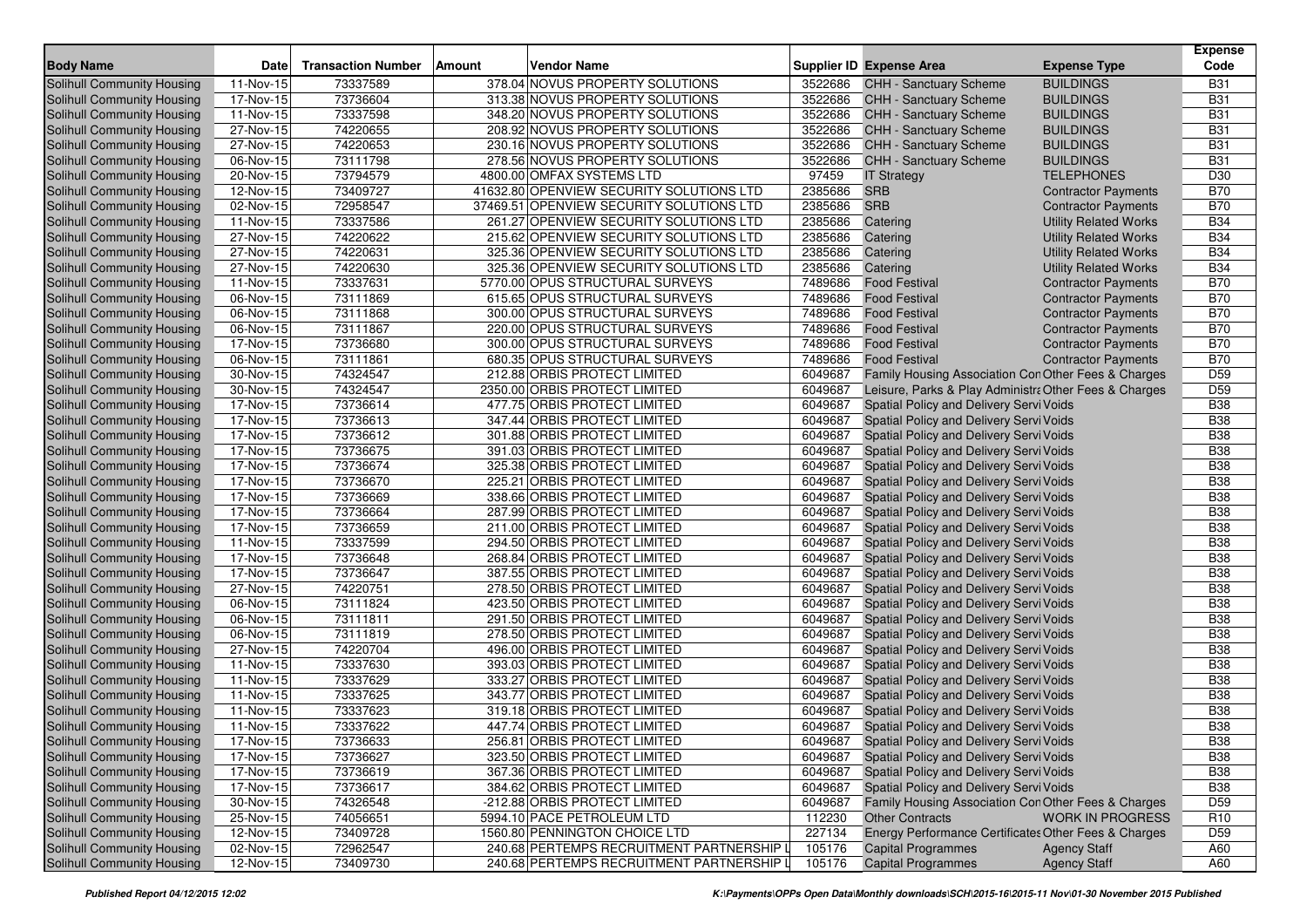| Body Name | Date | Transaction Number | Amount | Vendor Name | Supplier ID | Expense Area | Expense Type | Expense Code |
|---|---|---|---|---|---|---|---|---|
| Solihull Community Housing | 11-Nov-15 | 73337589 | 378.04 | NOVUS PROPERTY SOLUTIONS | 3522686 | CHH - Sanctuary Scheme | BUILDINGS | B31 |
| Solihull Community Housing | 17-Nov-15 | 73736604 | 313.38 | NOVUS PROPERTY SOLUTIONS | 3522686 | CHH - Sanctuary Scheme | BUILDINGS | B31 |
| Solihull Community Housing | 11-Nov-15 | 73337598 | 348.20 | NOVUS PROPERTY SOLUTIONS | 3522686 | CHH - Sanctuary Scheme | BUILDINGS | B31 |
| Solihull Community Housing | 27-Nov-15 | 74220655 | 208.92 | NOVUS PROPERTY SOLUTIONS | 3522686 | CHH - Sanctuary Scheme | BUILDINGS | B31 |
| Solihull Community Housing | 27-Nov-15 | 74220653 | 230.16 | NOVUS PROPERTY SOLUTIONS | 3522686 | CHH - Sanctuary Scheme | BUILDINGS | B31 |
| Solihull Community Housing | 06-Nov-15 | 73111798 | 278.56 | NOVUS PROPERTY SOLUTIONS | 3522686 | CHH - Sanctuary Scheme | BUILDINGS | B31 |
| Solihull Community Housing | 20-Nov-15 | 73794579 | 4800.00 | OMFAX SYSTEMS LTD | 97459 | IT Strategy | TELEPHONES | D30 |
| Solihull Community Housing | 12-Nov-15 | 73409727 | 41632.80 | OPENVIEW SECURITY SOLUTIONS LTD | 2385686 | SRB | Contractor Payments | B70 |
| Solihull Community Housing | 02-Nov-15 | 72958547 | 37469.51 | OPENVIEW SECURITY SOLUTIONS LTD | 2385686 | SRB | Contractor Payments | B70 |
| Solihull Community Housing | 11-Nov-15 | 73337586 | 261.27 | OPENVIEW SECURITY SOLUTIONS LTD | 2385686 | Catering | Utility Related Works | B34 |
| Solihull Community Housing | 27-Nov-15 | 74220622 | 215.62 | OPENVIEW SECURITY SOLUTIONS LTD | 2385686 | Catering | Utility Related Works | B34 |
| Solihull Community Housing | 27-Nov-15 | 74220631 | 325.36 | OPENVIEW SECURITY SOLUTIONS LTD | 2385686 | Catering | Utility Related Works | B34 |
| Solihull Community Housing | 27-Nov-15 | 74220630 | 325.36 | OPENVIEW SECURITY SOLUTIONS LTD | 2385686 | Catering | Utility Related Works | B34 |
| Solihull Community Housing | 11-Nov-15 | 73337631 | 5770.00 | OPUS STRUCTURAL SURVEYS | 7489686 | Food Festival | Contractor Payments | B70 |
| Solihull Community Housing | 06-Nov-15 | 73111869 | 615.65 | OPUS STRUCTURAL SURVEYS | 7489686 | Food Festival | Contractor Payments | B70 |
| Solihull Community Housing | 06-Nov-15 | 73111868 | 300.00 | OPUS STRUCTURAL SURVEYS | 7489686 | Food Festival | Contractor Payments | B70 |
| Solihull Community Housing | 06-Nov-15 | 73111867 | 220.00 | OPUS STRUCTURAL SURVEYS | 7489686 | Food Festival | Contractor Payments | B70 |
| Solihull Community Housing | 17-Nov-15 | 73736680 | 300.00 | OPUS STRUCTURAL SURVEYS | 7489686 | Food Festival | Contractor Payments | B70 |
| Solihull Community Housing | 06-Nov-15 | 73111861 | 680.35 | OPUS STRUCTURAL SURVEYS | 7489686 | Food Festival | Contractor Payments | B70 |
| Solihull Community Housing | 30-Nov-15 | 74324547 | 212.88 | ORBIS PROTECT LIMITED | 6049687 | Family Housing Association Con | Other Fees & Charges | D59 |
| Solihull Community Housing | 30-Nov-15 | 74324547 | 2350.00 | ORBIS PROTECT LIMITED | 6049687 | Leisure, Parks & Play Administr | Other Fees & Charges | D59 |
| Solihull Community Housing | 17-Nov-15 | 73736614 | 477.75 | ORBIS PROTECT LIMITED | 6049687 | Spatial Policy and Delivery Servi | Voids | B38 |
| Solihull Community Housing | 17-Nov-15 | 73736613 | 347.44 | ORBIS PROTECT LIMITED | 6049687 | Spatial Policy and Delivery Servi | Voids | B38 |
| Solihull Community Housing | 17-Nov-15 | 73736612 | 301.88 | ORBIS PROTECT LIMITED | 6049687 | Spatial Policy and Delivery Servi | Voids | B38 |
| Solihull Community Housing | 17-Nov-15 | 73736675 | 391.03 | ORBIS PROTECT LIMITED | 6049687 | Spatial Policy and Delivery Servi | Voids | B38 |
| Solihull Community Housing | 17-Nov-15 | 73736674 | 325.38 | ORBIS PROTECT LIMITED | 6049687 | Spatial Policy and Delivery Servi | Voids | B38 |
| Solihull Community Housing | 17-Nov-15 | 73736670 | 225.21 | ORBIS PROTECT LIMITED | 6049687 | Spatial Policy and Delivery Servi | Voids | B38 |
| Solihull Community Housing | 17-Nov-15 | 73736669 | 338.66 | ORBIS PROTECT LIMITED | 6049687 | Spatial Policy and Delivery Servi | Voids | B38 |
| Solihull Community Housing | 17-Nov-15 | 73736664 | 287.99 | ORBIS PROTECT LIMITED | 6049687 | Spatial Policy and Delivery Servi | Voids | B38 |
| Solihull Community Housing | 17-Nov-15 | 73736659 | 211.00 | ORBIS PROTECT LIMITED | 6049687 | Spatial Policy and Delivery Servi | Voids | B38 |
| Solihull Community Housing | 11-Nov-15 | 73337599 | 294.50 | ORBIS PROTECT LIMITED | 6049687 | Spatial Policy and Delivery Servi | Voids | B38 |
| Solihull Community Housing | 17-Nov-15 | 73736648 | 268.84 | ORBIS PROTECT LIMITED | 6049687 | Spatial Policy and Delivery Servi | Voids | B38 |
| Solihull Community Housing | 17-Nov-15 | 73736647 | 387.55 | ORBIS PROTECT LIMITED | 6049687 | Spatial Policy and Delivery Servi | Voids | B38 |
| Solihull Community Housing | 27-Nov-15 | 74220751 | 278.50 | ORBIS PROTECT LIMITED | 6049687 | Spatial Policy and Delivery Servi | Voids | B38 |
| Solihull Community Housing | 06-Nov-15 | 73111824 | 423.50 | ORBIS PROTECT LIMITED | 6049687 | Spatial Policy and Delivery Servi | Voids | B38 |
| Solihull Community Housing | 06-Nov-15 | 73111811 | 291.50 | ORBIS PROTECT LIMITED | 6049687 | Spatial Policy and Delivery Servi | Voids | B38 |
| Solihull Community Housing | 06-Nov-15 | 73111819 | 278.50 | ORBIS PROTECT LIMITED | 6049687 | Spatial Policy and Delivery Servi | Voids | B38 |
| Solihull Community Housing | 27-Nov-15 | 74220704 | 496.00 | ORBIS PROTECT LIMITED | 6049687 | Spatial Policy and Delivery Servi | Voids | B38 |
| Solihull Community Housing | 11-Nov-15 | 73337630 | 393.03 | ORBIS PROTECT LIMITED | 6049687 | Spatial Policy and Delivery Servi | Voids | B38 |
| Solihull Community Housing | 11-Nov-15 | 73337629 | 333.27 | ORBIS PROTECT LIMITED | 6049687 | Spatial Policy and Delivery Servi | Voids | B38 |
| Solihull Community Housing | 11-Nov-15 | 73337625 | 343.77 | ORBIS PROTECT LIMITED | 6049687 | Spatial Policy and Delivery Servi | Voids | B38 |
| Solihull Community Housing | 11-Nov-15 | 73337623 | 319.18 | ORBIS PROTECT LIMITED | 6049687 | Spatial Policy and Delivery Servi | Voids | B38 |
| Solihull Community Housing | 11-Nov-15 | 73337622 | 447.74 | ORBIS PROTECT LIMITED | 6049687 | Spatial Policy and Delivery Servi | Voids | B38 |
| Solihull Community Housing | 17-Nov-15 | 73736633 | 256.81 | ORBIS PROTECT LIMITED | 6049687 | Spatial Policy and Delivery Servi | Voids | B38 |
| Solihull Community Housing | 17-Nov-15 | 73736627 | 323.50 | ORBIS PROTECT LIMITED | 6049687 | Spatial Policy and Delivery Servi | Voids | B38 |
| Solihull Community Housing | 17-Nov-15 | 73736619 | 367.36 | ORBIS PROTECT LIMITED | 6049687 | Spatial Policy and Delivery Servi | Voids | B38 |
| Solihull Community Housing | 17-Nov-15 | 73736617 | 384.62 | ORBIS PROTECT LIMITED | 6049687 | Spatial Policy and Delivery Servi | Voids | B38 |
| Solihull Community Housing | 30-Nov-15 | 74326548 | -212.88 | ORBIS PROTECT LIMITED | 6049687 | Family Housing Association Con | Other Fees & Charges | D59 |
| Solihull Community Housing | 25-Nov-15 | 74056651 | 5994.10 | PACE PETROLEUM LTD | 112230 | Other Contracts | WORK IN PROGRESS | R10 |
| Solihull Community Housing | 12-Nov-15 | 73409728 | 1560.80 | PENNINGTON CHOICE LTD | 227134 | Energy Performance Certificates | Other Fees & Charges | D59 |
| Solihull Community Housing | 02-Nov-15 | 72962547 | 240.68 | PERTEMPS RECRUITMENT PARTNERSHIP L | 105176 | Capital Programmes | Agency Staff | A60 |
| Solihull Community Housing | 12-Nov-15 | 73409730 | 240.68 | PERTEMPS RECRUITMENT PARTNERSHIP L | 105176 | Capital Programmes | Agency Staff | A60 |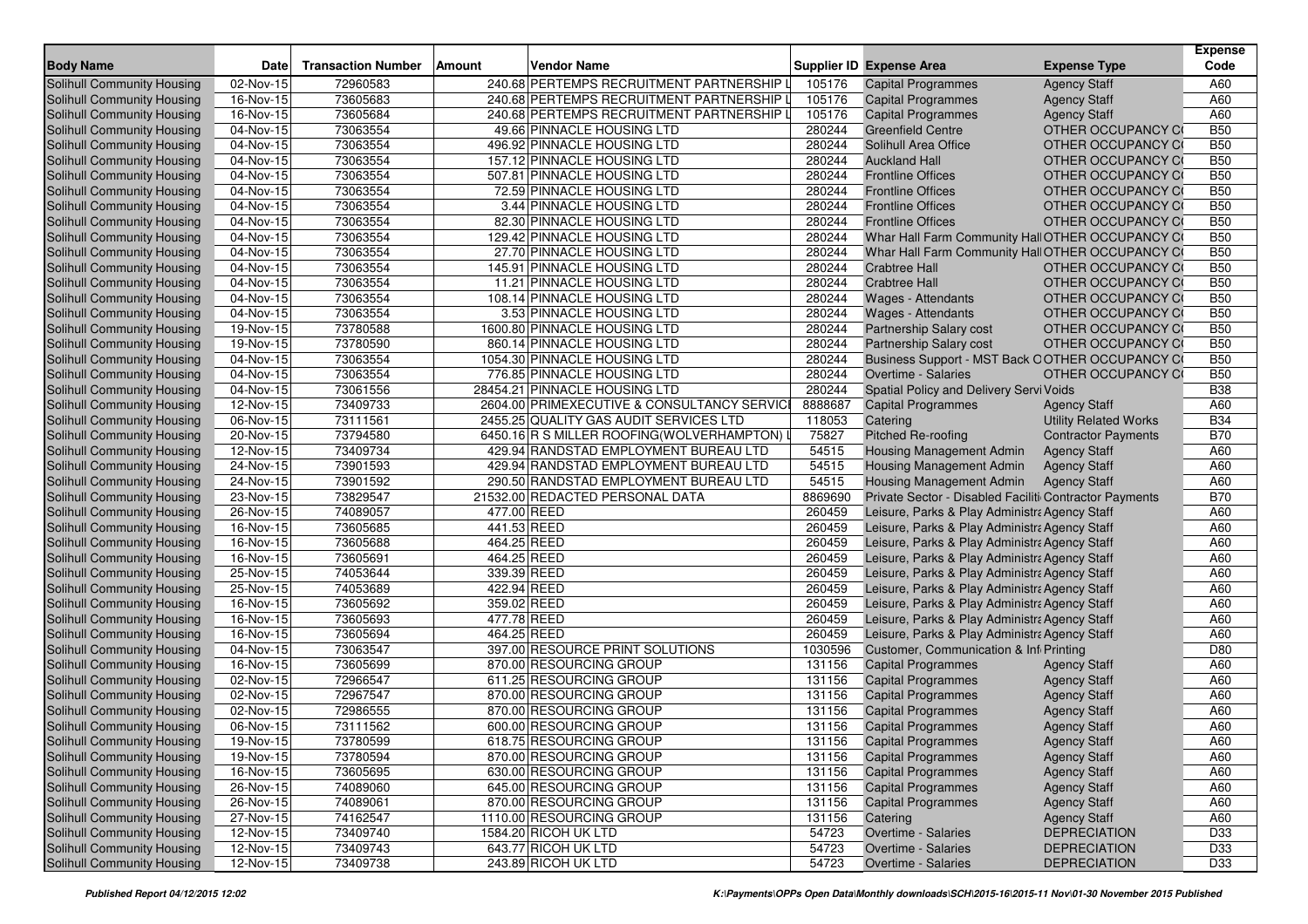| Body Name | Date | Transaction Number | Amount | Vendor Name | Supplier ID | Expense Area | Expense Type | Expense Code |
|---|---|---|---|---|---|---|---|---|
| Solihull Community Housing | 02-Nov-15 | 72960583 | 240.68 | PERTEMPS RECRUITMENT PARTNERSHIP L | 105176 | Capital Programmes | Agency Staff | A60 |
| Solihull Community Housing | 16-Nov-15 | 73605683 | 240.68 | PERTEMPS RECRUITMENT PARTNERSHIP L | 105176 | Capital Programmes | Agency Staff | A60 |
| Solihull Community Housing | 16-Nov-15 | 73605684 | 240.68 | PERTEMPS RECRUITMENT PARTNERSHIP L | 105176 | Capital Programmes | Agency Staff | A60 |
| Solihull Community Housing | 04-Nov-15 | 73063554 | 49.66 | PINNACLE HOUSING LTD | 280244 | Greenfield Centre | OTHER OCCUPANCY C( | B50 |
| Solihull Community Housing | 04-Nov-15 | 73063554 | 496.92 | PINNACLE HOUSING LTD | 280244 | Solihull Area Office | OTHER OCCUPANCY C( | B50 |
| Solihull Community Housing | 04-Nov-15 | 73063554 | 157.12 | PINNACLE HOUSING LTD | 280244 | Auckland Hall | OTHER OCCUPANCY C( | B50 |
| Solihull Community Housing | 04-Nov-15 | 73063554 | 507.81 | PINNACLE HOUSING LTD | 280244 | Frontline Offices | OTHER OCCUPANCY C( | B50 |
| Solihull Community Housing | 04-Nov-15 | 73063554 | 72.59 | PINNACLE HOUSING LTD | 280244 | Frontline Offices | OTHER OCCUPANCY C( | B50 |
| Solihull Community Housing | 04-Nov-15 | 73063554 | 3.44 | PINNACLE HOUSING LTD | 280244 | Frontline Offices | OTHER OCCUPANCY C( | B50 |
| Solihull Community Housing | 04-Nov-15 | 73063554 | 82.30 | PINNACLE HOUSING LTD | 280244 | Frontline Offices | OTHER OCCUPANCY C( | B50 |
| Solihull Community Housing | 04-Nov-15 | 73063554 | 129.42 | PINNACLE HOUSING LTD | 280244 | Whar Hall Farm Community Hall | OTHER OCCUPANCY C( | B50 |
| Solihull Community Housing | 04-Nov-15 | 73063554 | 27.70 | PINNACLE HOUSING LTD | 280244 | Whar Hall Farm Community Hall | OTHER OCCUPANCY C( | B50 |
| Solihull Community Housing | 04-Nov-15 | 73063554 | 145.91 | PINNACLE HOUSING LTD | 280244 | Crabtree Hall | OTHER OCCUPANCY C( | B50 |
| Solihull Community Housing | 04-Nov-15 | 73063554 | 11.21 | PINNACLE HOUSING LTD | 280244 | Crabtree Hall | OTHER OCCUPANCY C( | B50 |
| Solihull Community Housing | 04-Nov-15 | 73063554 | 108.14 | PINNACLE HOUSING LTD | 280244 | Wages - Attendants | OTHER OCCUPANCY C( | B50 |
| Solihull Community Housing | 04-Nov-15 | 73063554 | 3.53 | PINNACLE HOUSING LTD | 280244 | Wages - Attendants | OTHER OCCUPANCY C( | B50 |
| Solihull Community Housing | 19-Nov-15 | 73780588 | 1600.80 | PINNACLE HOUSING LTD | 280244 | Partnership Salary cost | OTHER OCCUPANCY C( | B50 |
| Solihull Community Housing | 19-Nov-15 | 73780590 | 860.14 | PINNACLE HOUSING LTD | 280244 | Partnership Salary cost | OTHER OCCUPANCY C( | B50 |
| Solihull Community Housing | 04-Nov-15 | 73063554 | 1054.30 | PINNACLE HOUSING LTD | 280244 | Business Support - MST Back O | OTHER OCCUPANCY C( | B50 |
| Solihull Community Housing | 04-Nov-15 | 73063554 | 776.85 | PINNACLE HOUSING LTD | 280244 | Overtime - Salaries | OTHER OCCUPANCY C( | B50 |
| Solihull Community Housing | 04-Nov-15 | 73061556 | 28454.21 | PINNACLE HOUSING LTD | 280244 | Spatial Policy and Delivery Servi | Voids | B38 |
| Solihull Community Housing | 12-Nov-15 | 73409733 | 2604.00 | PRIMEXECUTIVE & CONSULTANCY SERVICI | 8888687 | Capital Programmes | Agency Staff | A60 |
| Solihull Community Housing | 06-Nov-15 | 73111561 | 2455.25 | QUALITY GAS AUDIT SERVICES LTD | 118053 | Catering | Utility Related Works | B34 |
| Solihull Community Housing | 20-Nov-15 | 73794580 | 6450.16 | R S MILLER ROOFING(WOLVERHAMPTON) L | 75827 | Pitched Re-roofing | Contractor Payments | B70 |
| Solihull Community Housing | 12-Nov-15 | 73409734 | 429.94 | RANDSTAD EMPLOYMENT BUREAU LTD | 54515 | Housing Management Admin | Agency Staff | A60 |
| Solihull Community Housing | 24-Nov-15 | 73901593 | 429.94 | RANDSTAD EMPLOYMENT BUREAU LTD | 54515 | Housing Management Admin | Agency Staff | A60 |
| Solihull Community Housing | 24-Nov-15 | 73901592 | 290.50 | RANDSTAD EMPLOYMENT BUREAU LTD | 54515 | Housing Management Admin | Agency Staff | A60 |
| Solihull Community Housing | 23-Nov-15 | 73829547 | 21532.00 | REDACTED PERSONAL DATA | 8869690 | Private Sector - Disabled Faciliti | Contractor Payments | B70 |
| Solihull Community Housing | 26-Nov-15 | 74089057 | 477.00 | REED | 260459 | Leisure, Parks & Play Administra | Agency Staff | A60 |
| Solihull Community Housing | 16-Nov-15 | 73605685 | 441.53 | REED | 260459 | Leisure, Parks & Play Administra | Agency Staff | A60 |
| Solihull Community Housing | 16-Nov-15 | 73605688 | 464.25 | REED | 260459 | Leisure, Parks & Play Administra | Agency Staff | A60 |
| Solihull Community Housing | 16-Nov-15 | 73605691 | 464.25 | REED | 260459 | Leisure, Parks & Play Administra | Agency Staff | A60 |
| Solihull Community Housing | 25-Nov-15 | 74053644 | 339.39 | REED | 260459 | Leisure, Parks & Play Administra | Agency Staff | A60 |
| Solihull Community Housing | 25-Nov-15 | 74053689 | 422.94 | REED | 260459 | Leisure, Parks & Play Administra | Agency Staff | A60 |
| Solihull Community Housing | 16-Nov-15 | 73605692 | 359.02 | REED | 260459 | Leisure, Parks & Play Administra | Agency Staff | A60 |
| Solihull Community Housing | 16-Nov-15 | 73605693 | 477.78 | REED | 260459 | Leisure, Parks & Play Administra | Agency Staff | A60 |
| Solihull Community Housing | 16-Nov-15 | 73605694 | 464.25 | REED | 260459 | Leisure, Parks & Play Administra | Agency Staff | A60 |
| Solihull Community Housing | 04-Nov-15 | 73063547 | 397.00 | RESOURCE PRINT SOLUTIONS | 1030596 | Customer, Communication & Inf | Printing | D80 |
| Solihull Community Housing | 16-Nov-15 | 73605699 | 870.00 | RESOURCING GROUP | 131156 | Capital Programmes | Agency Staff | A60 |
| Solihull Community Housing | 02-Nov-15 | 72966547 | 611.25 | RESOURCING GROUP | 131156 | Capital Programmes | Agency Staff | A60 |
| Solihull Community Housing | 02-Nov-15 | 72967547 | 870.00 | RESOURCING GROUP | 131156 | Capital Programmes | Agency Staff | A60 |
| Solihull Community Housing | 02-Nov-15 | 72986555 | 870.00 | RESOURCING GROUP | 131156 | Capital Programmes | Agency Staff | A60 |
| Solihull Community Housing | 06-Nov-15 | 73111562 | 600.00 | RESOURCING GROUP | 131156 | Capital Programmes | Agency Staff | A60 |
| Solihull Community Housing | 19-Nov-15 | 73780599 | 618.75 | RESOURCING GROUP | 131156 | Capital Programmes | Agency Staff | A60 |
| Solihull Community Housing | 19-Nov-15 | 73780594 | 870.00 | RESOURCING GROUP | 131156 | Capital Programmes | Agency Staff | A60 |
| Solihull Community Housing | 16-Nov-15 | 73605695 | 630.00 | RESOURCING GROUP | 131156 | Capital Programmes | Agency Staff | A60 |
| Solihull Community Housing | 26-Nov-15 | 74089060 | 645.00 | RESOURCING GROUP | 131156 | Capital Programmes | Agency Staff | A60 |
| Solihull Community Housing | 26-Nov-15 | 74089061 | 870.00 | RESOURCING GROUP | 131156 | Capital Programmes | Agency Staff | A60 |
| Solihull Community Housing | 27-Nov-15 | 74162547 | 1110.00 | RESOURCING GROUP | 131156 | Catering | Agency Staff | A60 |
| Solihull Community Housing | 12-Nov-15 | 73409740 | 1584.20 | RICOH UK LTD | 54723 | Overtime - Salaries | DEPRECIATION | D33 |
| Solihull Community Housing | 12-Nov-15 | 73409743 | 643.77 | RICOH UK LTD | 54723 | Overtime - Salaries | DEPRECIATION | D33 |
| Solihull Community Housing | 12-Nov-15 | 73409738 | 243.89 | RICOH UK LTD | 54723 | Overtime - Salaries | DEPRECIATION | D33 |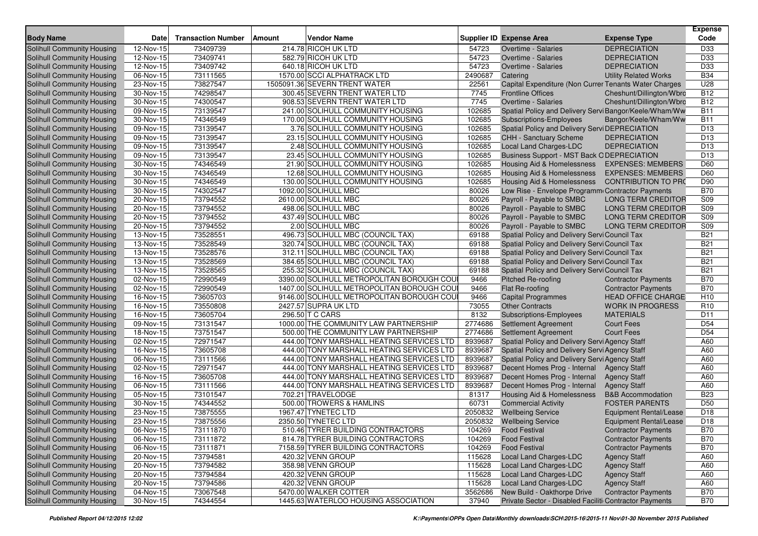| Body Name | Date | Transaction Number | Amount | Vendor Name | Supplier ID | Expense Area | Expense Type | Expense Code |
|---|---|---|---|---|---|---|---|---|
| Solihull Community Housing | 12-Nov-15 | 73409739 | 214.78 | RICOH UK LTD | 54723 | Overtime - Salaries | DEPRECIATION | D33 |
| Solihull Community Housing | 12-Nov-15 | 73409741 | 582.79 | RICOH UK LTD | 54723 | Overtime - Salaries | DEPRECIATION | D33 |
| Solihull Community Housing | 12-Nov-15 | 73409742 | 640.18 | RICOH UK LTD | 54723 | Overtime - Salaries | DEPRECIATION | D33 |
| Solihull Community Housing | 06-Nov-15 | 73111565 | 1570.00 | SCCI ALPHATRACK LTD | 2490687 | Catering | Utility Related Works | B34 |
| Solihull Community Housing | 23-Nov-15 | 73827547 | 1505091.36 | SEVERN TRENT WATER | 22561 | Capital Expenditure (Non Curren | Tenants Water Charges | U28 |
| Solihull Community Housing | 30-Nov-15 | 74298547 | 300.45 | SEVERN TRENT WATER LTD | 7745 | Frontline Offices | Cheshunt/Dillington/Wbro | B12 |
| Solihull Community Housing | 30-Nov-15 | 74300547 | 908.53 | SEVERN TRENT WATER LTD | 7745 | Overtime - Salaries | Cheshunt/Dillington/Wbro | B12 |
| Solihull Community Housing | 09-Nov-15 | 73139547 | 241.00 | SOLIHULL COMMUNITY HOUSING | 102685 | Spatial Policy and Delivery Servi | Bangor/Keele/Wham/Ww | B11 |
| Solihull Community Housing | 30-Nov-15 | 74346549 | 170.00 | SOLIHULL COMMUNITY HOUSING | 102685 | Subscriptions-Employees | Bangor/Keele/Wham/Ww | B11 |
| Solihull Community Housing | 09-Nov-15 | 73139547 | 3.76 | SOLIHULL COMMUNITY HOUSING | 102685 | Spatial Policy and Delivery Servi | DEPRECIATION | D13 |
| Solihull Community Housing | 09-Nov-15 | 73139547 | 23.15 | SOLIHULL COMMUNITY HOUSING | 102685 | CHH - Sanctuary Scheme | DEPRECIATION | D13 |
| Solihull Community Housing | 09-Nov-15 | 73139547 | 2.48 | SOLIHULL COMMUNITY HOUSING | 102685 | Local Land Charges-LDC | DEPRECIATION | D13 |
| Solihull Community Housing | 09-Nov-15 | 73139547 | 23.45 | SOLIHULL COMMUNITY HOUSING | 102685 | Business Support - MST Back O | DEPRECIATION | D13 |
| Solihull Community Housing | 30-Nov-15 | 74346549 | 21.90 | SOLIHULL COMMUNITY HOUSING | 102685 | Housing Aid & Homelessness | EXPENSES: MEMBERS | D60 |
| Solihull Community Housing | 30-Nov-15 | 74346549 | 12.68 | SOLIHULL COMMUNITY HOUSING | 102685 | Housing Aid & Homelessness | EXPENSES: MEMBERS | D60 |
| Solihull Community Housing | 30-Nov-15 | 74346549 | 130.00 | SOLIHULL COMMUNITY HOUSING | 102685 | Housing Aid & Homelessness | CONTRIBUTION TO PRO | D90 |
| Solihull Community Housing | 30-Nov-15 | 74302547 | 1092.00 | SOLIHULL MBC | 80026 | Low Rise - Envelope Programm | Contractor Payments | B70 |
| Solihull Community Housing | 20-Nov-15 | 73794552 | 2610.00 | SOLIHULL MBC | 80026 | Payroll - Payable to SMBC | LONG TERM CREDITOR | S09 |
| Solihull Community Housing | 20-Nov-15 | 73794552 | 498.06 | SOLIHULL MBC | 80026 | Payroll - Payable to SMBC | LONG TERM CREDITOR | S09 |
| Solihull Community Housing | 20-Nov-15 | 73794552 | 437.49 | SOLIHULL MBC | 80026 | Payroll - Payable to SMBC | LONG TERM CREDITOR | S09 |
| Solihull Community Housing | 20-Nov-15 | 73794552 | 2.00 | SOLIHULL MBC | 80026 | Payroll - Payable to SMBC | LONG TERM CREDITOR | S09 |
| Solihull Community Housing | 13-Nov-15 | 73528551 | 496.73 | SOLIHULL MBC (COUNCIL TAX) | 69188 | Spatial Policy and Delivery Servi | Council Tax | B21 |
| Solihull Community Housing | 13-Nov-15 | 73528549 | 320.74 | SOLIHULL MBC (COUNCIL TAX) | 69188 | Spatial Policy and Delivery Servi | Council Tax | B21 |
| Solihull Community Housing | 13-Nov-15 | 73528576 | 312.11 | SOLIHULL MBC (COUNCIL TAX) | 69188 | Spatial Policy and Delivery Servi | Council Tax | B21 |
| Solihull Community Housing | 13-Nov-15 | 73528569 | 384.65 | SOLIHULL MBC (COUNCIL TAX) | 69188 | Spatial Policy and Delivery Servi | Council Tax | B21 |
| Solihull Community Housing | 13-Nov-15 | 73528565 | 255.32 | SOLIHULL MBC (COUNCIL TAX) | 69188 | Spatial Policy and Delivery Servi | Council Tax | B21 |
| Solihull Community Housing | 02-Nov-15 | 72990549 | 3390.00 | SOLIHULL METROPOLITAN BOROUGH COU | 9466 | Pitched Re-roofing | Contractor Payments | B70 |
| Solihull Community Housing | 02-Nov-15 | 72990549 | 1407.00 | SOLIHULL METROPOLITAN BOROUGH COU | 9466 | Flat Re-roofing | Contractor Payments | B70 |
| Solihull Community Housing | 16-Nov-15 | 73605703 | 9146.00 | SOLIHULL METROPOLITAN BOROUGH COU | 9466 | Capital Programmes | HEAD OFFICE CHARGE | H10 |
| Solihull Community Housing | 16-Nov-15 | 73550808 | 2427.57 | SUPRA UK LTD | 73055 | Other Contracts | WORK IN PROGRESS | R10 |
| Solihull Community Housing | 16-Nov-15 | 73605704 | 296.50 | T C CARS | 8132 | Subscriptions-Employees | MATERIALS | D11 |
| Solihull Community Housing | 09-Nov-15 | 73131547 | 1000.00 | THE COMMUNITY LAW PARTNERSHIP | 2774686 | Settlement Agreement | Court Fees | D54 |
| Solihull Community Housing | 18-Nov-15 | 73751547 | 500.00 | THE COMMUNITY LAW PARTNERSHIP | 2774686 | Settlement Agreement | Court Fees | D54 |
| Solihull Community Housing | 02-Nov-15 | 72971547 | 444.00 | TONY MARSHALL HEATING SERVICES LTD | 8939687 | Spatial Policy and Delivery Servi | Agency Staff | A60 |
| Solihull Community Housing | 16-Nov-15 | 73605708 | 444.00 | TONY MARSHALL HEATING SERVICES LTD | 8939687 | Spatial Policy and Delivery Servi | Agency Staff | A60 |
| Solihull Community Housing | 06-Nov-15 | 73111566 | 444.00 | TONY MARSHALL HEATING SERVICES LTD | 8939687 | Spatial Policy and Delivery Servi | Agency Staff | A60 |
| Solihull Community Housing | 02-Nov-15 | 72971547 | 444.00 | TONY MARSHALL HEATING SERVICES LTD | 8939687 | Decent Homes Prog - Internal | Agency Staff | A60 |
| Solihull Community Housing | 16-Nov-15 | 73605708 | 444.00 | TONY MARSHALL HEATING SERVICES LTD | 8939687 | Decent Homes Prog - Internal | Agency Staff | A60 |
| Solihull Community Housing | 06-Nov-15 | 73111566 | 444.00 | TONY MARSHALL HEATING SERVICES LTD | 8939687 | Decent Homes Prog - Internal | Agency Staff | A60 |
| Solihull Community Housing | 05-Nov-15 | 73101547 | 702.21 | TRAVELODGE | 81317 | Housing Aid & Homelessness | B&B Accommodation | B23 |
| Solihull Community Housing | 30-Nov-15 | 74344552 | 500.00 | TROWERS & HAMLINS | 60731 | Commercial Activity | FOSTER PARENTS | D50 |
| Solihull Community Housing | 23-Nov-15 | 73875555 | 1967.47 | TYNETEC LTD | 2050832 | Wellbeing Service | Equipment Rental/Lease | D18 |
| Solihull Community Housing | 23-Nov-15 | 73875556 | 2350.50 | TYNETEC LTD | 2050832 | Wellbeing Service | Equipment Rental/Lease | D18 |
| Solihull Community Housing | 06-Nov-15 | 73111870 | 510.46 | TYRER BUILDING CONTRACTORS | 104269 | Food Festival | Contractor Payments | B70 |
| Solihull Community Housing | 06-Nov-15 | 73111872 | 814.78 | TYRER BUILDING CONTRACTORS | 104269 | Food Festival | Contractor Payments | B70 |
| Solihull Community Housing | 06-Nov-15 | 73111871 | 7158.59 | TYRER BUILDING CONTRACTORS | 104269 | Food Festival | Contractor Payments | B70 |
| Solihull Community Housing | 20-Nov-15 | 73794581 | 420.32 | VENN GROUP | 115628 | Local Land Charges-LDC | Agency Staff | A60 |
| Solihull Community Housing | 20-Nov-15 | 73794582 | 358.98 | VENN GROUP | 115628 | Local Land Charges-LDC | Agency Staff | A60 |
| Solihull Community Housing | 20-Nov-15 | 73794584 | 420.32 | VENN GROUP | 115628 | Local Land Charges-LDC | Agency Staff | A60 |
| Solihull Community Housing | 20-Nov-15 | 73794586 | 420.32 | VENN GROUP | 115628 | Local Land Charges-LDC | Agency Staff | A60 |
| Solihull Community Housing | 04-Nov-15 | 73067548 | 5470.00 | WALKER COTTER | 3562686 | New Build - Oakthorpe Drive | Contractor Payments | B70 |
| Solihull Community Housing | 30-Nov-15 | 74344554 | 1445.63 | WATERLOO HOUSING ASSOCIATION | 37940 | Private Sector - Disabled Faciliti | Contractor Payments | B70 |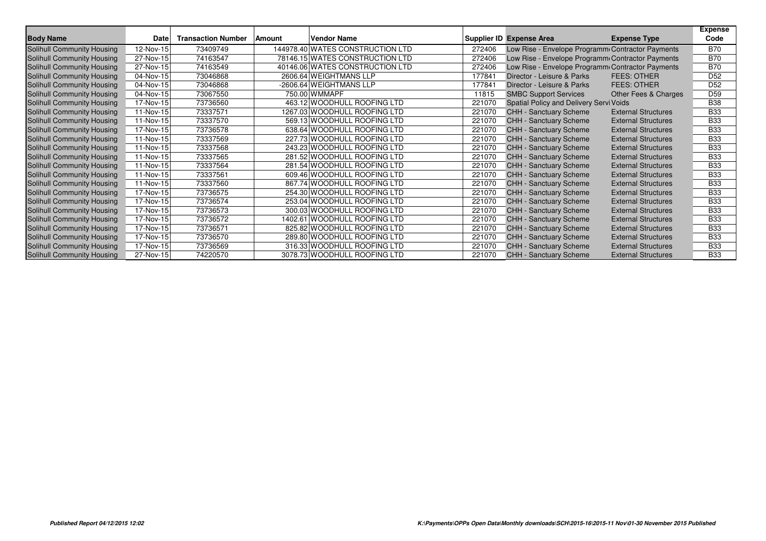| Body Name | Date | Transaction Number | Amount | Vendor Name | Supplier ID | Expense Area | Expense Type | Expense Code |
|---|---|---|---|---|---|---|---|---|
| Solihull Community Housing | 12-Nov-15 | 73409749 | 144978.40 | WATES CONSTRUCTION LTD | 272406 | Low Rise - Envelope Programm | Contractor Payments | B70 |
| Solihull Community Housing | 27-Nov-15 | 74163547 | 78146.15 | WATES CONSTRUCTION LTD | 272406 | Low Rise - Envelope Programm | Contractor Payments | B70 |
| Solihull Community Housing | 27-Nov-15 | 74163549 | 40146.06 | WATES CONSTRUCTION LTD | 272406 | Low Rise - Envelope Programm | Contractor Payments | B70 |
| Solihull Community Housing | 04-Nov-15 | 73046868 | 2606.64 | WEIGHTMANS LLP | 177841 | Director - Leisure & Parks | FEES: OTHER | D52 |
| Solihull Community Housing | 04-Nov-15 | 73046868 | -2606.64 | WEIGHTMANS LLP | 177841 | Director - Leisure & Parks | FEES: OTHER | D52 |
| Solihull Community Housing | 04-Nov-15 | 73067550 | 750.00 | WMMAPF | 11815 | SMBC Support Services | Other Fees & Charges | D59 |
| Solihull Community Housing | 17-Nov-15 | 73736560 | 463.12 | WOODHULL ROOFING LTD | 221070 | Spatial Policy and Delivery Servi | Voids | B38 |
| Solihull Community Housing | 11-Nov-15 | 73337571 | 1267.03 | WOODHULL ROOFING LTD | 221070 | CHH - Sanctuary Scheme | External Structures | B33 |
| Solihull Community Housing | 11-Nov-15 | 73337570 | 569.13 | WOODHULL ROOFING LTD | 221070 | CHH - Sanctuary Scheme | External Structures | B33 |
| Solihull Community Housing | 17-Nov-15 | 73736578 | 638.64 | WOODHULL ROOFING LTD | 221070 | CHH - Sanctuary Scheme | External Structures | B33 |
| Solihull Community Housing | 11-Nov-15 | 73337569 | 227.73 | WOODHULL ROOFING LTD | 221070 | CHH - Sanctuary Scheme | External Structures | B33 |
| Solihull Community Housing | 11-Nov-15 | 73337568 | 243.23 | WOODHULL ROOFING LTD | 221070 | CHH - Sanctuary Scheme | External Structures | B33 |
| Solihull Community Housing | 11-Nov-15 | 73337565 | 281.52 | WOODHULL ROOFING LTD | 221070 | CHH - Sanctuary Scheme | External Structures | B33 |
| Solihull Community Housing | 11-Nov-15 | 73337564 | 281.54 | WOODHULL ROOFING LTD | 221070 | CHH - Sanctuary Scheme | External Structures | B33 |
| Solihull Community Housing | 11-Nov-15 | 73337561 | 609.46 | WOODHULL ROOFING LTD | 221070 | CHH - Sanctuary Scheme | External Structures | B33 |
| Solihull Community Housing | 11-Nov-15 | 73337560 | 867.74 | WOODHULL ROOFING LTD | 221070 | CHH - Sanctuary Scheme | External Structures | B33 |
| Solihull Community Housing | 17-Nov-15 | 73736575 | 254.30 | WOODHULL ROOFING LTD | 221070 | CHH - Sanctuary Scheme | External Structures | B33 |
| Solihull Community Housing | 17-Nov-15 | 73736574 | 253.04 | WOODHULL ROOFING LTD | 221070 | CHH - Sanctuary Scheme | External Structures | B33 |
| Solihull Community Housing | 17-Nov-15 | 73736573 | 300.03 | WOODHULL ROOFING LTD | 221070 | CHH - Sanctuary Scheme | External Structures | B33 |
| Solihull Community Housing | 17-Nov-15 | 73736572 | 1402.61 | WOODHULL ROOFING LTD | 221070 | CHH - Sanctuary Scheme | External Structures | B33 |
| Solihull Community Housing | 17-Nov-15 | 73736571 | 825.82 | WOODHULL ROOFING LTD | 221070 | CHH - Sanctuary Scheme | External Structures | B33 |
| Solihull Community Housing | 17-Nov-15 | 73736570 | 289.80 | WOODHULL ROOFING LTD | 221070 | CHH - Sanctuary Scheme | External Structures | B33 |
| Solihull Community Housing | 17-Nov-15 | 73736569 | 316.33 | WOODHULL ROOFING LTD | 221070 | CHH - Sanctuary Scheme | External Structures | B33 |
| Solihull Community Housing | 27-Nov-15 | 74220570 | 3078.73 | WOODHULL ROOFING LTD | 221070 | CHH - Sanctuary Scheme | External Structures | B33 |